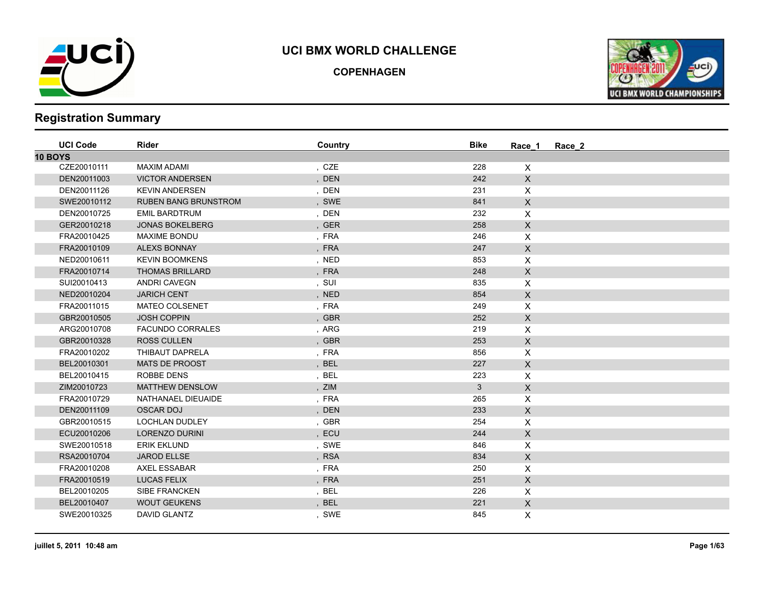# UCI BMX WORLD CHALLENGE

## COPENHAGEN

## Registration Summary

| UCI Code | Rider | Country | Bike | Race_1 | Race_2 |
|---|---|---|---|---|---|
| **10 BOYS** | | | | | |
| CZE20010111 | MAXIM ADAMI | , CZE | 228 | X | |
| DEN20011003 | VICTOR ANDERSEN | , DEN | 242 | X | |
| DEN20011126 | KEVIN ANDERSEN | , DEN | 231 | X | |
| SWE20010112 | RUBEN BANG BRUNSTROM | , SWE | 841 | X | |
| DEN20010725 | EMIL BARDTRUM | , DEN | 232 | X | |
| GER20010218 | JONAS BOKELBERG | , GER | 258 | X | |
| FRA20010425 | MAXIME BONDU | , FRA | 246 | X | |
| FRA20010109 | ALEXS BONNAY | , FRA | 247 | X | |
| NED20010611 | KEVIN BOOMKENS | , NED | 853 | X | |
| FRA20010714 | THOMAS BRILLARD | , FRA | 248 | X | |
| SUI20010413 | ANDRI CAVEGN | , SUI | 835 | X | |
| NED20010204 | JARICH CENT | , NED | 854 | X | |
| FRA20011015 | MATEO COLSENET | , FRA | 249 | X | |
| GBR20010505 | JOSH COPPIN | , GBR | 252 | X | |
| ARG20010708 | FACUNDO CORRALES | , ARG | 219 | X | |
| GBR20010328 | ROSS CULLEN | , GBR | 253 | X | |
| FRA20010202 | THIBAUT DAPRELA | , FRA | 856 | X | |
| BEL20010301 | MATS DE PROOST | , BEL | 227 | X | |
| BEL20010415 | ROBBE DENS | , BEL | 223 | X | |
| ZIM20010723 | MATTHEW DENSLOW | , ZIM | 3 | X | |
| FRA20010729 | NATHANAEL DIEUAIDE | , FRA | 265 | X | |
| DEN20011109 | OSCAR DOJ | , DEN | 233 | X | |
| GBR20010515 | LOCHLAN DUDLEY | , GBR | 254 | X | |
| ECU20010206 | LORENZO DURINI | , ECU | 244 | X | |
| SWE20010518 | ERIK EKLUND | , SWE | 846 | X | |
| RSA20010704 | JAROD ELLSE | , RSA | 834 | X | |
| FRA20010208 | AXEL ESSABAR | , FRA | 250 | X | |
| FRA20010519 | LUCAS FELIX | , FRA | 251 | X | |
| BEL20010205 | SIBE FRANCKEN | , BEL | 226 | X | |
| BEL20010407 | WOUT GEUKENS | , BEL | 221 | X | |
| SWE20010325 | DAVID GLANTZ | , SWE | 845 | X | |

juillet 5, 2011 10:48 am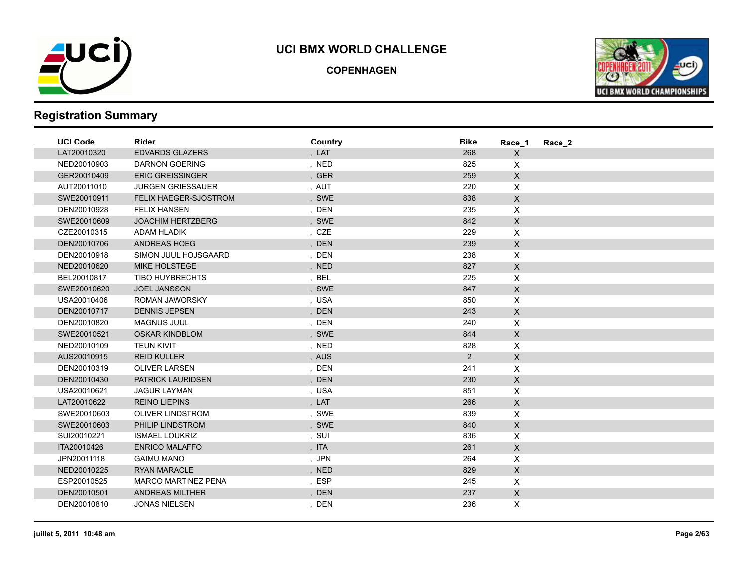# UCI BMX WORLD CHALLENGE

## COPENHAGEN

## Registration Summary

| UCI Code | Rider | Country | Bike | Race_1 | Race_2 |
|---|---|---|---|---|---|
| LAT20010320 | EDVARDS GLAZERS | , LAT | 268 | X | |
| NED20010903 | DARNON GOERING | , NED | 825 | X | |
| GER20010409 | ERIC GREISSINGER | , GER | 259 | X | |
| AUT20011010 | JURGEN GRIESSAUER | , AUT | 220 | X | |
| SWE20010911 | FELIX HAEGER-SJOSTROM | , SWE | 838 | X | |
| DEN20010928 | FELIX HANSEN | , DEN | 235 | X | |
| SWE20010609 | JOACHIM HERTZBERG | , SWE | 842 | X | |
| CZE20010315 | ADAM HLADIK | , CZE | 229 | X | |
| DEN20010706 | ANDREAS HOEG | , DEN | 239 | X | |
| DEN20010918 | SIMON JUUL HOJSGAARD | , DEN | 238 | X | |
| NED20010620 | MIKE HOLSTEGE | , NED | 827 | X | |
| BEL20010817 | TIBO HUYBRECHTS | , BEL | 225 | X | |
| SWE20010620 | JOEL JANSSON | , SWE | 847 | X | |
| USA20010406 | ROMAN JAWORSKY | , USA | 850 | X | |
| DEN20010717 | DENNIS JEPSEN | , DEN | 243 | X | |
| DEN20010820 | MAGNUS JUUL | , DEN | 240 | X | |
| SWE20010521 | OSKAR KINDBLOM | , SWE | 844 | X | |
| NED20010109 | TEUN KIVIT | , NED | 828 | X | |
| AUS20010915 | REID KULLER | , AUS | 2 | X | |
| DEN20010319 | OLIVER LARSEN | , DEN | 241 | X | |
| DEN20010430 | PATRICK LAURIDSEN | , DEN | 230 | X | |
| USA20010621 | JAGUR LAYMAN | , USA | 851 | X | |
| LAT20010622 | REINO LIEPINS | , LAT | 266 | X | |
| SWE20010603 | OLIVER LINDSTROM | , SWE | 839 | X | |
| SWE20010603 | PHILIP LINDSTROM | , SWE | 840 | X | |
| SUI20010221 | ISMAEL LOUKRIZ | , SUI | 836 | X | |
| ITA20010426 | ENRICO MALAFFO | , ITA | 261 | X | |
| JPN20011118 | GAIMU MANO | , JPN | 264 | X | |
| NED20010225 | RYAN MARACLE | , NED | 829 | X | |
| ESP20010525 | MARCO MARTINEZ PENA | , ESP | 245 | X | |
| DEN20010501 | ANDREAS MILTHER | , DEN | 237 | X | |
| DEN20010810 | JONAS NIELSEN | , DEN | 236 | X | |

juillet 5, 2011 10:48 am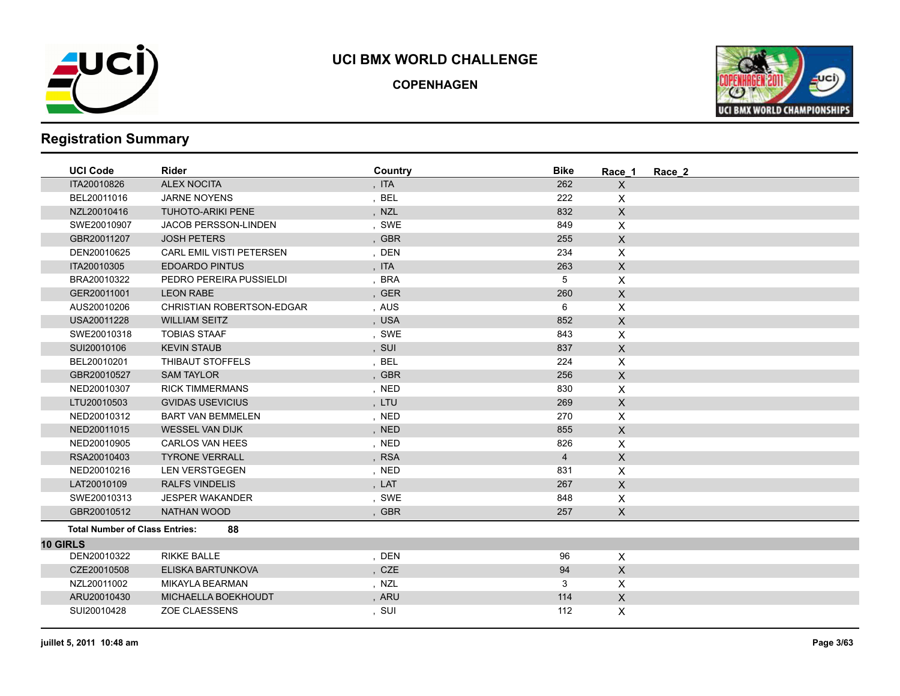# UCI BMX WORLD CHALLENGE

## COPENHAGEN

## Registration Summary

| UCI Code | Rider | Country | Bike | Race_1 | Race_2 |
|---|---|---|---|---|---|
| ITA20010826 | ALEX NOCITA | , ITA | 262 | X | |
| BEL20011016 | JARNE NOYENS | , BEL | 222 | X | |
| NZL20010416 | TUHOTO-ARIKI PENE | , NZL | 832 | X | |
| SWE20010907 | JACOB PERSSON-LINDEN | , SWE | 849 | X | |
| GBR20011207 | JOSH PETERS | , GBR | 255 | X | |
| DEN20010625 | CARL EMIL VISTI PETERSEN | , DEN | 234 | X | |
| ITA20010305 | EDOARDO PINTUS | , ITA | 263 | X | |
| BRA20010322 | PEDRO PEREIRA PUSSIELDI | , BRA | 5 | X | |
| GER20011001 | LEON RABE | , GER | 260 | X | |
| AUS20010206 | CHRISTIAN ROBERTSON-EDGAR | , AUS | 6 | X | |
| USA20011228 | WILLIAM SEITZ | , USA | 852 | X | |
| SWE20010318 | TOBIAS STAAF | , SWE | 843 | X | |
| SUI20010106 | KEVIN STAUB | , SUI | 837 | X | |
| BEL20010201 | THIBAUT STOFFELS | , BEL | 224 | X | |
| GBR20010527 | SAM TAYLOR | , GBR | 256 | X | |
| NED20010307 | RICK TIMMERMANS | , NED | 830 | X | |
| LTU20010503 | GVIDAS USEVICIUS | , LTU | 269 | X | |
| NED20010312 | BART VAN BEMMELEN | , NED | 270 | X | |
| NED20011015 | WESSEL VAN DIJK | , NED | 855 | X | |
| NED20010905 | CARLOS VAN HEES | , NED | 826 | X | |
| RSA20010403 | TYRONE VERRALL | , RSA | 4 | X | |
| NED20010216 | LEN VERSTGEGEN | , NED | 831 | X | |
| LAT20010109 | RALFS VINDELIS | , LAT | 267 | X | |
| SWE20010313 | JESPER WAKANDER | , SWE | 848 | X | |
| GBR20010512 | NATHAN WOOD | , GBR | 257 | X | |

**Total Number of Class Entries: 88**

**10 GIRLS**

| UCI Code | Rider | Country | Bike | Race_1 | Race_2 |
|---|---|---|---|---|---|
| DEN20010322 | RIKKE BALLE | , DEN | 96 | X | |
| CZE20010508 | ELISKA BARTUNKOVA | , CZE | 94 | X | |
| NZL20011002 | MIKAYLA BEARMAN | , NZL | 3 | X | |
| ARU20010430 | MICHAELLA BOEKHOUDT | , ARU | 114 | X | |
| SUI20010428 | ZOE CLAESSENS | , SUI | 112 | X | |

**juillet 5, 2011 10:48 am**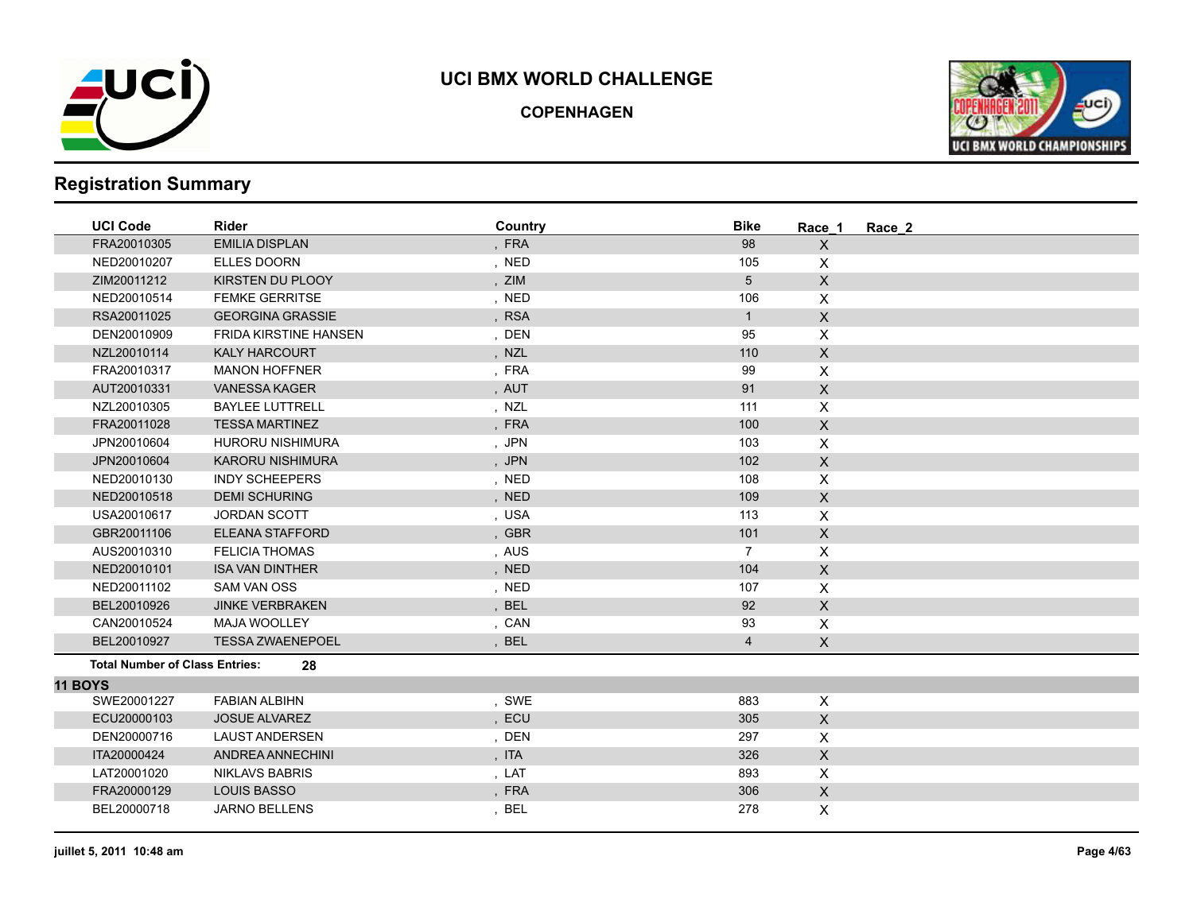# UCI BMX WORLD CHALLENGE

## COPENHAGEN

## Registration Summary

| UCI Code | Rider | Country | Bike | Race_1 | Race_2 |
|---|---|---|---|---|---|
| FRA20010305 | EMILIA DISPLAN | , FRA | 98 | X | |
| NED20010207 | ELLES DOORN | , NED | 105 | X | |
| ZIM20011212 | KIRSTEN DU PLOOY | , ZIM | 5 | X | |
| NED20010514 | FEMKE GERRITSE | , NED | 106 | X | |
| RSA20011025 | GEORGINA GRASSIE | , RSA | 1 | X | |
| DEN20010909 | FRIDA KIRSTINE HANSEN | , DEN | 95 | X | |
| NZL20010114 | KALY HARCOURT | , NZL | 110 | X | |
| FRA20010317 | MANON HOFFNER | , FRA | 99 | X | |
| AUT20010331 | VANESSA KAGER | , AUT | 91 | X | |
| NZL20010305 | BAYLEE LUTTRELL | , NZL | 111 | X | |
| FRA20011028 | TESSA MARTINEZ | , FRA | 100 | X | |
| JPN20010604 | HURORU NISHIMURA | , JPN | 103 | X | |
| JPN20010604 | KARORU NISHIMURA | , JPN | 102 | X | |
| NED20010130 | INDY SCHEEPERS | , NED | 108 | X | |
| NED20010518 | DEMI SCHURING | , NED | 109 | X | |
| USA20010617 | JORDAN SCOTT | , USA | 113 | X | |
| GBR20011106 | ELEANA STAFFORD | , GBR | 101 | X | |
| AUS20010310 | FELICIA THOMAS | , AUS | 7 | X | |
| NED20010101 | ISA VAN DINTHER | , NED | 104 | X | |
| NED20011102 | SAM VAN OSS | , NED | 107 | X | |
| BEL20010926 | JINKE VERBRAKEN | , BEL | 92 | X | |
| CAN20010524 | MAJA WOOLLEY | , CAN | 93 | X | |
| BEL20010927 | TESSA ZWAENEPOEL | , BEL | 4 | X | |

**Total Number of Class Entries: 28**

### 11 BOYS

| UCI Code | Rider | Country | Bike | Race_1 | Race_2 |
|---|---|---|---|---|---|
| SWE20001227 | FABIAN ALBIHN | , SWE | 883 | X | |
| ECU20000103 | JOSUE ALVAREZ | , ECU | 305 | X | |
| DEN20000716 | LAUST ANDERSEN | , DEN | 297 | X | |
| ITA20000424 | ANDREA ANNECHINI | , ITA | 326 | X | |
| LAT20001020 | NIKLAVS BABRIS | , LAT | 893 | X | |
| FRA20000129 | LOUIS BASSO | , FRA | 306 | X | |
| BEL20000718 | JARNO BELLENS | , BEL | 278 | X | |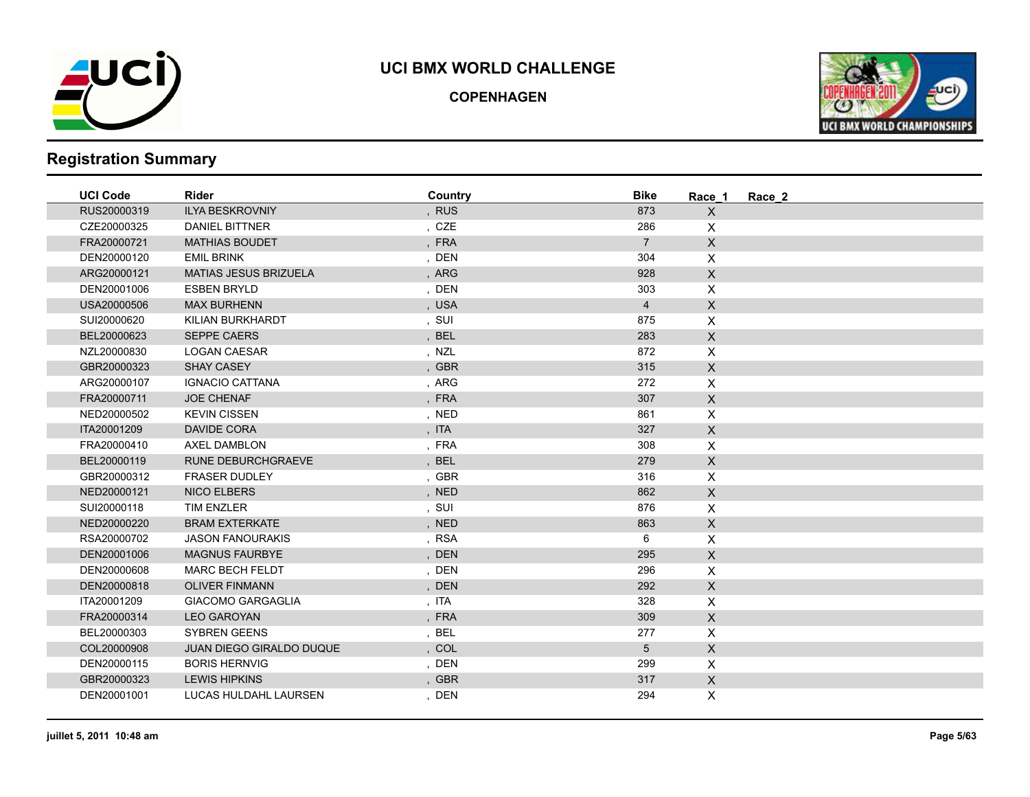# UCI BMX WORLD CHALLENGE

## COPENHAGEN

## Registration Summary

| UCI Code | Rider | Country | Bike | Race_1 | Race_2 |
|---|---|---|---|---|---|
| RUS20000319 | ILYA BESKROVNIY | , RUS | 873 | X | |
| CZE20000325 | DANIEL BITTNER | , CZE | 286 | X | |
| FRA20000721 | MATHIAS BOUDET | , FRA | 7 | X | |
| DEN20000120 | EMIL BRINK | , DEN | 304 | X | |
| ARG20000121 | MATIAS JESUS BRIZUELA | , ARG | 928 | X | |
| DEN20001006 | ESBEN BRYLD | , DEN | 303 | X | |
| USA20000506 | MAX BURHENN | , USA | 4 | X | |
| SUI20000620 | KILIAN BURKHARDT | , SUI | 875 | X | |
| BEL20000623 | SEPPE CAERS | , BEL | 283 | X | |
| NZL20000830 | LOGAN CAESAR | , NZL | 872 | X | |
| GBR20000323 | SHAY CASEY | , GBR | 315 | X | |
| ARG20000107 | IGNACIO CATTANA | , ARG | 272 | X | |
| FRA20000711 | JOE CHENAF | , FRA | 307 | X | |
| NED20000502 | KEVIN CISSEN | , NED | 861 | X | |
| ITA20001209 | DAVIDE CORA | , ITA | 327 | X | |
| FRA20000410 | AXEL DAMBLON | , FRA | 308 | X | |
| BEL20000119 | RUNE DEBURCHGRAEVE | , BEL | 279 | X | |
| GBR20000312 | FRASER DUDLEY | , GBR | 316 | X | |
| NED20000121 | NICO ELBERS | , NED | 862 | X | |
| SUI20000118 | TIM ENZLER | , SUI | 876 | X | |
| NED20000220 | BRAM EXTERKATE | , NED | 863 | X | |
| RSA20000702 | JASON FANOURAKIS | , RSA | 6 | X | |
| DEN20001006 | MAGNUS FAURBYE | , DEN | 295 | X | |
| DEN20000608 | MARC BECH FELDT | , DEN | 296 | X | |
| DEN20000818 | OLIVER FINMANN | , DEN | 292 | X | |
| ITA20001209 | GIACOMO GARGAGLIA | , ITA | 328 | X | |
| FRA20000314 | LEO GAROYAN | , FRA | 309 | X | |
| BEL20000303 | SYBREN GEENS | , BEL | 277 | X | |
| COL20000908 | JUAN DIEGO GIRALDO DUQUE | , COL | 5 | X | |
| DEN20000115 | BORIS HERNVIG | , DEN | 299 | X | |
| GBR20000323 | LEWIS HIPKINS | , GBR | 317 | X | |
| DEN20001001 | LUCAS HULDAHL LAURSEN | , DEN | 294 | X | |

juillet 5, 2011 10:48 am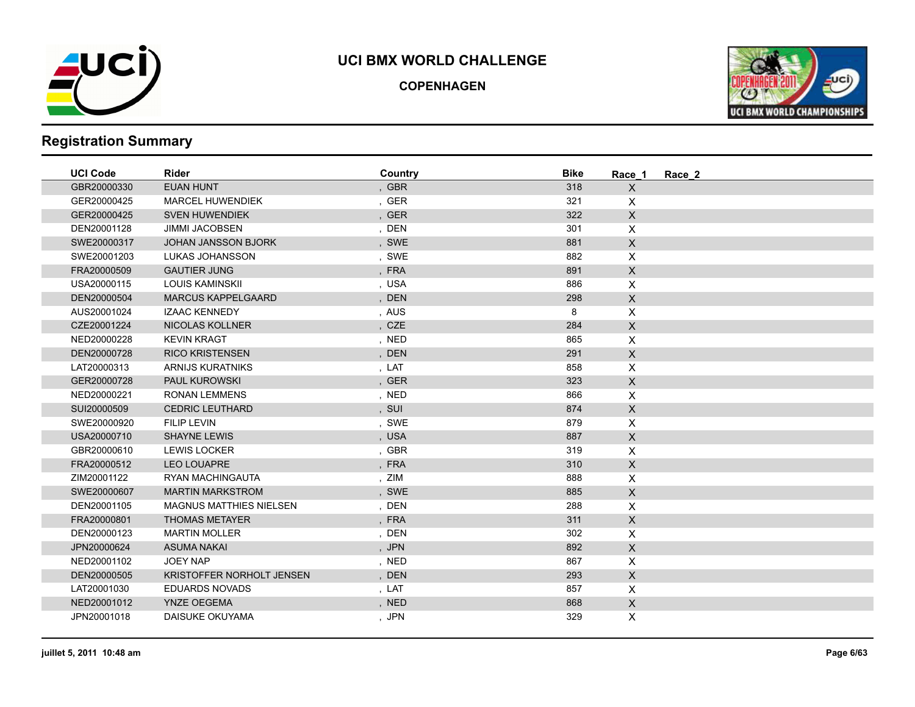# UCI BMX WORLD CHALLENGE

## COPENHAGEN

## Registration Summary

| UCI Code | Rider | Country | Bike | Race_1 | Race_2 |
|---|---|---|---|---|---|
| GBR20000330 | EUAN HUNT | , GBR | 318 | X | |
| GER20000425 | MARCEL HUWENDIEK | , GER | 321 | X | |
| GER20000425 | SVEN HUWENDIEK | , GER | 322 | X | |
| DEN20001128 | JIMMI JACOBSEN | , DEN | 301 | X | |
| SWE20000317 | JOHAN JANSSON BJORK | , SWE | 881 | X | |
| SWE20001203 | LUKAS JOHANSSON | , SWE | 882 | X | |
| FRA20000509 | GAUTIER JUNG | , FRA | 891 | X | |
| USA20000115 | LOUIS KAMINSKII | , USA | 886 | X | |
| DEN20000504 | MARCUS KAPPELGAARD | , DEN | 298 | X | |
| AUS20001024 | IZAAC KENNEDY | , AUS | 8 | X | |
| CZE20001224 | NICOLAS KOLLNER | , CZE | 284 | X | |
| NED20000228 | KEVIN KRAGT | , NED | 865 | X | |
| DEN20000728 | RICO KRISTENSEN | , DEN | 291 | X | |
| LAT20000313 | ARNIJS KURATNIKS | , LAT | 858 | X | |
| GER20000728 | PAUL KUROWSKI | , GER | 323 | X | |
| NED20000221 | RONAN LEMMENS | , NED | 866 | X | |
| SUI20000509 | CEDRIC LEUTHARD | , SUI | 874 | X | |
| SWE20000920 | FILIP LEVIN | , SWE | 879 | X | |
| USA20000710 | SHAYNE LEWIS | , USA | 887 | X | |
| GBR20000610 | LEWIS LOCKER | , GBR | 319 | X | |
| FRA20000512 | LEO LOUAPRE | , FRA | 310 | X | |
| ZIM20001122 | RYAN MACHINGAUTA | , ZIM | 888 | X | |
| SWE20000607 | MARTIN MARKSTROM | , SWE | 885 | X | |
| DEN20001105 | MAGNUS MATTHIES NIELSEN | , DEN | 288 | X | |
| FRA20000801 | THOMAS METAYER | , FRA | 311 | X | |
| DEN20000123 | MARTIN MOLLER | , DEN | 302 | X | |
| JPN20000624 | ASUMA NAKAI | , JPN | 892 | X | |
| NED20001102 | JOEY NAP | , NED | 867 | X | |
| DEN20000505 | KRISTOFFER NORHOLT JENSEN | , DEN | 293 | X | |
| LAT20001030 | EDUARDS NOVADS | , LAT | 857 | X | |
| NED20001012 | YNZE OEGEMA | , NED | 868 | X | |
| JPN20001018 | DAISUKE OKUYAMA | , JPN | 329 | X | |

juillet 5, 2011 10:48 am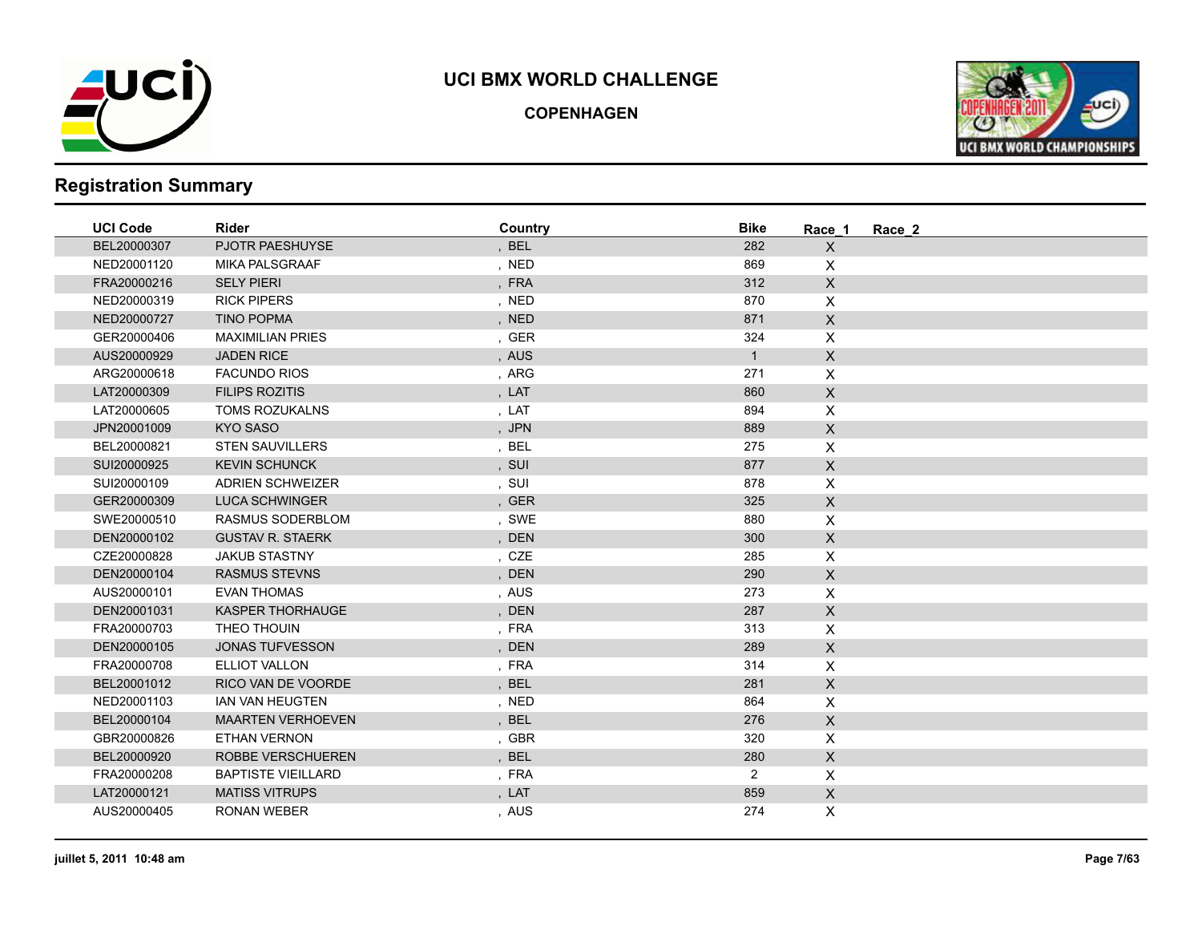# UCI BMX WORLD CHALLENGE

## COPENHAGEN

## Registration Summary

| UCI Code | Rider | Country | Bike | Race_1 | Race_2 |
|---|---|---|---|---|---|
| BEL20000307 | PJOTR PAESHUYSE | , BEL | 282 | X | |
| NED20001120 | MIKA PALSGRAAF | , NED | 869 | X | |
| FRA20000216 | SELY PIERI | , FRA | 312 | X | |
| NED20000319 | RICK PIPERS | , NED | 870 | X | |
| NED20000727 | TINO POPMA | , NED | 871 | X | |
| GER20000406 | MAXIMILIAN PRIES | , GER | 324 | X | |
| AUS20000929 | JADEN RICE | , AUS | 1 | X | |
| ARG20000618 | FACUNDO RIOS | , ARG | 271 | X | |
| LAT20000309 | FILIPS ROZITIS | , LAT | 860 | X | |
| LAT20000605 | TOMS ROZUKALNS | , LAT | 894 | X | |
| JPN20001009 | KYO SASO | , JPN | 889 | X | |
| BEL20000821 | STEN SAUVILLERS | , BEL | 275 | X | |
| SUI20000925 | KEVIN SCHUNCK | , SUI | 877 | X | |
| SUI20000109 | ADRIEN SCHWEIZER | , SUI | 878 | X | |
| GER20000309 | LUCA SCHWINGER | , GER | 325 | X | |
| SWE20000510 | RASMUS SODERBLOM | , SWE | 880 | X | |
| DEN20000102 | GUSTAV R. STAERK | , DEN | 300 | X | |
| CZE20000828 | JAKUB STASTNY | , CZE | 285 | X | |
| DEN20000104 | RASMUS STEVNS | , DEN | 290 | X | |
| AUS20000101 | EVAN THOMAS | , AUS | 273 | X | |
| DEN20001031 | KASPER THORHAUGE | , DEN | 287 | X | |
| FRA20000703 | THEO THOUIN | , FRA | 313 | X | |
| DEN20000105 | JONAS TUFVESSON | , DEN | 289 | X | |
| FRA20000708 | ELLIOT VALLON | , FRA | 314 | X | |
| BEL20001012 | RICO VAN DE VOORDE | , BEL | 281 | X | |
| NED20001103 | IAN VAN HEUGTEN | , NED | 864 | X | |
| BEL20000104 | MAARTEN VERHOEVEN | , BEL | 276 | X | |
| GBR20000826 | ETHAN VERNON | , GBR | 320 | X | |
| BEL20000920 | ROBBE VERSCHUEREN | , BEL | 280 | X | |
| FRA20000208 | BAPTISTE VIEILLARD | , FRA | 2 | X | |
| LAT20000121 | MATISS VITRUPS | , LAT | 859 | X | |
| AUS20000405 | RONAN WEBER | , AUS | 274 | X | |

juillet 5, 2011 10:48 am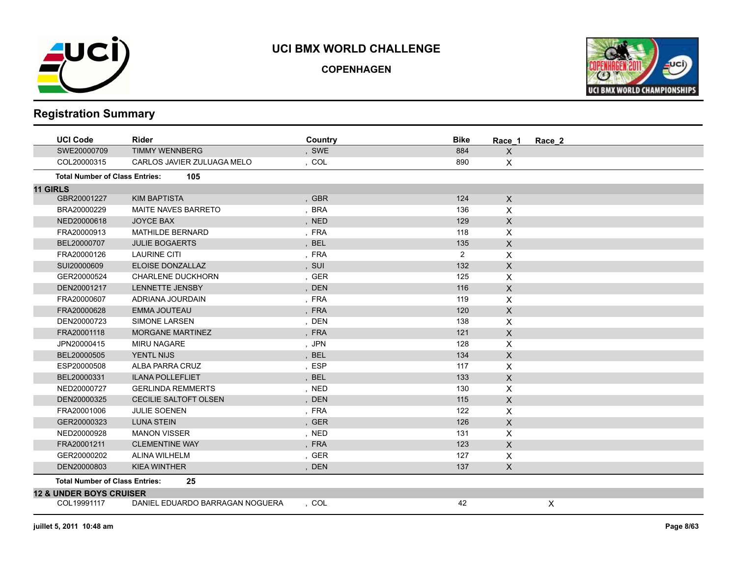# UCI BMX WORLD CHALLENGE

## COPENHAGEN

## Registration Summary

| UCI Code | Rider | Country | Bike | Race_1 | Race_2 |
|---|---|---|---|---|---|
| SWE20000709 | TIMMY WENNBERG | , SWE | 884 | X | |
| COL20000315 | CARLOS JAVIER ZULUAGA MELO | , COL | 890 | X | |
| **Total Number of Class Entries:** | **105** | | | | |
| **11 GIRLS** | | | | | |
| GBR20001227 | KIM BAPTISTA | , GBR | 124 | X | |
| BRA20000229 | MAITE NAVES BARRETO | , BRA | 136 | X | |
| NED20000618 | JOYCE BAX | , NED | 129 | X | |
| FRA20000913 | MATHILDE BERNARD | , FRA | 118 | X | |
| BEL20000707 | JULIE BOGAERTS | , BEL | 135 | X | |
| FRA20000126 | LAURINE CITI | , FRA | 2 | X | |
| SUI20000609 | ELOISE DONZALLAZ | , SUI | 132 | X | |
| GER20000524 | CHARLENE DUCKHORN | , GER | 125 | X | |
| DEN20001217 | LENNETTE JENSBY | , DEN | 116 | X | |
| FRA20000607 | ADRIANA JOURDAIN | , FRA | 119 | X | |
| FRA20000628 | EMMA JOUTEAU | , FRA | 120 | X | |
| DEN20000723 | SIMONE LARSEN | , DEN | 138 | X | |
| FRA20001118 | MORGANE MARTINEZ | , FRA | 121 | X | |
| JPN20000415 | MIRU NAGARE | , JPN | 128 | X | |
| BEL20000505 | YENTL NIJS | , BEL | 134 | X | |
| ESP20000508 | ALBA PARRA CRUZ | , ESP | 117 | X | |
| BEL20000331 | ILANA POLLEFLIET | , BEL | 133 | X | |
| NED20000727 | GERLINDA REMMERTS | , NED | 130 | X | |
| DEN20000325 | CECILIE SALTOFT OLSEN | , DEN | 115 | X | |
| FRA20001006 | JULIE SOENEN | , FRA | 122 | X | |
| GER20000323 | LUNA STEIN | , GER | 126 | X | |
| NED20000928 | MANON VISSER | , NED | 131 | X | |
| FRA20001211 | CLEMENTINE WAY | , FRA | 123 | X | |
| GER20000202 | ALINA WILHELM | , GER | 127 | X | |
| DEN20000803 | KIEA WINTHER | , DEN | 137 | X | |
| **Total Number of Class Entries:** | **25** | | | | |
| **12 & UNDER BOYS CRUISER** | | | | | |
| COL19991117 | DANIEL EDUARDO BARRAGAN NOGUERA | , COL | 42 | | X |

juillet 5, 2011 10:48 am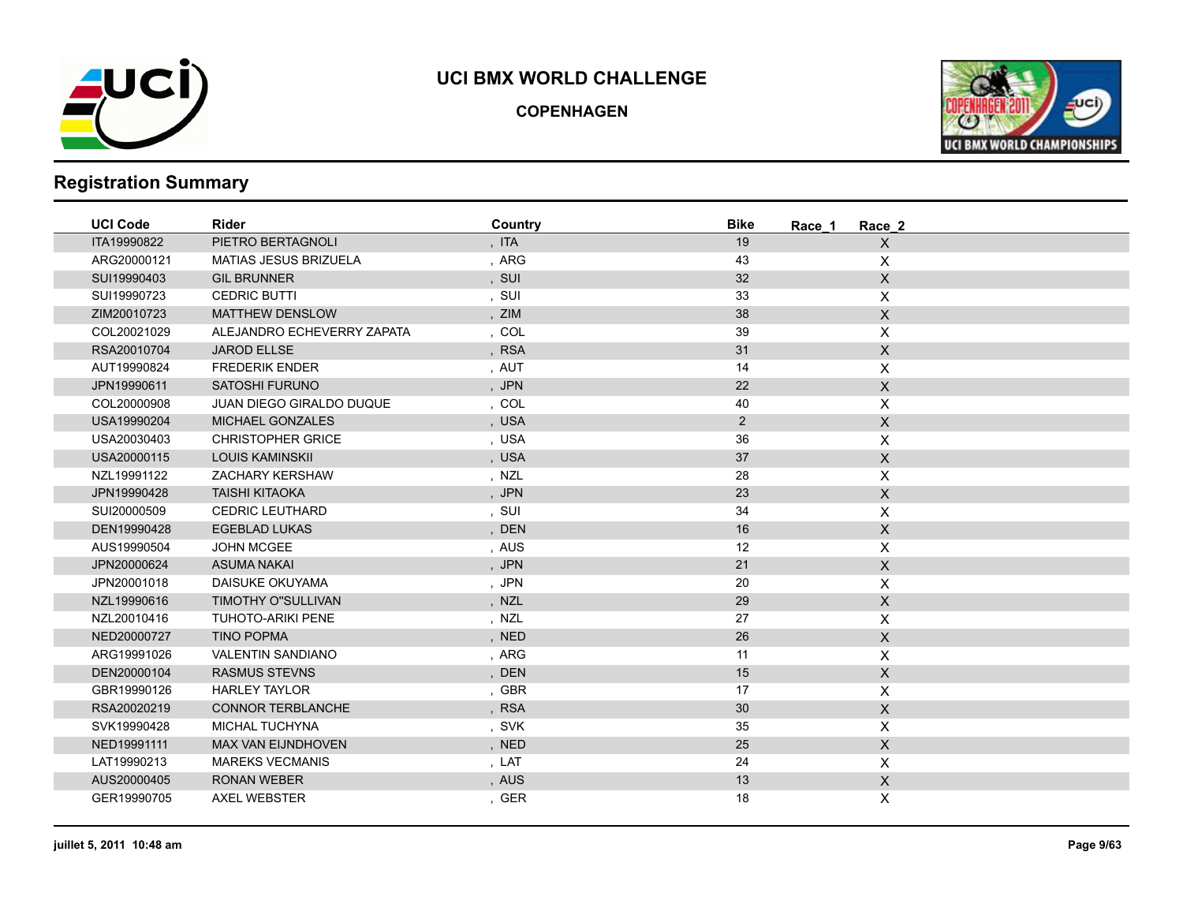# UCI BMX WORLD CHALLENGE

**COPENHAGEN**

## Registration Summary

| UCI Code | Rider | Country | Bike | Race_1 | Race_2 |
|---|---|---|---|---|---|
| ITA19990822 | PIETRO BERTAGNOLI | , ITA | 19 | | X |
| ARG20000121 | MATIAS JESUS BRIZUELA | , ARG | 43 | | X |
| SUI19990403 | GIL BRUNNER | , SUI | 32 | | X |
| SUI19990723 | CEDRIC BUTTI | , SUI | 33 | | X |
| ZIM20010723 | MATTHEW DENSLOW | , ZIM | 38 | | X |
| COL20021029 | ALEJANDRO ECHEVERRY ZAPATA | , COL | 39 | | X |
| RSA20010704 | JAROD ELLSE | , RSA | 31 | | X |
| AUT19990824 | FREDERIK ENDER | , AUT | 14 | | X |
| JPN19990611 | SATOSHI FURUNO | , JPN | 22 | | X |
| COL20000908 | JUAN DIEGO GIRALDO DUQUE | , COL | 40 | | X |
| USA19990204 | MICHAEL GONZALES | , USA | 2 | | X |
| USA20030403 | CHRISTOPHER GRICE | , USA | 36 | | X |
| USA20000115 | LOUIS KAMINSKII | , USA | 37 | | X |
| NZL19991122 | ZACHARY KERSHAW | , NZL | 28 | | X |
| JPN19990428 | TAISHI KITAOKA | , JPN | 23 | | X |
| SUI20000509 | CEDRIC LEUTHARD | , SUI | 34 | | X |
| DEN19990428 | EGEBLAD LUKAS | , DEN | 16 | | X |
| AUS19990504 | JOHN MCGEE | , AUS | 12 | | X |
| JPN20000624 | ASUMA NAKAI | , JPN | 21 | | X |
| JPN20001018 | DAISUKE OKUYAMA | , JPN | 20 | | X |
| NZL19990616 | TIMOTHY O"SULLIVAN | , NZL | 29 | | X |
| NZL20010416 | TUHOTO-ARIKI PENE | , NZL | 27 | | X |
| NED20000727 | TINO POPMA | , NED | 26 | | X |
| ARG19991026 | VALENTIN SANDIANO | , ARG | 11 | | X |
| DEN20000104 | RASMUS STEVNS | , DEN | 15 | | X |
| GBR19990126 | HARLEY TAYLOR | , GBR | 17 | | X |
| RSA20020219 | CONNOR TERBLANCHE | , RSA | 30 | | X |
| SVK19990428 | MICHAL TUCHYNA | , SVK | 35 | | X |
| NED19991111 | MAX VAN EIJNDHOVEN | , NED | 25 | | X |
| LAT19990213 | MAREKS VECMANIS | , LAT | 24 | | X |
| AUS20000405 | RONAN WEBER | , AUS | 13 | | X |
| GER19990705 | AXEL WEBSTER | , GER | 18 | | X |

juillet 5, 2011 10:48 am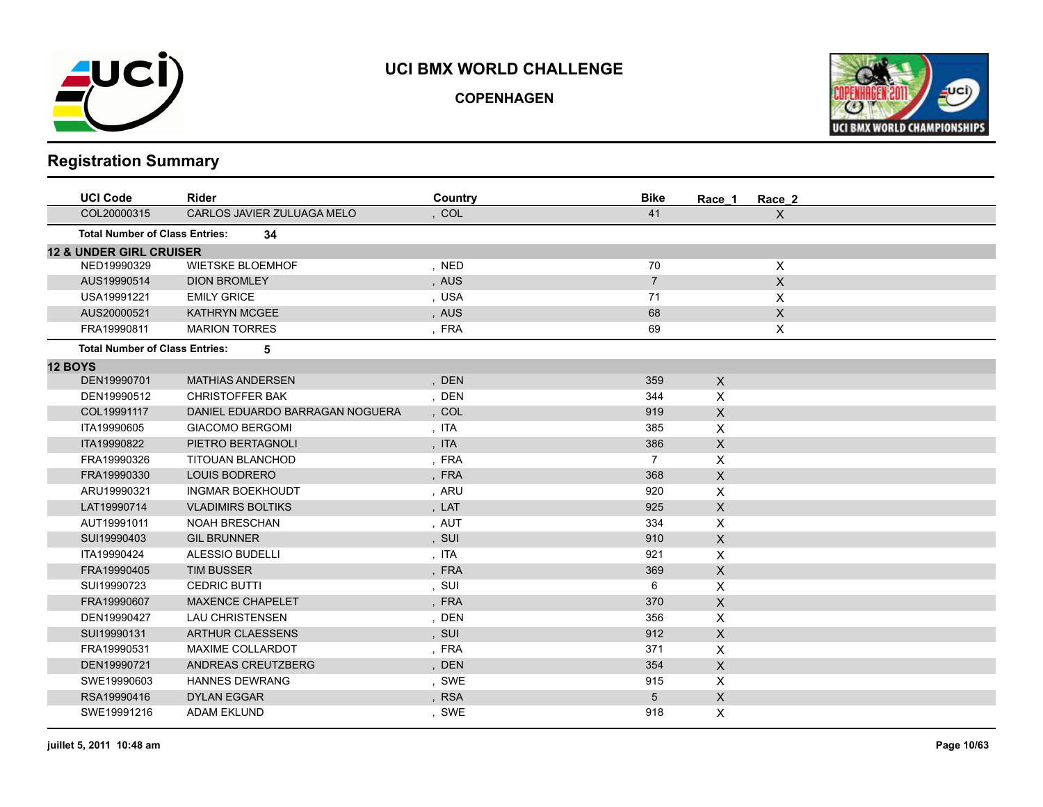# UCI BMX WORLD CHALLENGE

## COPENHAGEN

## Registration Summary

| UCI Code | Rider | Country | Bike | Race_1 | Race_2 |
|---|---|---|---|---|---|
| COL20000315 | CARLOS JAVIER ZULUAGA MELO | , COL | 41 | | X |

**Total Number of Class Entries: 34**

### 12 & UNDER GIRL CRUISER

| UCI Code | Rider | Country | Bike | Race_1 | Race_2 |
|---|---|---|---|---|---|
| NED19990329 | WIETSKE BLOEMHOF | , NED | 70 | | X |
| AUS19990514 | DION BROMLEY | , AUS | 7 | | X |
| USA19991221 | EMILY GRICE | , USA | 71 | | X |
| AUS20000521 | KATHRYN MCGEE | , AUS | 68 | | X |
| FRA19990811 | MARION TORRES | , FRA | 69 | | X |

**Total Number of Class Entries: 5**

### 12 BOYS

| UCI Code | Rider | Country | Bike | Race_1 | Race_2 |
|---|---|---|---|---|---|
| DEN19990701 | MATHIAS ANDERSEN | , DEN | 359 | X | |
| DEN19990512 | CHRISTOFFER BAK | , DEN | 344 | X | |
| COL19991117 | DANIEL EDUARDO BARRAGAN NOGUERA | , COL | 919 | X | |
| ITA19990605 | GIACOMO BERGOMI | , ITA | 385 | X | |
| ITA19990822 | PIETRO BERTAGNOLI | , ITA | 386 | X | |
| FRA19990326 | TITOUAN BLANCHOD | , FRA | 7 | X | |
| FRA19990330 | LOUIS BODRERO | , FRA | 368 | X | |
| ARU19990321 | INGMAR BOEKHOUDT | , ARU | 920 | X | |
| LAT19990714 | VLADIMIRS BOLTIKS | , LAT | 925 | X | |
| AUT19991011 | NOAH BRESCHAN | , AUT | 334 | X | |
| SUI19990403 | GIL BRUNNER | , SUI | 910 | X | |
| ITA19990424 | ALESSIO BUDELLI | , ITA | 921 | X | |
| FRA19990405 | TIM BUSSER | , FRA | 369 | X | |
| SUI19990723 | CEDRIC BUTTI | , SUI | 6 | X | |
| FRA19990607 | MAXENCE CHAPELET | , FRA | 370 | X | |
| DEN19990427 | LAU CHRISTENSEN | , DEN | 356 | X | |
| SUI19990131 | ARTHUR CLAESSENS | , SUI | 912 | X | |
| FRA19990531 | MAXIME COLLARDOT | , FRA | 371 | X | |
| DEN19990721 | ANDREAS CREUTZBERG | , DEN | 354 | X | |
| SWE19990603 | HANNES DEWRANG | , SWE | 915 | X | |
| RSA19990416 | DYLAN EGGAR | , RSA | 5 | X | |
| SWE19991216 | ADAM EKLUND | , SWE | 918 | X | |

juillet 5, 2011 10:48 am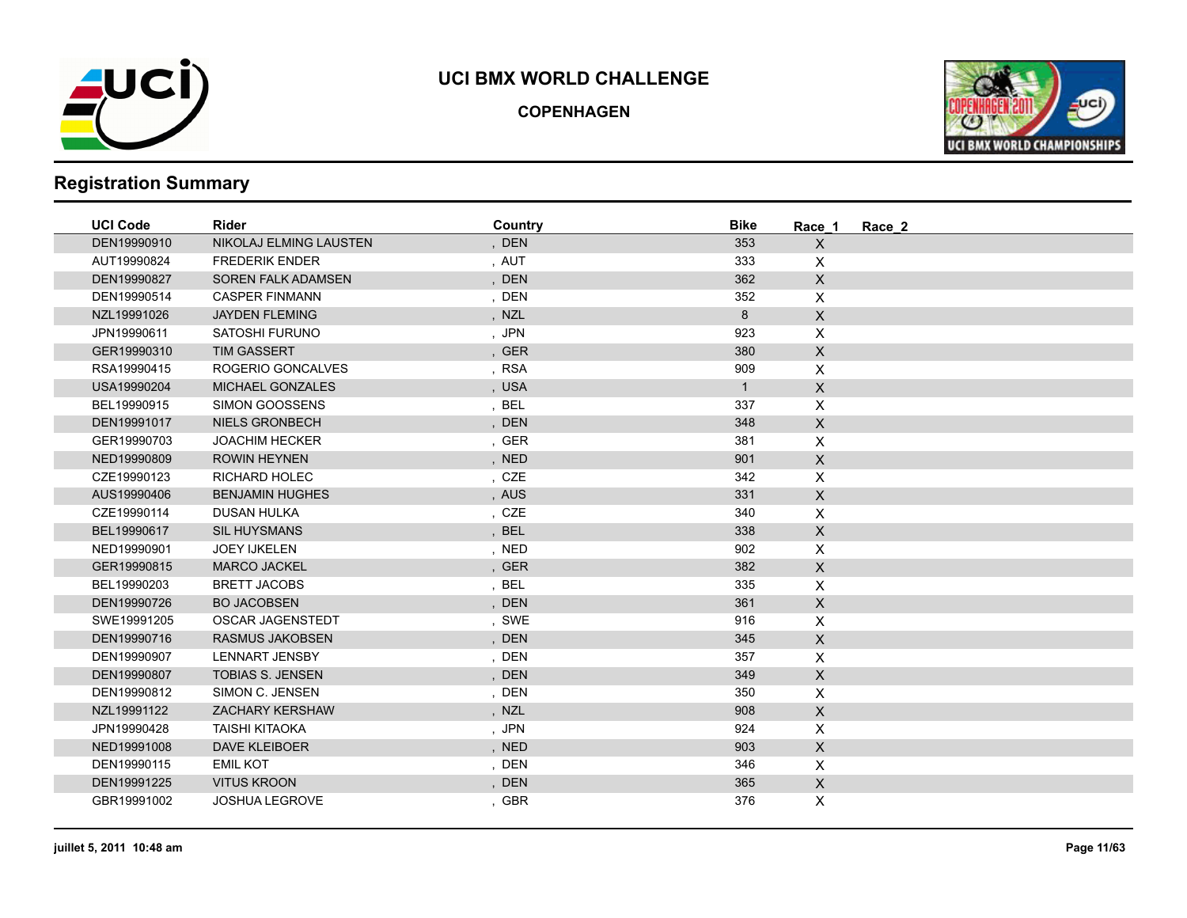# UCI BMX WORLD CHALLENGE

## COPENHAGEN

## Registration Summary

| UCI Code | Rider | Country | Bike | Race_1 | Race_2 |
|---|---|---|---|---|---|
| DEN19990910 | NIKOLAJ ELMING LAUSTEN | , DEN | 353 | X | |
| AUT19990824 | FREDERIK ENDER | , AUT | 333 | X | |
| DEN19990827 | SOREN FALK ADAMSEN | , DEN | 362 | X | |
| DEN19990514 | CASPER FINMANN | , DEN | 352 | X | |
| NZL19991026 | JAYDEN FLEMING | , NZL | 8 | X | |
| JPN19990611 | SATOSHI FURUNO | , JPN | 923 | X | |
| GER19990310 | TIM GASSERT | , GER | 380 | X | |
| RSA19990415 | ROGERIO GONCALVES | , RSA | 909 | X | |
| USA19990204 | MICHAEL GONZALES | , USA | 1 | X | |
| BEL19990915 | SIMON GOOSSENS | , BEL | 337 | X | |
| DEN19991017 | NIELS GRONBECH | , DEN | 348 | X | |
| GER19990703 | JOACHIM HECKER | , GER | 381 | X | |
| NED19990809 | ROWIN HEYNEN | , NED | 901 | X | |
| CZE19990123 | RICHARD HOLEC | , CZE | 342 | X | |
| AUS19990406 | BENJAMIN HUGHES | , AUS | 331 | X | |
| CZE19990114 | DUSAN HULKA | , CZE | 340 | X | |
| BEL19990617 | SIL HUYSMANS | , BEL | 338 | X | |
| NED19990901 | JOEY IJKELEN | , NED | 902 | X | |
| GER19990815 | MARCO JACKEL | , GER | 382 | X | |
| BEL19990203 | BRETT JACOBS | , BEL | 335 | X | |
| DEN19990726 | BO JACOBSEN | , DEN | 361 | X | |
| SWE19991205 | OSCAR JAGENSTEDT | , SWE | 916 | X | |
| DEN19990716 | RASMUS JAKOBSEN | , DEN | 345 | X | |
| DEN19990907 | LENNART JENSBY | , DEN | 357 | X | |
| DEN19990807 | TOBIAS S. JENSEN | , DEN | 349 | X | |
| DEN19990812 | SIMON C. JENSEN | , DEN | 350 | X | |
| NZL19991122 | ZACHARY KERSHAW | , NZL | 908 | X | |
| JPN19990428 | TAISHI KITAOKA | , JPN | 924 | X | |
| NED19991008 | DAVE KLEIBOER | , NED | 903 | X | |
| DEN19990115 | EMIL KOT | , DEN | 346 | X | |
| DEN19991225 | VITUS KROON | , DEN | 365 | X | |
| GBR19991002 | JOSHUA LEGROVE | , GBR | 376 | X | |

juillet 5, 2011 10:48 am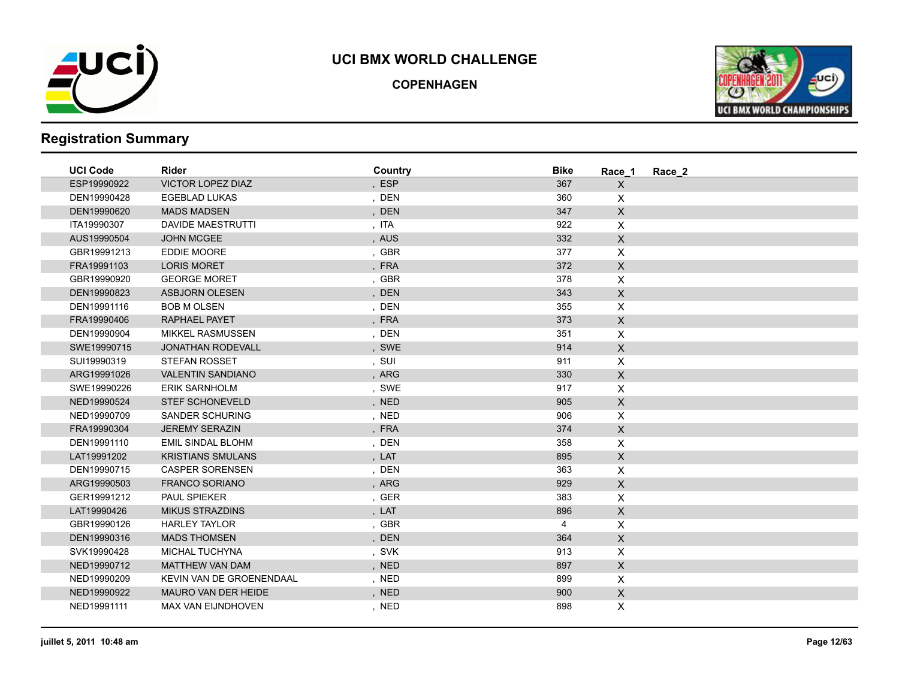# UCI BMX WORLD CHALLENGE

## COPENHAGEN

## Registration Summary

| UCI Code | Rider | Country | Bike | Race_1 | Race_2 |
|---|---|---|---|---|---|
| ESP19990922 | VICTOR LOPEZ DIAZ | , ESP | 367 | X | |
| DEN19990428 | EGEBLAD LUKAS | , DEN | 360 | X | |
| DEN19990620 | MADS MADSEN | , DEN | 347 | X | |
| ITA19990307 | DAVIDE MAESTRUTTI | , ITA | 922 | X | |
| AUS19990504 | JOHN MCGEE | , AUS | 332 | X | |
| GBR19991213 | EDDIE MOORE | , GBR | 377 | X | |
| FRA19991103 | LORIS MORET | , FRA | 372 | X | |
| GBR19990920 | GEORGE MORET | , GBR | 378 | X | |
| DEN19990823 | ASBJORN OLESEN | , DEN | 343 | X | |
| DEN19991116 | BOB M OLSEN | , DEN | 355 | X | |
| FRA19990406 | RAPHAEL PAYET | , FRA | 373 | X | |
| DEN19990904 | MIKKEL RASMUSSEN | , DEN | 351 | X | |
| SWE19990715 | JONATHAN RODEVALL | , SWE | 914 | X | |
| SUI19990319 | STEFAN ROSSET | , SUI | 911 | X | |
| ARG19991026 | VALENTIN SANDIANO | , ARG | 330 | X | |
| SWE19990226 | ERIK SARNHOLM | , SWE | 917 | X | |
| NED19990524 | STEF SCHONEVELD | , NED | 905 | X | |
| NED19990709 | SANDER SCHURING | , NED | 906 | X | |
| FRA19990304 | JEREMY SERAZIN | , FRA | 374 | X | |
| DEN19991110 | EMIL SINDAL BLOHM | , DEN | 358 | X | |
| LAT19991202 | KRISTIANS SMULANS | , LAT | 895 | X | |
| DEN19990715 | CASPER SORENSEN | , DEN | 363 | X | |
| ARG19990503 | FRANCO SORIANO | , ARG | 929 | X | |
| GER19991212 | PAUL SPIEKER | , GER | 383 | X | |
| LAT19990426 | MIKUS STRAZDINS | , LAT | 896 | X | |
| GBR19990126 | HARLEY TAYLOR | , GBR | 4 | X | |
| DEN19990316 | MADS THOMSEN | , DEN | 364 | X | |
| SVK19990428 | MICHAL TUCHYNA | , SVK | 913 | X | |
| NED19990712 | MATTHEW VAN DAM | , NED | 897 | X | |
| NED19990209 | KEVIN VAN DE GROENENDAAL | , NED | 899 | X | |
| NED19990922 | MAURO VAN DER HEIDE | , NED | 900 | X | |
| NED19991111 | MAX VAN EIJNDHOVEN | , NED | 898 | X | |

juillet 5, 2011 10:48 am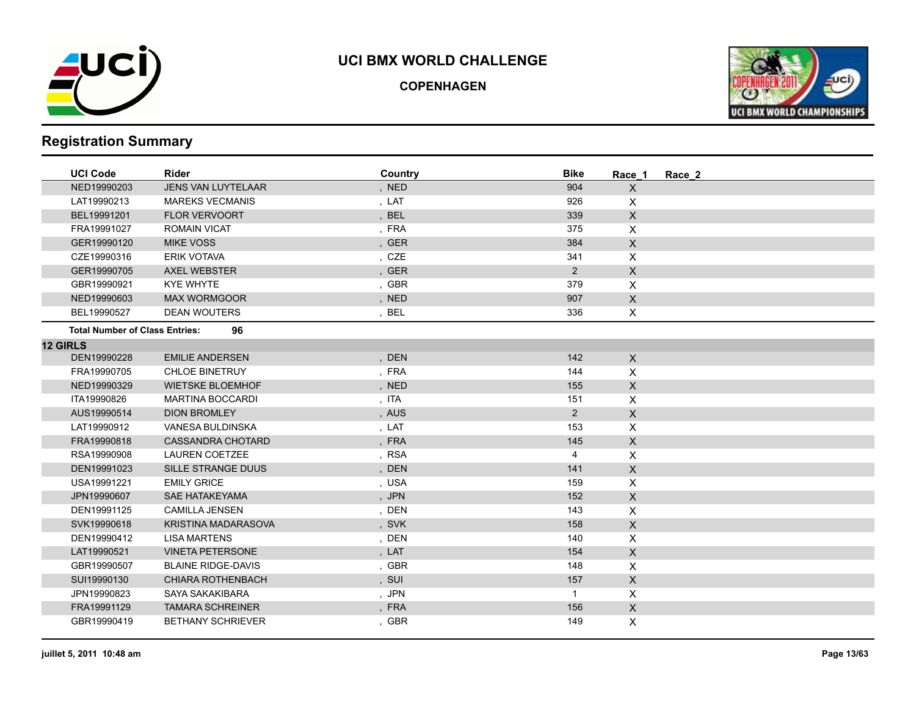# UCI BMX WORLD CHALLENGE

## COPENHAGEN

## Registration Summary

| UCI Code | Rider | Country | Bike | Race_1 | Race_2 |
|---|---|---|---|---|---|
| NED19990203 | JENS VAN LUYTELAAR | , NED | 904 | X | |
| LAT19990213 | MAREKS VECMANIS | , LAT | 926 | X | |
| BEL19991201 | FLOR VERVOORT | , BEL | 339 | X | |
| FRA19991027 | ROMAIN VICAT | , FRA | 375 | X | |
| GER19990120 | MIKE VOSS | , GER | 384 | X | |
| CZE19990316 | ERIK VOTAVA | , CZE | 341 | X | |
| GER19990705 | AXEL WEBSTER | , GER | 2 | X | |
| GBR19990921 | KYE WHYTE | , GBR | 379 | X | |
| NED19990603 | MAX WORMGOOR | , NED | 907 | X | |
| BEL19990527 | DEAN WOUTERS | , BEL | 336 | X | |

**Total Number of Class Entries:** 96

**12 GIRLS**

| UCI Code | Rider | Country | Bike | Race_1 | Race_2 |
|---|---|---|---|---|---|
| DEN19990228 | EMILIE ANDERSEN | , DEN | 142 | X | |
| FRA19990705 | CHLOE BINETRUY | , FRA | 144 | X | |
| NED19990329 | WIETSKE BLOEMHOF | , NED | 155 | X | |
| ITA19990826 | MARTINA BOCCARDI | , ITA | 151 | X | |
| AUS19990514 | DION BROMLEY | , AUS | 2 | X | |
| LAT19990912 | VANESA BULDINSKA | , LAT | 153 | X | |
| FRA19990818 | CASSANDRA CHOTARD | , FRA | 145 | X | |
| RSA19990908 | LAUREN COETZEE | , RSA | 4 | X | |
| DEN19991023 | SILLE STRANGE DUUS | , DEN | 141 | X | |
| USA19991221 | EMILY GRICE | , USA | 159 | X | |
| JPN19990607 | SAE HATAKEYAMA | , JPN | 152 | X | |
| DEN19991125 | CAMILLA JENSEN | , DEN | 143 | X | |
| SVK19990618 | KRISTINA MADARASOVA | , SVK | 158 | X | |
| DEN19990412 | LISA MARTENS | , DEN | 140 | X | |
| LAT19990521 | VINETA PETERSONE | , LAT | 154 | X | |
| GBR19990507 | BLAINE RIDGE-DAVIS | , GBR | 148 | X | |
| SUI19990130 | CHIARA ROTHENBACH | , SUI | 157 | X | |
| JPN19990823 | SAYA SAKAKIBARA | , JPN | 1 | X | |
| FRA19991129 | TAMARA SCHREINER | , FRA | 156 | X | |
| GBR19990419 | BETHANY SCHRIEVER | , GBR | 149 | X | |

juillet 5, 2011 10:48 am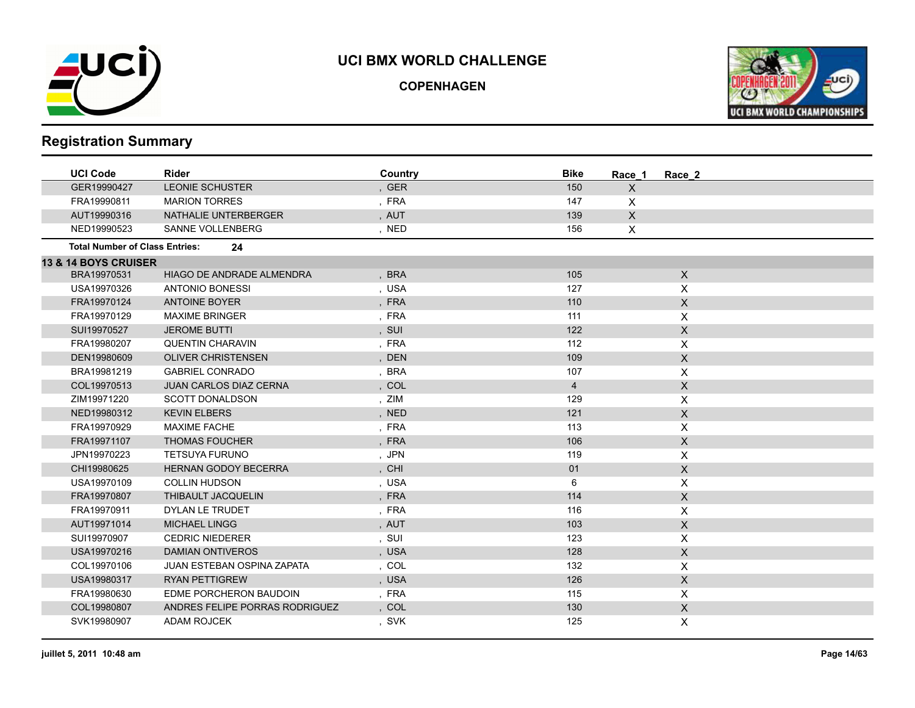# UCI BMX WORLD CHALLENGE

**COPENHAGEN**

## Registration Summary

| UCI Code | Rider | Country | Bike | Race_1 | Race_2 |
|---|---|---|---|---|---|
| GER19990427 | LEONIE SCHUSTER | , GER | 150 | X | |
| FRA19990811 | MARION TORRES | , FRA | 147 | X | |
| AUT19990316 | NATHALIE UNTERBERGER | , AUT | 139 | X | |
| NED19990523 | SANNE VOLLENBERG | , NED | 156 | X | |

**Total Number of Class Entries: 24**

**13 & 14 BOYS CRUISER**

| UCI Code | Rider | Country | Bike | Race_1 | Race_2 |
|---|---|---|---|---|---|
| BRA19970531 | HIAGO DE ANDRADE ALMENDRA | , BRA | 105 | | X |
| USA19970326 | ANTONIO BONESSI | , USA | 127 | | X |
| FRA19970124 | ANTOINE BOYER | , FRA | 110 | | X |
| FRA19970129 | MAXIME BRINGER | , FRA | 111 | | X |
| SUI19970527 | JEROME BUTTI | , SUI | 122 | | X |
| FRA19980207 | QUENTIN CHARAVIN | , FRA | 112 | | X |
| DEN19980609 | OLIVER CHRISTENSEN | , DEN | 109 | | X |
| BRA19981219 | GABRIEL CONRADO | , BRA | 107 | | X |
| COL19970513 | JUAN CARLOS DIAZ CERNA | , COL | 4 | | X |
| ZIM19971220 | SCOTT DONALDSON | , ZIM | 129 | | X |
| NED19980312 | KEVIN ELBERS | , NED | 121 | | X |
| FRA19970929 | MAXIME FACHE | , FRA | 113 | | X |
| FRA19971107 | THOMAS FOUCHER | , FRA | 106 | | X |
| JPN19970223 | TETSUYA FURUNO | , JPN | 119 | | X |
| CHI19980625 | HERNAN GODOY BECERRA | , CHI | 01 | | X |
| USA19970109 | COLLIN HUDSON | , USA | 6 | | X |
| FRA19970807 | THIBAULT JACQUELIN | , FRA | 114 | | X |
| FRA19970911 | DYLAN LE TRUDET | , FRA | 116 | | X |
| AUT19971014 | MICHAEL LINGG | , AUT | 103 | | X |
| SUI19970907 | CEDRIC NIEDERER | , SUI | 123 | | X |
| USA19970216 | DAMIAN ONTIVEROS | , USA | 128 | | X |
| COL19970106 | JUAN ESTEBAN OSPINA ZAPATA | , COL | 132 | | X |
| USA19980317 | RYAN PETTIGREW | , USA | 126 | | X |
| FRA19980630 | EDME PORCHERON BAUDOIN | , FRA | 115 | | X |
| COL19980807 | ANDRES FELIPE PORRAS RODRIGUEZ | , COL | 130 | | X |
| SVK19980907 | ADAM ROJCEK | , SVK | 125 | | X |

juillet 5, 2011 10:48 am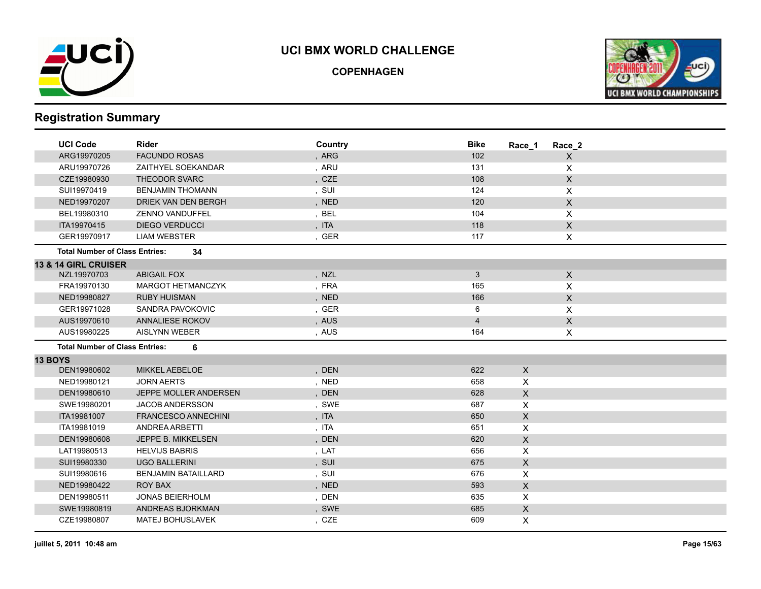# UCI BMX WORLD CHALLENGE

**COPENHAGEN**

## Registration Summary

| UCI Code | Rider | Country | Bike | Race_1 | Race_2 |
|---|---|---|---|---|---|
| ARG19970205 | FACUNDO ROSAS | , ARG | 102 | | X |
| ARU19970726 | ZAITHYEL SOEKANDAR | , ARU | 131 | | X |
| CZE19980930 | THEODOR SVARC | , CZE | 108 | | X |
| SUI19970419 | BENJAMIN THOMANN | , SUI | 124 | | X |
| NED19970207 | DRIEK VAN DEN BERGH | , NED | 120 | | X |
| BEL19980310 | ZENNO VANDUFFEL | , BEL | 104 | | X |
| ITA19970415 | DIEGO VERDUCCI | , ITA | 118 | | X |
| GER19970917 | LIAM WEBSTER | , GER | 117 | | X |

**Total Number of Class Entries: 34**

### 13 & 14 GIRL CRUISER

| UCI Code | Rider | Country | Bike | Race_1 | Race_2 |
|---|---|---|---|---|---|
| NZL19970703 | ABIGAIL FOX | , NZL | 3 | | X |
| FRA19970130 | MARGOT HETMANCZYK | , FRA | 165 | | X |
| NED19980827 | RUBY HUISMAN | , NED | 166 | | X |
| GER19971028 | SANDRA PAVOKOVIC | , GER | 6 | | X |
| AUS19970610 | ANNALIESE ROKOV | , AUS | 4 | | X |
| AUS19980225 | AISLYNN WEBER | , AUS | 164 | | X |

**Total Number of Class Entries: 6**

### 13 BOYS

| UCI Code | Rider | Country | Bike | Race_1 | Race_2 |
|---|---|---|---|---|---|
| DEN19980602 | MIKKEL AEBELOE | , DEN | 622 | X | |
| NED19980121 | JORN AERTS | , NED | 658 | X | |
| DEN19980610 | JEPPE MOLLER ANDERSEN | , DEN | 628 | X | |
| SWE19980201 | JACOB ANDERSSON | , SWE | 687 | X | |
| ITA19981007 | FRANCESCO ANNECHINI | , ITA | 650 | X | |
| ITA19981019 | ANDREA ARBETTI | , ITA | 651 | X | |
| DEN19980608 | JEPPE B. MIKKELSEN | , DEN | 620 | X | |
| LAT19980513 | HELVIJS BABRIS | , LAT | 656 | X | |
| SUI19980330 | UGO BALLERINI | , SUI | 675 | X | |
| SUI19980616 | BENJAMIN BATAILLARD | , SUI | 676 | X | |
| NED19980422 | ROY BAX | , NED | 593 | X | |
| DEN19980511 | JONAS BEIERHOLM | , DEN | 635 | X | |
| SWE19980819 | ANDREAS BJORKMAN | , SWE | 685 | X | |
| CZE19980807 | MATEJ BOHUSLAVEK | , CZE | 609 | X | |

juillet 5, 2011 10:48 am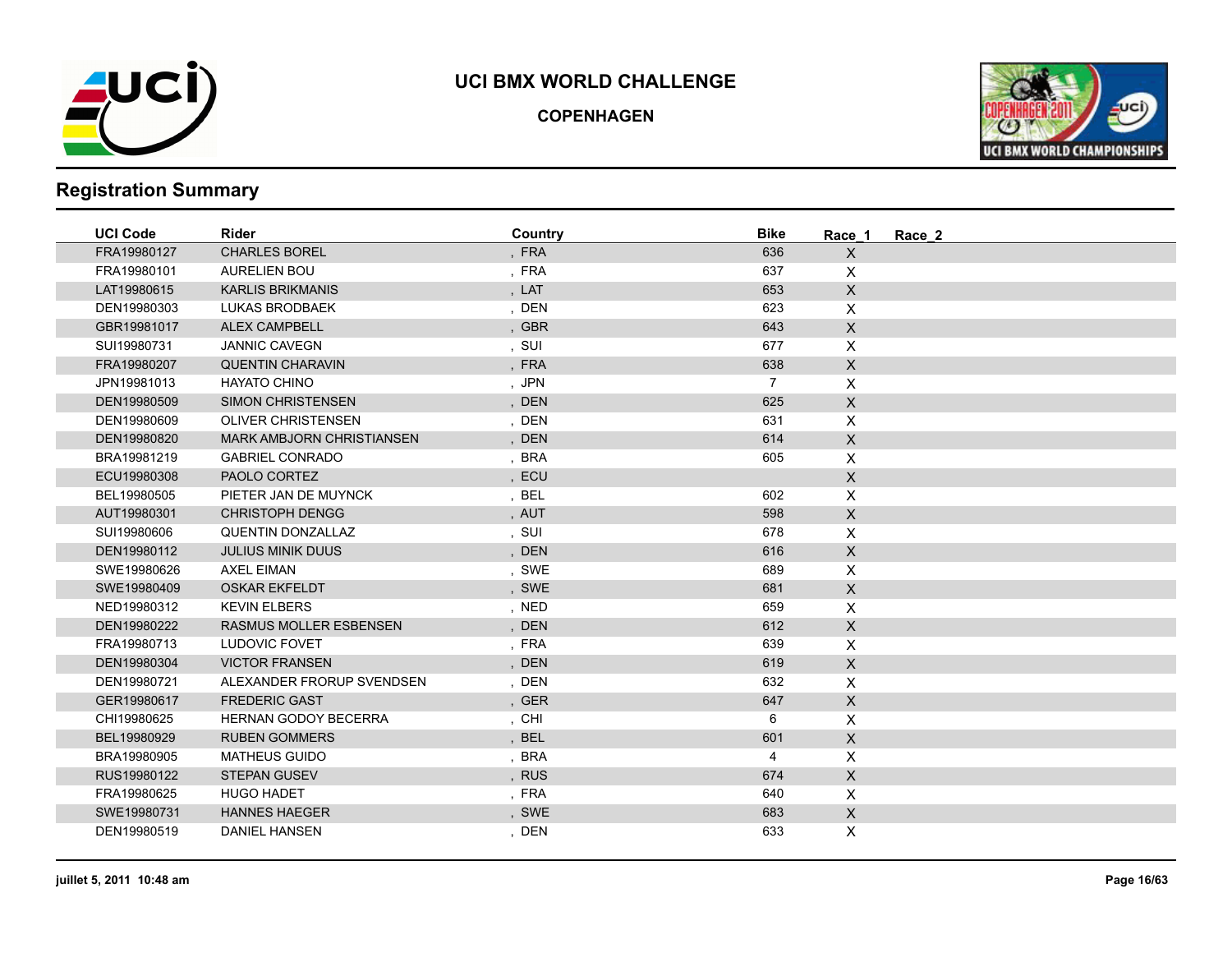# UCI BMX WORLD CHALLENGE

## COPENHAGEN

## Registration Summary

| UCI Code | Rider | Country | Bike | Race_1 | Race_2 |
|---|---|---|---|---|---|
| FRA19980127 | CHARLES BOREL | , FRA | 636 | X | |
| FRA19980101 | AURELIEN BOU | , FRA | 637 | X | |
| LAT19980615 | KARLIS BRIKMANIS | , LAT | 653 | X | |
| DEN19980303 | LUKAS BRODBAEK | , DEN | 623 | X | |
| GBR19981017 | ALEX CAMPBELL | , GBR | 643 | X | |
| SUI19980731 | JANNIC CAVEGN | , SUI | 677 | X | |
| FRA19980207 | QUENTIN CHARAVIN | , FRA | 638 | X | |
| JPN19981013 | HAYATO CHINO | , JPN | 7 | X | |
| DEN19980509 | SIMON CHRISTENSEN | , DEN | 625 | X | |
| DEN19980609 | OLIVER CHRISTENSEN | , DEN | 631 | X | |
| DEN19980820 | MARK AMBJORN CHRISTIANSEN | , DEN | 614 | X | |
| BRA19981219 | GABRIEL CONRADO | , BRA | 605 | X | |
| ECU19980308 | PAOLO CORTEZ | , ECU | | X | |
| BEL19980505 | PIETER JAN DE MUYNCK | , BEL | 602 | X | |
| AUT19980301 | CHRISTOPH DENGG | , AUT | 598 | X | |
| SUI19980606 | QUENTIN DONZALLAZ | , SUI | 678 | X | |
| DEN19980112 | JULIUS MINIK DUUS | , DEN | 616 | X | |
| SWE19980626 | AXEL EIMAN | , SWE | 689 | X | |
| SWE19980409 | OSKAR EKFELDT | , SWE | 681 | X | |
| NED19980312 | KEVIN ELBERS | , NED | 659 | X | |
| DEN19980222 | RASMUS MOLLER ESBENSEN | , DEN | 612 | X | |
| FRA19980713 | LUDOVIC FOVET | , FRA | 639 | X | |
| DEN19980304 | VICTOR FRANSEN | , DEN | 619 | X | |
| DEN19980721 | ALEXANDER FRORUP SVENDSEN | , DEN | 632 | X | |
| GER19980617 | FREDERIC GAST | , GER | 647 | X | |
| CHI19980625 | HERNAN GODOY BECERRA | , CHI | 6 | X | |
| BEL19980929 | RUBEN GOMMERS | , BEL | 601 | X | |
| BRA19980905 | MATHEUS GUIDO | , BRA | 4 | X | |
| RUS19980122 | STEPAN GUSEV | , RUS | 674 | X | |
| FRA19980625 | HUGO HADET | , FRA | 640 | X | |
| SWE19980731 | HANNES HAEGER | , SWE | 683 | X | |
| DEN19980519 | DANIEL HANSEN | , DEN | 633 | X | |

juillet 5, 2011 10:48 am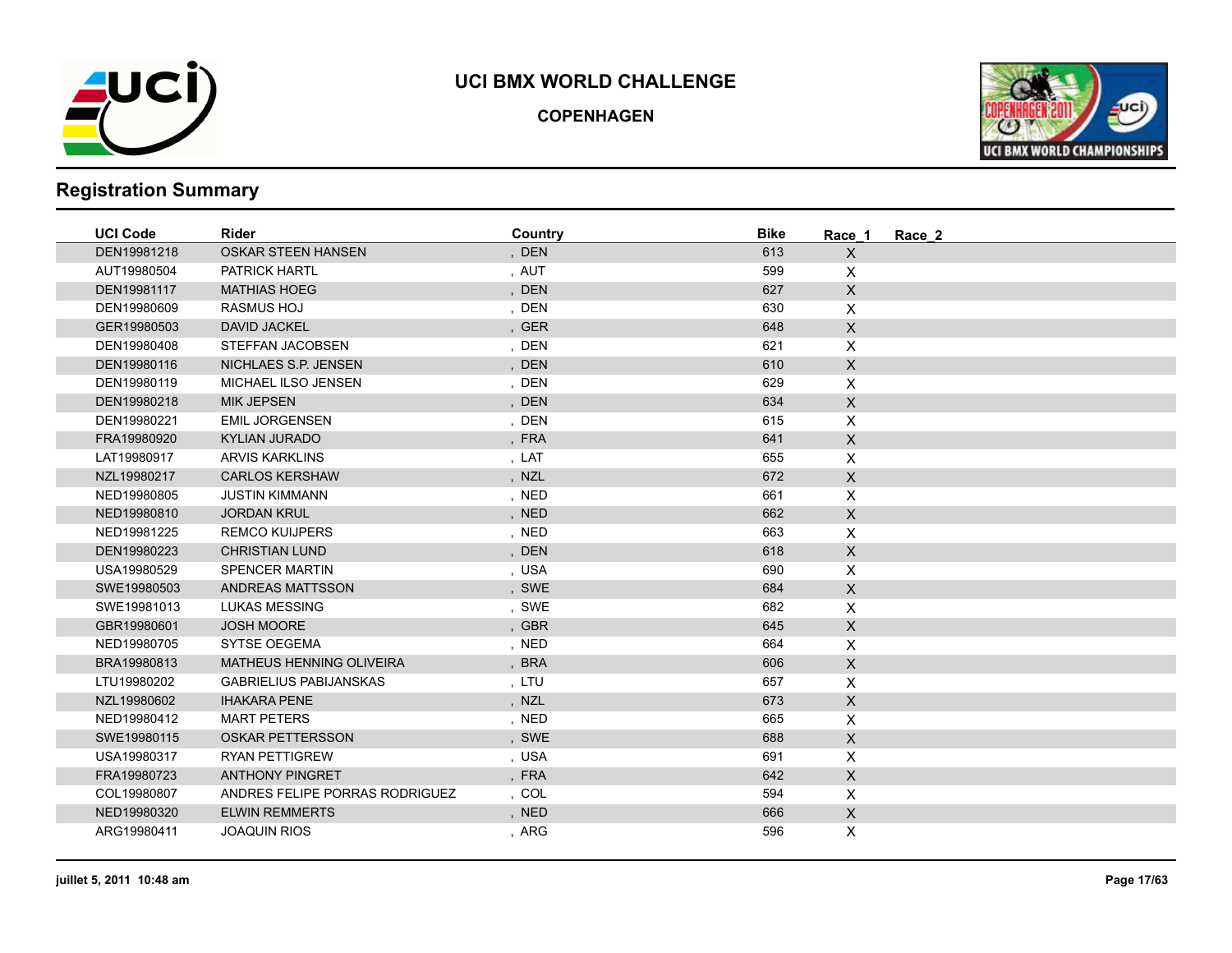# UCI BMX WORLD CHALLENGE

**COPENHAGEN**

## Registration Summary

| UCI Code | Rider | Country | Bike | Race_1 | Race_2 |
|---|---|---|---|---|---|
| DEN19981218 | OSKAR STEEN HANSEN | , DEN | 613 | X | |
| AUT19980504 | PATRICK HARTL | , AUT | 599 | X | |
| DEN19981117 | MATHIAS HOEG | , DEN | 627 | X | |
| DEN19980609 | RASMUS HOJ | , DEN | 630 | X | |
| GER19980503 | DAVID JACKEL | , GER | 648 | X | |
| DEN19980408 | STEFFAN JACOBSEN | , DEN | 621 | X | |
| DEN19980116 | NICHLAES S.P. JENSEN | , DEN | 610 | X | |
| DEN19980119 | MICHAEL ILSO JENSEN | , DEN | 629 | X | |
| DEN19980218 | MIK JEPSEN | , DEN | 634 | X | |
| DEN19980221 | EMIL JORGENSEN | , DEN | 615 | X | |
| FRA19980920 | KYLIAN JURADO | , FRA | 641 | X | |
| LAT19980917 | ARVIS KARKLINS | , LAT | 655 | X | |
| NZL19980217 | CARLOS KERSHAW | , NZL | 672 | X | |
| NED19980805 | JUSTIN KIMMANN | , NED | 661 | X | |
| NED19980810 | JORDAN KRUL | , NED | 662 | X | |
| NED19981225 | REMCO KUIJPERS | , NED | 663 | X | |
| DEN19980223 | CHRISTIAN LUND | , DEN | 618 | X | |
| USA19980529 | SPENCER MARTIN | , USA | 690 | X | |
| SWE19980503 | ANDREAS MATTSSON | , SWE | 684 | X | |
| SWE19981013 | LUKAS MESSING | , SWE | 682 | X | |
| GBR19980601 | JOSH MOORE | , GBR | 645 | X | |
| NED19980705 | SYTSE OEGEMA | , NED | 664 | X | |
| BRA19980813 | MATHEUS HENNING OLIVEIRA | , BRA | 606 | X | |
| LTU19980202 | GABRIELIUS PABIJANSKAS | , LTU | 657 | X | |
| NZL19980602 | IHAKARA PENE | , NZL | 673 | X | |
| NED19980412 | MART PETERS | , NED | 665 | X | |
| SWE19980115 | OSKAR PETTERSSON | , SWE | 688 | X | |
| USA19980317 | RYAN PETTIGREW | , USA | 691 | X | |
| FRA19980723 | ANTHONY PINGRET | , FRA | 642 | X | |
| COL19980807 | ANDRES FELIPE PORRAS RODRIGUEZ | , COL | 594 | X | |
| NED19980320 | ELWIN REMMERTS | , NED | 666 | X | |
| ARG19980411 | JOAQUIN RIOS | , ARG | 596 | X | |

juillet 5, 2011 10:48 am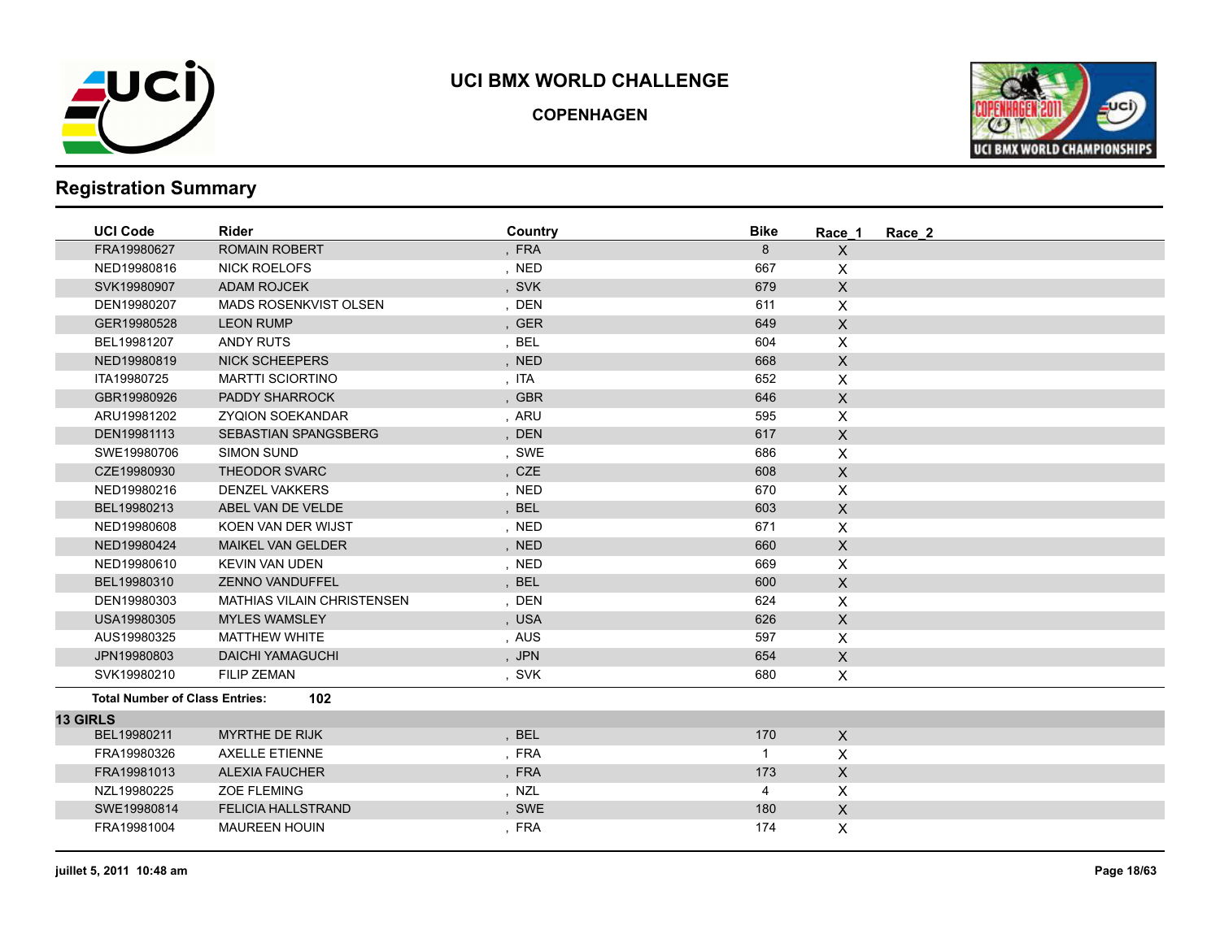# UCI BMX WORLD CHALLENGE

**COPENHAGEN**

## Registration Summary

| UCI Code | Rider | Country | Bike | Race_1 | Race_2 |
|---|---|---|---|---|---|
| FRA19980627 | ROMAIN ROBERT | , FRA | 8 | X | |
| NED19980816 | NICK ROELOFS | , NED | 667 | X | |
| SVK19980907 | ADAM ROJCEK | , SVK | 679 | X | |
| DEN19980207 | MADS ROSENKVIST OLSEN | , DEN | 611 | X | |
| GER19980528 | LEON RUMP | , GER | 649 | X | |
| BEL19981207 | ANDY RUTS | , BEL | 604 | X | |
| NED19980819 | NICK SCHEEPERS | , NED | 668 | X | |
| ITA19980725 | MARTTI SCIORTINO | , ITA | 652 | X | |
| GBR19980926 | PADDY SHARROCK | , GBR | 646 | X | |
| ARU19981202 | ZYQION SOEKANDAR | , ARU | 595 | X | |
| DEN19981113 | SEBASTIAN SPANGSBERG | , DEN | 617 | X | |
| SWE19980706 | SIMON SUND | , SWE | 686 | X | |
| CZE19980930 | THEODOR SVARC | , CZE | 608 | X | |
| NED19980216 | DENZEL VAKKERS | , NED | 670 | X | |
| BEL19980213 | ABEL VAN DE VELDE | , BEL | 603 | X | |
| NED19980608 | KOEN VAN DER WIJST | , NED | 671 | X | |
| NED19980424 | MAIKEL VAN GELDER | , NED | 660 | X | |
| NED19980610 | KEVIN VAN UDEN | , NED | 669 | X | |
| BEL19980310 | ZENNO VANDUFFEL | , BEL | 600 | X | |
| DEN19980303 | MATHIAS VILAIN CHRISTENSEN | , DEN | 624 | X | |
| USA19980305 | MYLES WAMSLEY | , USA | 626 | X | |
| AUS19980325 | MATTHEW WHITE | , AUS | 597 | X | |
| JPN19980803 | DAICHI YAMAGUCHI | , JPN | 654 | X | |
| SVK19980210 | FILIP ZEMAN | , SVK | 680 | X | |

**Total Number of Class Entries: 102**

**13 GIRLS**

| UCI Code | Rider | Country | Bike | Race_1 | Race_2 |
|---|---|---|---|---|---|
| BEL19980211 | MYRTHE DE RIJK | , BEL | 170 | X | |
| FRA19980326 | AXELLE ETIENNE | , FRA | 1 | X | |
| FRA19981013 | ALEXIA FAUCHER | , FRA | 173 | X | |
| NZL19980225 | ZOE FLEMING | , NZL | 4 | X | |
| SWE19980814 | FELICIA HALLSTRAND | , SWE | 180 | X | |
| FRA19981004 | MAUREEN HOUIN | , FRA | 174 | X | |

juillet 5, 2011 10:48 am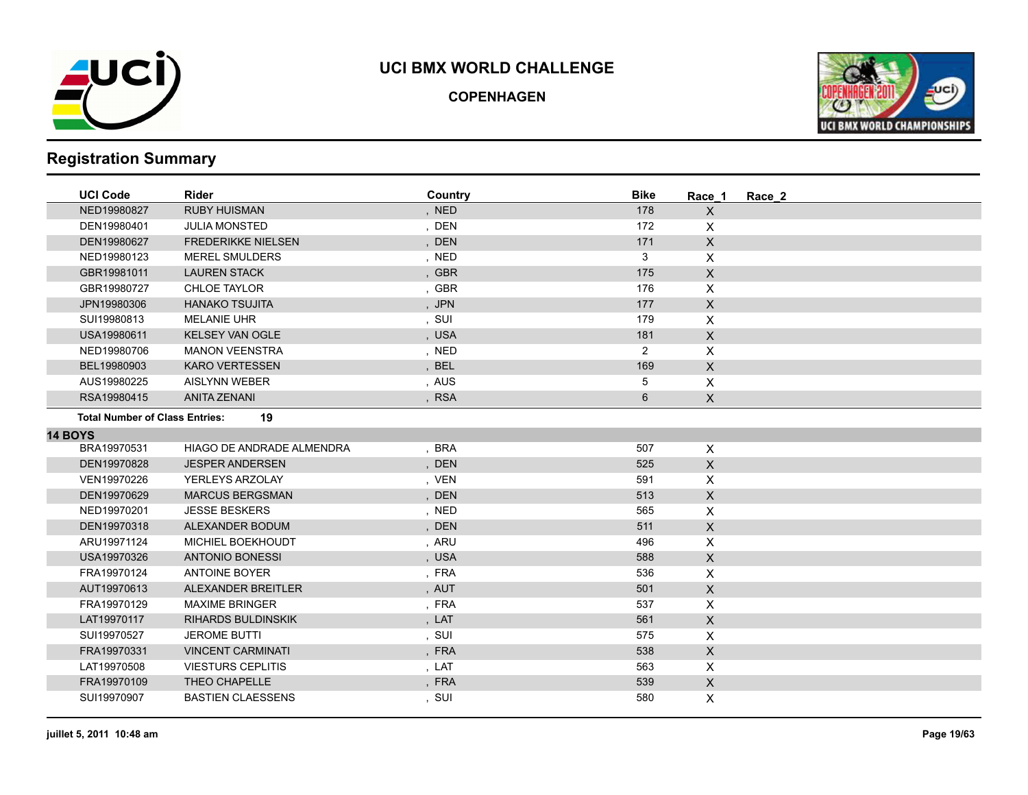# UCI BMX WORLD CHALLENGE

## COPENHAGEN

## Registration Summary

| UCI Code | Rider | Country | Bike | Race_1 | Race_2 |
|---|---|---|---|---|---|
| NED19980827 | RUBY HUISMAN | , NED | 178 | X | |
| DEN19980401 | JULIA MONSTED | , DEN | 172 | X | |
| DEN19980627 | FREDERIKKE NIELSEN | , DEN | 171 | X | |
| NED19980123 | MEREL SMULDERS | , NED | 3 | X | |
| GBR19981011 | LAUREN STACK | , GBR | 175 | X | |
| GBR19980727 | CHLOE TAYLOR | , GBR | 176 | X | |
| JPN19980306 | HANAKO TSUJITA | , JPN | 177 | X | |
| SUI19980813 | MELANIE UHR | , SUI | 179 | X | |
| USA19980611 | KELSEY VAN OGLE | , USA | 181 | X | |
| NED19980706 | MANON VEENSTRA | , NED | 2 | X | |
| BEL19980903 | KARO VERTESSEN | , BEL | 169 | X | |
| AUS19980225 | AISLYNN WEBER | , AUS | 5 | X | |
| RSA19980415 | ANITA ZENANI | , RSA | 6 | X | |

**Total Number of Class Entries: 19**

**14 BOYS**

| UCI Code | Rider | Country | Bike | Race_1 | Race_2 |
|---|---|---|---|---|---|
| BRA19970531 | HIAGO DE ANDRADE ALMENDRA | , BRA | 507 | X | |
| DEN19970828 | JESPER ANDERSEN | , DEN | 525 | X | |
| VEN19970226 | YERLEYS ARZOLAY | , VEN | 591 | X | |
| DEN19970629 | MARCUS BERGSMAN | , DEN | 513 | X | |
| NED19970201 | JESSE BESKERS | , NED | 565 | X | |
| DEN19970318 | ALEXANDER BODUM | , DEN | 511 | X | |
| ARU19971124 | MICHIEL BOEKHOUDT | , ARU | 496 | X | |
| USA19970326 | ANTONIO BONESSI | , USA | 588 | X | |
| FRA19970124 | ANTOINE BOYER | , FRA | 536 | X | |
| AUT19970613 | ALEXANDER BREITLER | , AUT | 501 | X | |
| FRA19970129 | MAXIME BRINGER | , FRA | 537 | X | |
| LAT19970117 | RIHARDS BULDINSKIK | , LAT | 561 | X | |
| SUI19970527 | JEROME BUTTI | , SUI | 575 | X | |
| FRA19970331 | VINCENT CARMINATI | , FRA | 538 | X | |
| LAT19970508 | VIESTURS CEPLITIS | , LAT | 563 | X | |
| FRA19970109 | THEO CHAPELLE | , FRA | 539 | X | |
| SUI19970907 | BASTIEN CLAESSENS | , SUI | 580 | X | |

juillet 5, 2011 10:48 am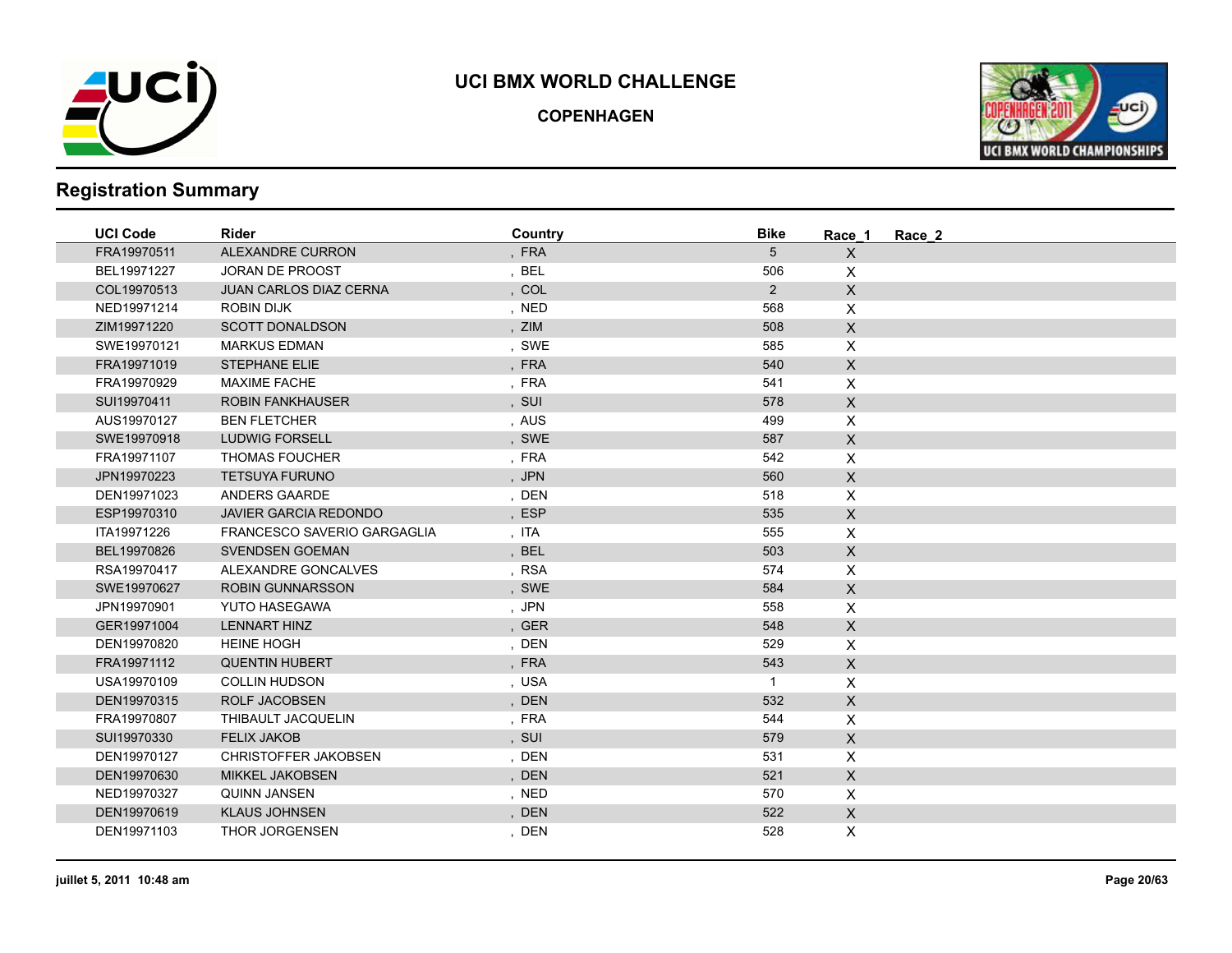# UCI BMX WORLD CHALLENGE

## COPENHAGEN

## Registration Summary

| UCI Code | Rider | Country | Bike | Race_1 | Race_2 |
|---|---|---|---|---|---|
| FRA19970511 | ALEXANDRE CURRON | , FRA | 5 | X | |
| BEL19971227 | JORAN DE PROOST | , BEL | 506 | X | |
| COL19970513 | JUAN CARLOS DIAZ CERNA | , COL | 2 | X | |
| NED19971214 | ROBIN DIJK | , NED | 568 | X | |
| ZIM19971220 | SCOTT DONALDSON | , ZIM | 508 | X | |
| SWE19970121 | MARKUS EDMAN | , SWE | 585 | X | |
| FRA19971019 | STEPHANE ELIE | , FRA | 540 | X | |
| FRA19970929 | MAXIME FACHE | , FRA | 541 | X | |
| SUI19970411 | ROBIN FANKHAUSER | , SUI | 578 | X | |
| AUS19970127 | BEN FLETCHER | , AUS | 499 | X | |
| SWE19970918 | LUDWIG FORSELL | , SWE | 587 | X | |
| FRA19971107 | THOMAS FOUCHER | , FRA | 542 | X | |
| JPN19970223 | TETSUYA FURUNO | , JPN | 560 | X | |
| DEN19971023 | ANDERS GAARDE | , DEN | 518 | X | |
| ESP19970310 | JAVIER GARCIA REDONDO | , ESP | 535 | X | |
| ITA19971226 | FRANCESCO SAVERIO GARGAGLIA | , ITA | 555 | X | |
| BEL19970826 | SVENDSEN GOEMAN | , BEL | 503 | X | |
| RSA19970417 | ALEXANDRE GONCALVES | , RSA | 574 | X | |
| SWE19970627 | ROBIN GUNNARSSON | , SWE | 584 | X | |
| JPN19970901 | YUTO HASEGAWA | , JPN | 558 | X | |
| GER19971004 | LENNART HINZ | , GER | 548 | X | |
| DEN19970820 | HEINE HOGH | , DEN | 529 | X | |
| FRA19971112 | QUENTIN HUBERT | , FRA | 543 | X | |
| USA19970109 | COLLIN HUDSON | , USA | 1 | X | |
| DEN19970315 | ROLF JACOBSEN | , DEN | 532 | X | |
| FRA19970807 | THIBAULT JACQUELIN | , FRA | 544 | X | |
| SUI19970330 | FELIX JAKOB | , SUI | 579 | X | |
| DEN19970127 | CHRISTOFFER JAKOBSEN | , DEN | 531 | X | |
| DEN19970630 | MIKKEL JAKOBSEN | , DEN | 521 | X | |
| NED19970327 | QUINN JANSEN | , NED | 570 | X | |
| DEN19970619 | KLAUS JOHNSEN | , DEN | 522 | X | |
| DEN19971103 | THOR JORGENSEN | , DEN | 528 | X | |

juillet 5, 2011 10:48 am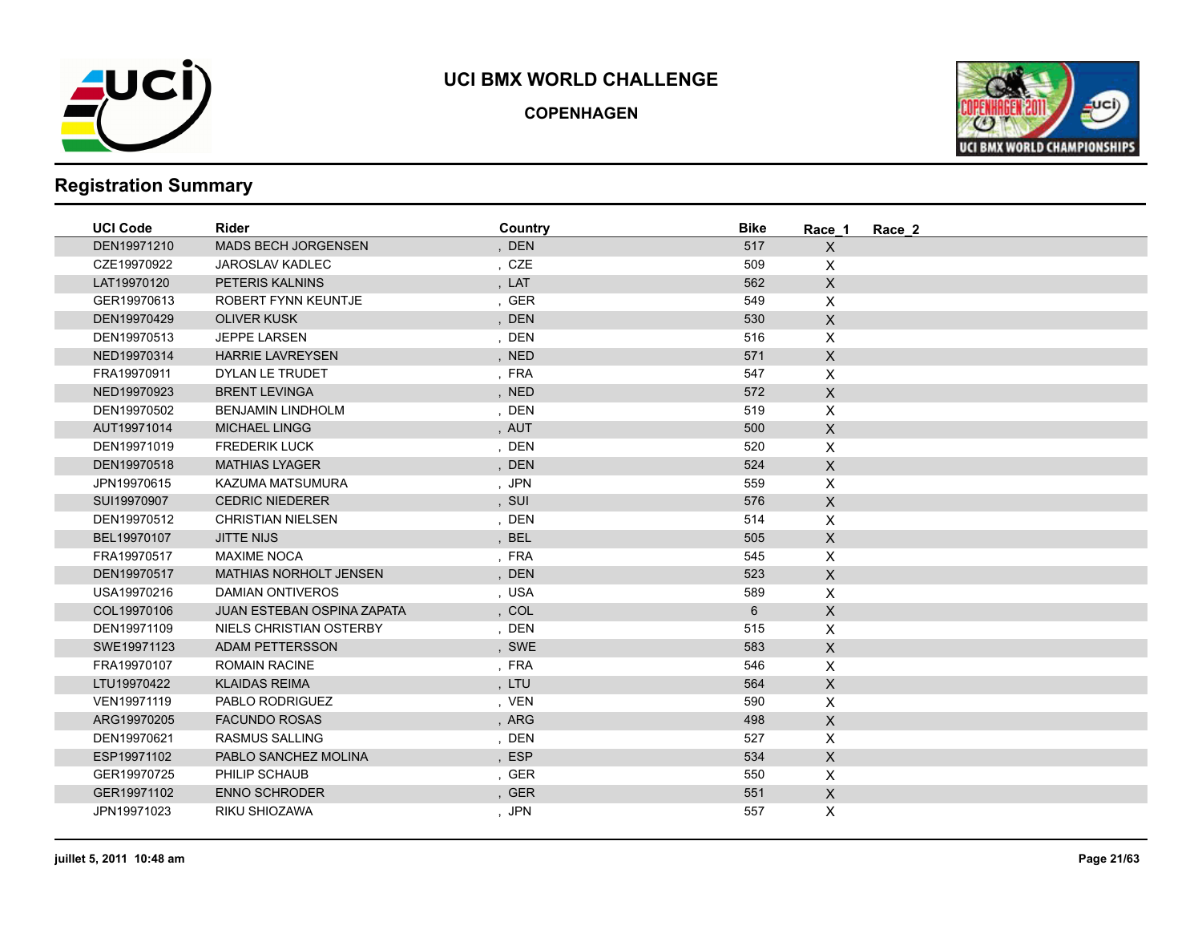# UCI BMX WORLD CHALLENGE

## COPENHAGEN

## Registration Summary

| UCI Code | Rider | Country | Bike | Race_1 | Race_2 |
|---|---|---|---|---|---|
| DEN19971210 | MADS BECH JORGENSEN | , DEN | 517 | X | |
| CZE19970922 | JAROSLAV KADLEC | , CZE | 509 | X | |
| LAT19970120 | PETERIS KALNINS | , LAT | 562 | X | |
| GER19970613 | ROBERT FYNN KEUNTJE | , GER | 549 | X | |
| DEN19970429 | OLIVER KUSK | , DEN | 530 | X | |
| DEN19970513 | JEPPE LARSEN | , DEN | 516 | X | |
| NED19970314 | HARRIE LAVREYSEN | , NED | 571 | X | |
| FRA19970911 | DYLAN LE TRUDET | , FRA | 547 | X | |
| NED19970923 | BRENT LEVINGA | , NED | 572 | X | |
| DEN19970502 | BENJAMIN LINDHOLM | , DEN | 519 | X | |
| AUT19971014 | MICHAEL LINGG | , AUT | 500 | X | |
| DEN19971019 | FREDERIK LUCK | , DEN | 520 | X | |
| DEN19970518 | MATHIAS LYAGER | , DEN | 524 | X | |
| JPN19970615 | KAZUMA MATSUMURA | , JPN | 559 | X | |
| SUI19970907 | CEDRIC NIEDERER | , SUI | 576 | X | |
| DEN19970512 | CHRISTIAN NIELSEN | , DEN | 514 | X | |
| BEL19970107 | JITTE NIJS | , BEL | 505 | X | |
| FRA19970517 | MAXIME NOCA | , FRA | 545 | X | |
| DEN19970517 | MATHIAS NORHOLT JENSEN | , DEN | 523 | X | |
| USA19970216 | DAMIAN ONTIVEROS | , USA | 589 | X | |
| COL19970106 | JUAN ESTEBAN OSPINA ZAPATA | , COL | 6 | X | |
| DEN19971109 | NIELS CHRISTIAN OSTERBY | , DEN | 515 | X | |
| SWE19971123 | ADAM PETTERSSON | , SWE | 583 | X | |
| FRA19970107 | ROMAIN RACINE | , FRA | 546 | X | |
| LTU19970422 | KLAIDAS REIMA | , LTU | 564 | X | |
| VEN19971119 | PABLO RODRIGUEZ | , VEN | 590 | X | |
| ARG19970205 | FACUNDO ROSAS | , ARG | 498 | X | |
| DEN19970621 | RASMUS SALLING | , DEN | 527 | X | |
| ESP19971102 | PABLO SANCHEZ MOLINA | , ESP | 534 | X | |
| GER19970725 | PHILIP SCHAUB | , GER | 550 | X | |
| GER19971102 | ENNO SCHRODER | , GER | 551 | X | |
| JPN19971023 | RIKU SHIOZAWA | , JPN | 557 | X | |

juillet 5, 2011 10:48 am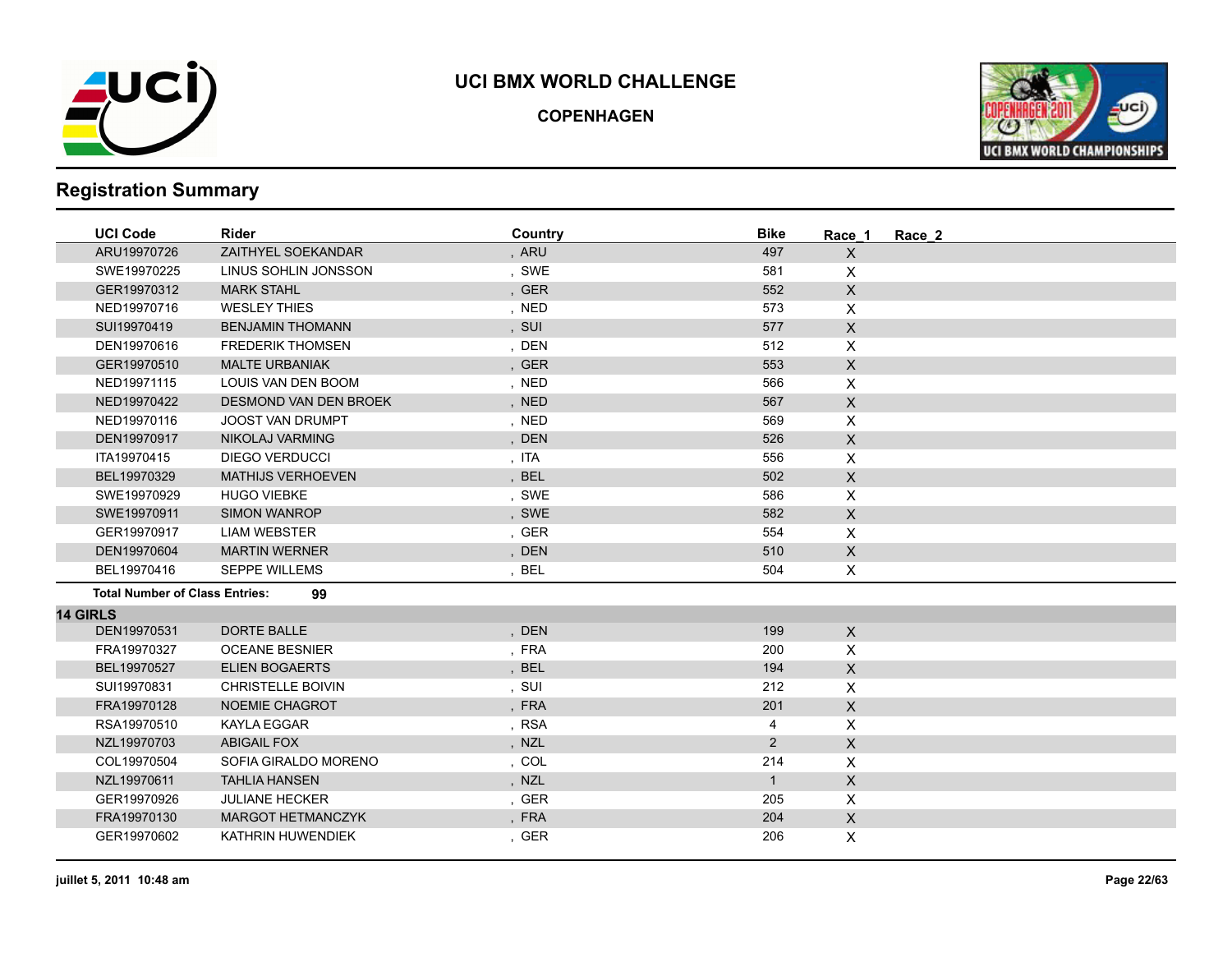# UCI BMX WORLD CHALLENGE

## COPENHAGEN

## Registration Summary

| UCI Code | Rider | Country | Bike | Race_1 | Race_2 |
|---|---|---|---|---|---|
| ARU19970726 | ZAITHYEL SOEKANDAR | , ARU | 497 | X | |
| SWE19970225 | LINUS SOHLIN JONSSON | , SWE | 581 | X | |
| GER19970312 | MARK STAHL | , GER | 552 | X | |
| NED19970716 | WESLEY THIES | , NED | 573 | X | |
| SUI19970419 | BENJAMIN THOMANN | , SUI | 577 | X | |
| DEN19970616 | FREDERIK THOMSEN | , DEN | 512 | X | |
| GER19970510 | MALTE URBANIAK | , GER | 553 | X | |
| NED19971115 | LOUIS VAN DEN BOOM | , NED | 566 | X | |
| NED19970422 | DESMOND VAN DEN BROEK | , NED | 567 | X | |
| NED19970116 | JOOST VAN DRUMPT | , NED | 569 | X | |
| DEN19970917 | NIKOLAJ VARMING | , DEN | 526 | X | |
| ITA19970415 | DIEGO VERDUCCI | , ITA | 556 | X | |
| BEL19970329 | MATHIJS VERHOEVEN | , BEL | 502 | X | |
| SWE19970929 | HUGO VIEBKE | , SWE | 586 | X | |
| SWE19970911 | SIMON WANROP | , SWE | 582 | X | |
| GER19970917 | LIAM WEBSTER | , GER | 554 | X | |
| DEN19970604 | MARTIN WERNER | , DEN | 510 | X | |
| BEL19970416 | SEPPE WILLEMS | , BEL | 504 | X | |

**Total Number of Class Entries:** **99**

**14 GIRLS**

| UCI Code | Rider | Country | Bike | Race_1 | Race_2 |
|---|---|---|---|---|---|
| DEN19970531 | DORTE BALLE | , DEN | 199 | X | |
| FRA19970327 | OCEANE BESNIER | , FRA | 200 | X | |
| BEL19970527 | ELIEN BOGAERTS | , BEL | 194 | X | |
| SUI19970831 | CHRISTELLE BOIVIN | , SUI | 212 | X | |
| FRA19970128 | NOEMIE CHAGROT | , FRA | 201 | X | |
| RSA19970510 | KAYLA EGGAR | , RSA | 4 | X | |
| NZL19970703 | ABIGAIL FOX | , NZL | 2 | X | |
| COL19970504 | SOFIA GIRALDO MORENO | , COL | 214 | X | |
| NZL19970611 | TAHLIA HANSEN | , NZL | 1 | X | |
| GER19970926 | JULIANE HECKER | , GER | 205 | X | |
| FRA19970130 | MARGOT HETMANCZYK | , FRA | 204 | X | |
| GER19970602 | KATHRIN HUWENDIEK | , GER | 206 | X | |

juillet 5, 2011 10:48 am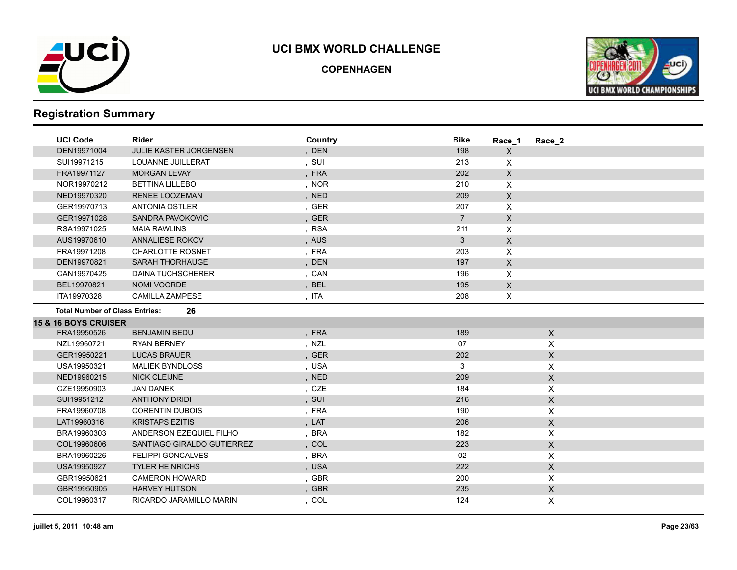# UCI BMX WORLD CHALLENGE

## COPENHAGEN

## Registration Summary

| UCI Code | Rider | Country | Bike | Race_1 | Race_2 |
|---|---|---|---|---|---|
| DEN19971004 | JULIE KASTER JORGENSEN | , DEN | 198 | X | |
| SUI19971215 | LOUANNE JUILLERAT | , SUI | 213 | X | |
| FRA19971127 | MORGAN LEVAY | , FRA | 202 | X | |
| NOR19970212 | BETTINA LILLEBO | , NOR | 210 | X | |
| NED19970320 | RENEE LOOZEMAN | , NED | 209 | X | |
| GER19970713 | ANTONIA OSTLER | , GER | 207 | X | |
| GER19971028 | SANDRA PAVOKOVIC | , GER | 7 | X | |
| RSA19971025 | MAIA RAWLINS | , RSA | 211 | X | |
| AUS19970610 | ANNALIESE ROKOV | , AUS | 3 | X | |
| FRA19971208 | CHARLOTTE ROSNET | , FRA | 203 | X | |
| DEN19970821 | SARAH THORHAUGE | , DEN | 197 | X | |
| CAN19970425 | DAINA TUCHSCHERER | , CAN | 196 | X | |
| BEL19970821 | NOMI VOORDE | , BEL | 195 | X | |
| ITA19970328 | CAMILLA ZAMPESE | , ITA | 208 | X | |

**Total Number of Class Entries:** 26

**15 & 16 BOYS CRUISER**

| UCI Code | Rider | Country | Bike | Race_1 | Race_2 |
|---|---|---|---|---|---|
| FRA19950526 | BENJAMIN BEDU | , FRA | 189 | | X |
| NZL19960721 | RYAN BERNEY | , NZL | 07 | | X |
| GER19950221 | LUCAS BRAUER | , GER | 202 | | X |
| USA19950321 | MALIEK BYNDLOSS | , USA | 3 | | X |
| NED19960215 | NICK CLEIJNE | , NED | 209 | | X |
| CZE19950903 | JAN DANEK | , CZE | 184 | | X |
| SUI19951212 | ANTHONY DRIDI | , SUI | 216 | | X |
| FRA19960708 | CORENTIN DUBOIS | , FRA | 190 | | X |
| LAT19960316 | KRISTAPS EZITIS | , LAT | 206 | | X |
| BRA19960303 | ANDERSON EZEQUIEL FILHO | , BRA | 182 | | X |
| COL19960606 | SANTIAGO GIRALDO GUTIERREZ | , COL | 223 | | X |
| BRA19960226 | FELIPPI GONCALVES | , BRA | 02 | | X |
| USA19950927 | TYLER HEINRICHS | , USA | 222 | | X |
| GBR19950621 | CAMERON HOWARD | , GBR | 200 | | X |
| GBR19950905 | HARVEY HUTSON | , GBR | 235 | | X |
| COL19960317 | RICARDO JARAMILLO MARIN | , COL | 124 | | X |

juillet 5, 2011 10:48 am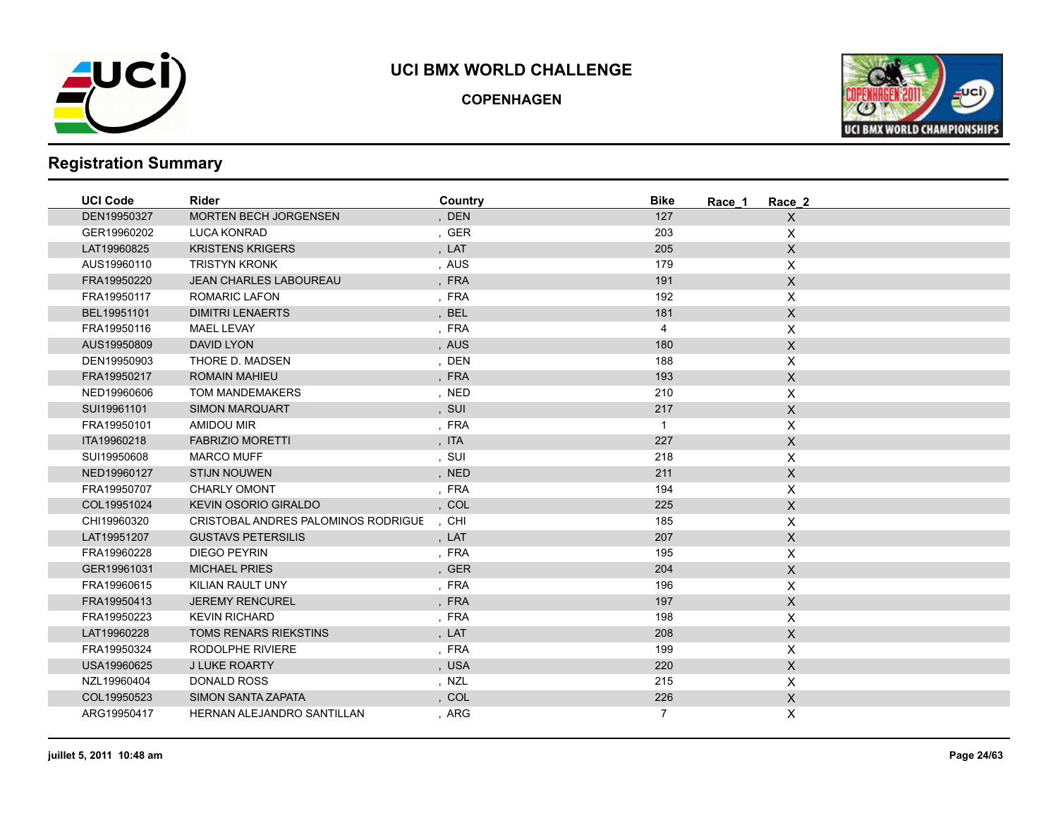# UCI BMX WORLD CHALLENGE

## COPENHAGEN

## Registration Summary

| UCI Code | Rider | Country | Bike | Race_1 | Race_2 |
|---|---|---|---|---|---|
| DEN19950327 | MORTEN BECH JORGENSEN | , DEN | 127 | | X |
| GER19960202 | LUCA KONRAD | , GER | 203 | | X |
| LAT19960825 | KRISTENS KRIGERS | , LAT | 205 | | X |
| AUS19960110 | TRISTYN KRONK | , AUS | 179 | | X |
| FRA19950220 | JEAN CHARLES LABOUREAU | , FRA | 191 | | X |
| FRA19950117 | ROMARIC LAFON | , FRA | 192 | | X |
| BEL19951101 | DIMITRI LENAERTS | , BEL | 181 | | X |
| FRA19950116 | MAEL LEVAY | , FRA | 4 | | X |
| AUS19950809 | DAVID LYON | , AUS | 180 | | X |
| DEN19950903 | THORE D. MADSEN | , DEN | 188 | | X |
| FRA19950217 | ROMAIN MAHIEU | , FRA | 193 | | X |
| NED19960606 | TOM MANDEMAKERS | , NED | 210 | | X |
| SUI19961101 | SIMON MARQUART | , SUI | 217 | | X |
| FRA19950101 | AMIDOU MIR | , FRA | 1 | | X |
| ITA19960218 | FABRIZIO MORETTI | , ITA | 227 | | X |
| SUI19950608 | MARCO MUFF | , SUI | 218 | | X |
| NED19960127 | STIJN NOUWEN | , NED | 211 | | X |
| FRA19950707 | CHARLY OMONT | , FRA | 194 | | X |
| COL19951024 | KEVIN OSORIO GIRALDO | , COL | 225 | | X |
| CHI19960320 | CRISTOBAL ANDRES PALOMINOS RODRIGUE | , CHI | 185 | | X |
| LAT19951207 | GUSTAVS PETERSILIS | , LAT | 207 | | X |
| FRA19960228 | DIEGO PEYRIN | , FRA | 195 | | X |
| GER19961031 | MICHAEL PRIES | , GER | 204 | | X |
| FRA19960615 | KILIAN RAULT UNY | , FRA | 196 | | X |
| FRA19950413 | JEREMY RENCUREL | , FRA | 197 | | X |
| FRA19950223 | KEVIN RICHARD | , FRA | 198 | | X |
| LAT19960228 | TOMS RENARS RIEKSTINS | , LAT | 208 | | X |
| FRA19950324 | RODOLPHE RIVIERE | , FRA | 199 | | X |
| USA19960625 | J LUKE ROARTY | , USA | 220 | | X |
| NZL19960404 | DONALD ROSS | , NZL | 215 | | X |
| COL19950523 | SIMON SANTA ZAPATA | , COL | 226 | | X |
| ARG19950417 | HERNAN ALEJANDRO SANTILLAN | , ARG | 7 | | X |

juillet 5, 2011 10:48 am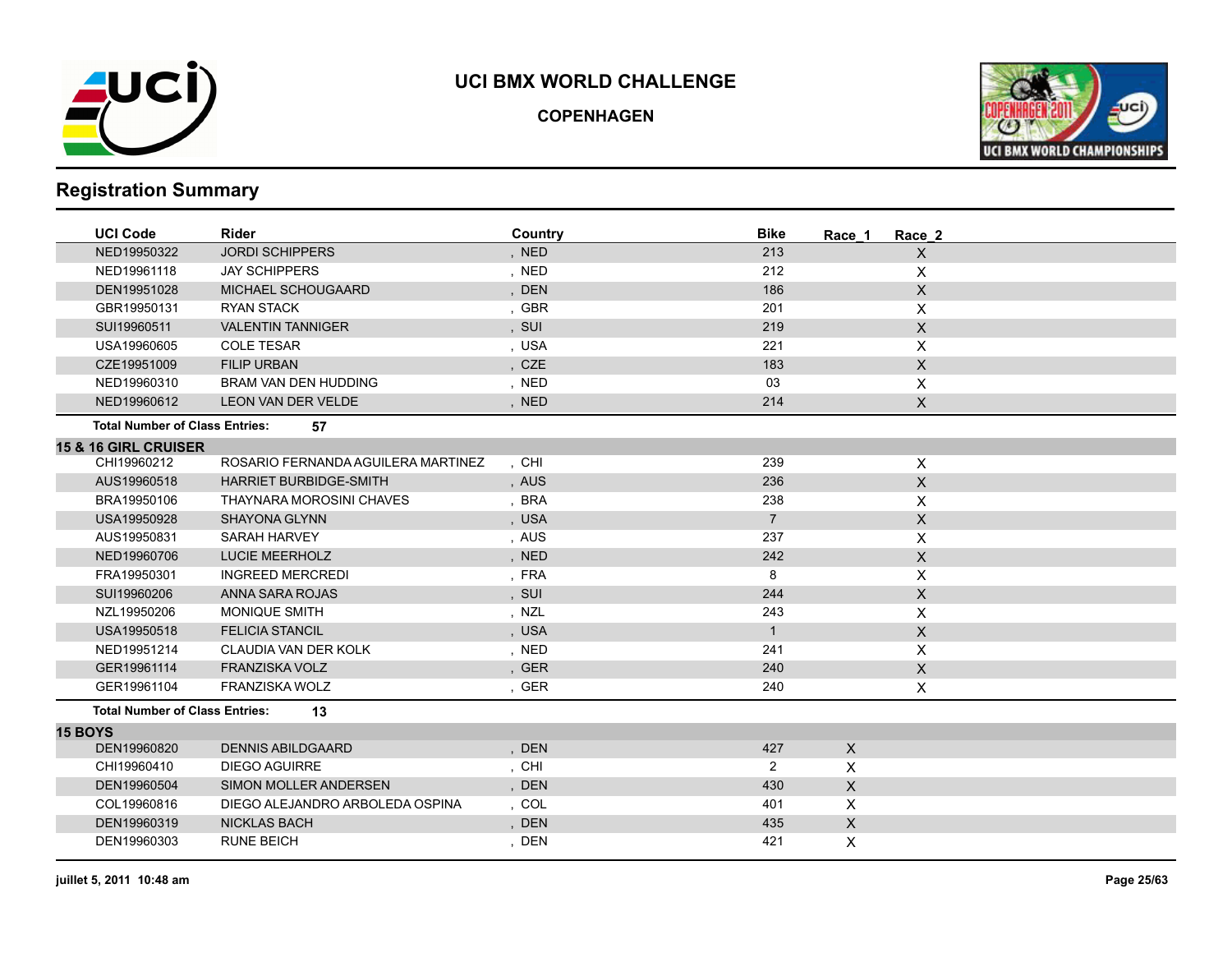# UCI BMX WORLD CHALLENGE

## COPENHAGEN

## Registration Summary

| UCI Code | Rider | Country | Bike | Race_1 | Race_2 |
|---|---|---|---|---|---|
| NED19950322 | JORDI SCHIPPERS | , NED | 213 | | X |
| NED19961118 | JAY SCHIPPERS | , NED | 212 | | X |
| DEN19951028 | MICHAEL SCHOUGAARD | , DEN | 186 | | X |
| GBR19950131 | RYAN STACK | , GBR | 201 | | X |
| SUI19960511 | VALENTIN TANNIGER | , SUI | 219 | | X |
| USA19960605 | COLE TESAR | , USA | 221 | | X |
| CZE19951009 | FILIP URBAN | , CZE | 183 | | X |
| NED19960310 | BRAM VAN DEN HUDDING | , NED | 03 | | X |
| NED19960612 | LEON VAN DER VELDE | , NED | 214 | | X |
| **Total Number of Class Entries:** | **57** | | | | |
| **15 & 16 GIRL CRUISER** | | | | | |
| CHI19960212 | ROSARIO FERNANDA AGUILERA MARTINEZ | , CHI | 239 | | X |
| AUS19960518 | HARRIET BURBIDGE-SMITH | , AUS | 236 | | X |
| BRA19950106 | THAYNARA MOROSINI CHAVES | , BRA | 238 | | X |
| USA19950928 | SHAYONA GLYNN | , USA | 7 | | X |
| AUS19950831 | SARAH HARVEY | , AUS | 237 | | X |
| NED19960706 | LUCIE MEERHOLZ | , NED | 242 | | X |
| FRA19950301 | INGREED MERCREDI | , FRA | 8 | | X |
| SUI19960206 | ANNA SARA ROJAS | , SUI | 244 | | X |
| NZL19950206 | MONIQUE SMITH | , NZL | 243 | | X |
| USA19950518 | FELICIA STANCIL | , USA | 1 | | X |
| NED19951214 | CLAUDIA VAN DER KOLK | , NED | 241 | | X |
| GER19961114 | FRANZISKA VOLZ | , GER | 240 | | X |
| GER19961104 | FRANZISKA WOLZ | , GER | 240 | | X |
| **Total Number of Class Entries:** | **13** | | | | |
| **15 BOYS** | | | | | |
| DEN19960820 | DENNIS ABILDGAARD | , DEN | 427 | X | |
| CHI19960410 | DIEGO AGUIRRE | , CHI | 2 | X | |
| DEN19960504 | SIMON MOLLER ANDERSEN | , DEN | 430 | X | |
| COL19960816 | DIEGO ALEJANDRO ARBOLEDA OSPINA | , COL | 401 | X | |
| DEN19960319 | NICKLAS BACH | , DEN | 435 | X | |
| DEN19960303 | RUNE BEICH | , DEN | 421 | X | |

juillet 5, 2011 10:48 am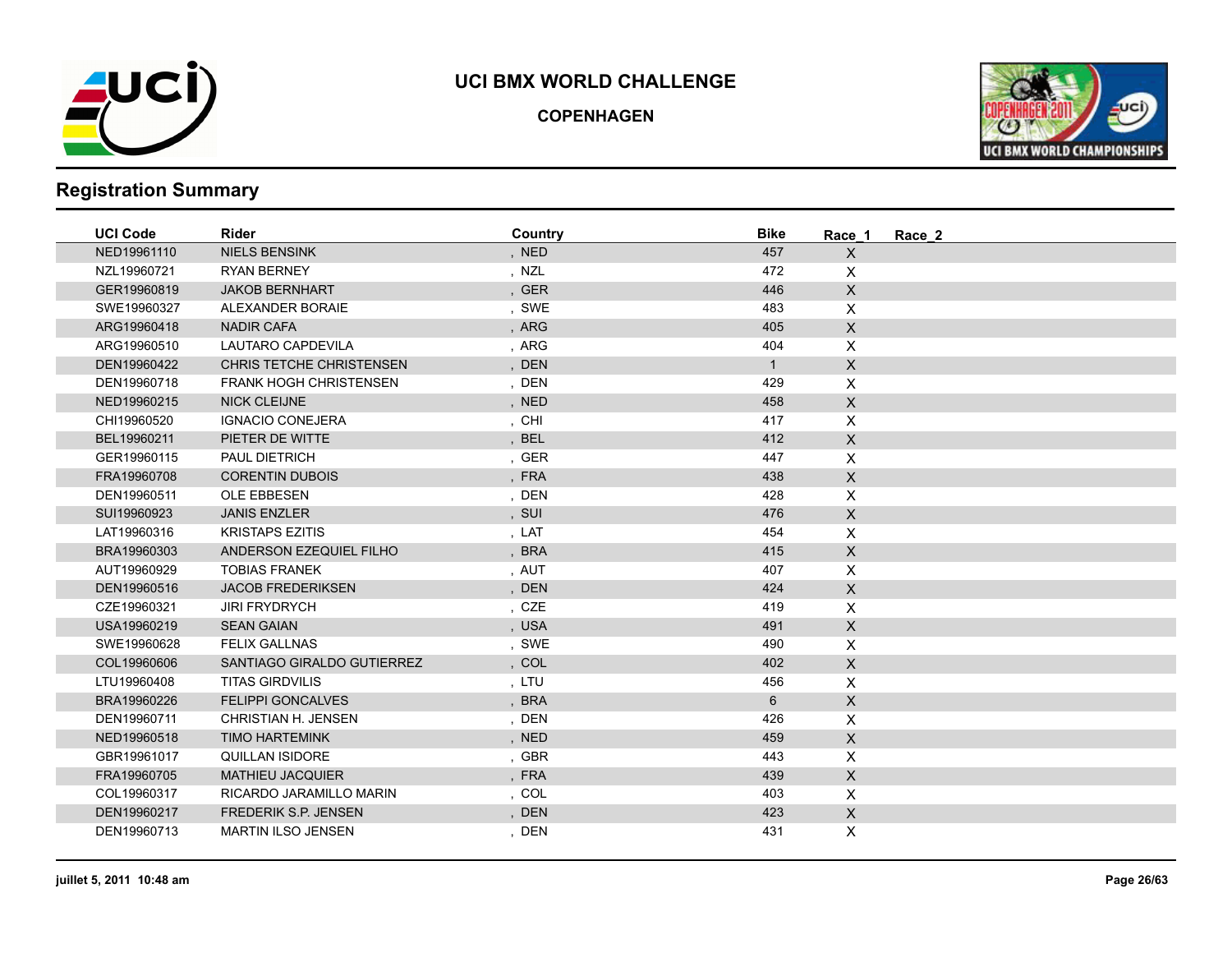# UCI BMX WORLD CHALLENGE

## COPENHAGEN

## Registration Summary

| UCI Code | Rider | Country | Bike | Race_1 | Race_2 |
|---|---|---|---|---|---|
| NED19961110 | NIELS BENSINK | , NED | 457 | X | |
| NZL19960721 | RYAN BERNEY | , NZL | 472 | X | |
| GER19960819 | JAKOB BERNHART | , GER | 446 | X | |
| SWE19960327 | ALEXANDER BORAIE | , SWE | 483 | X | |
| ARG19960418 | NADIR CAFA | , ARG | 405 | X | |
| ARG19960510 | LAUTARO CAPDEVILA | , ARG | 404 | X | |
| DEN19960422 | CHRIS TETCHE CHRISTENSEN | , DEN | 1 | X | |
| DEN19960718 | FRANK HOGH CHRISTENSEN | , DEN | 429 | X | |
| NED19960215 | NICK CLEIJNE | , NED | 458 | X | |
| CHI19960520 | IGNACIO CONEJERA | , CHI | 417 | X | |
| BEL19960211 | PIETER DE WITTE | , BEL | 412 | X | |
| GER19960115 | PAUL DIETRICH | , GER | 447 | X | |
| FRA19960708 | CORENTIN DUBOIS | , FRA | 438 | X | |
| DEN19960511 | OLE EBBESEN | , DEN | 428 | X | |
| SUI19960923 | JANIS ENZLER | , SUI | 476 | X | |
| LAT19960316 | KRISTAPS EZITIS | , LAT | 454 | X | |
| BRA19960303 | ANDERSON EZEQUIEL FILHO | , BRA | 415 | X | |
| AUT19960929 | TOBIAS FRANEK | , AUT | 407 | X | |
| DEN19960516 | JACOB FREDERIKSEN | , DEN | 424 | X | |
| CZE19960321 | JIRI FRYDRYCH | , CZE | 419 | X | |
| USA19960219 | SEAN GAIAN | , USA | 491 | X | |
| SWE19960628 | FELIX GALLNAS | , SWE | 490 | X | |
| COL19960606 | SANTIAGO GIRALDO GUTIERREZ | , COL | 402 | X | |
| LTU19960408 | TITAS GIRDVILIS | , LTU | 456 | X | |
| BRA19960226 | FELIPPI GONCALVES | , BRA | 6 | X | |
| DEN19960711 | CHRISTIAN H. JENSEN | , DEN | 426 | X | |
| NED19960518 | TIMO HARTEMINK | , NED | 459 | X | |
| GBR19961017 | QUILLAN ISIDORE | , GBR | 443 | X | |
| FRA19960705 | MATHIEU JACQUIER | , FRA | 439 | X | |
| COL19960317 | RICARDO JARAMILLO MARIN | , COL | 403 | X | |
| DEN19960217 | FREDERIK S.P. JENSEN | , DEN | 423 | X | |
| DEN19960713 | MARTIN ILSO JENSEN | , DEN | 431 | X | |

juillet 5, 2011 10:48 am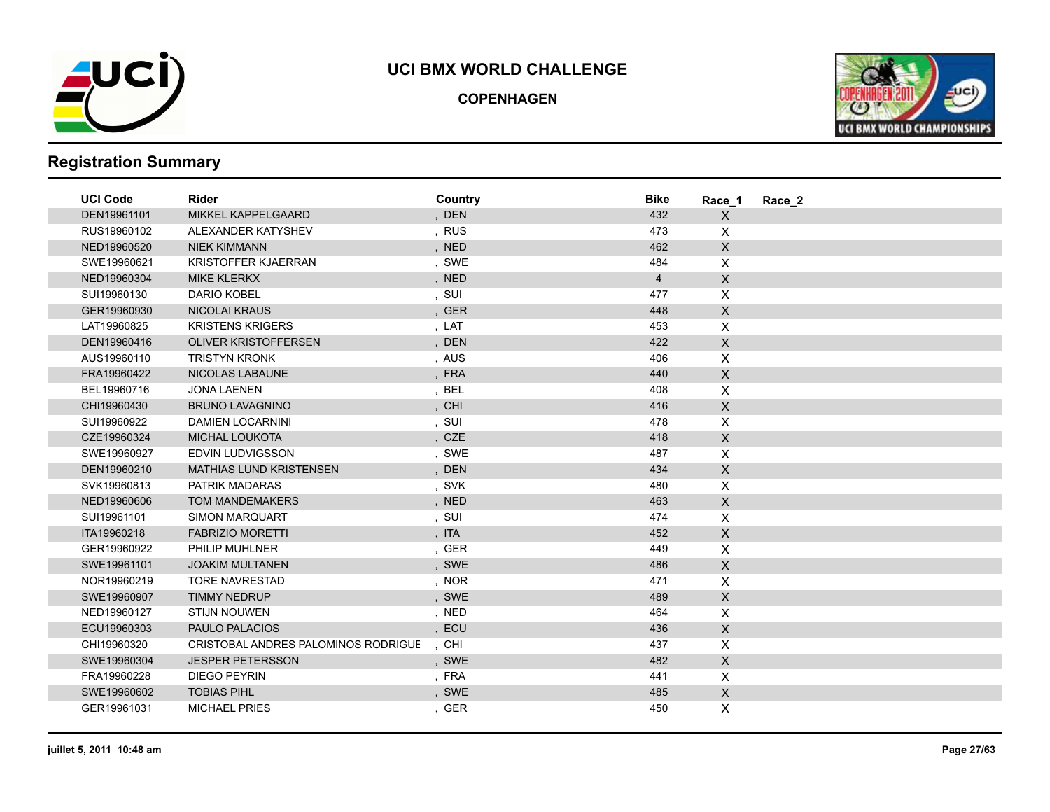# UCI BMX WORLD CHALLENGE

## COPENHAGEN

## Registration Summary

| UCI Code | Rider | Country | Bike | Race_1 | Race_2 |
|---|---|---|---|---|---|
| DEN19961101 | MIKKEL KAPPELGAARD | , DEN | 432 | X | |
| RUS19960102 | ALEXANDER KATYSHEV | , RUS | 473 | X | |
| NED19960520 | NIEK KIMMANN | , NED | 462 | X | |
| SWE19960621 | KRISTOFFER KJAERRAN | , SWE | 484 | X | |
| NED19960304 | MIKE KLERKX | , NED | 4 | X | |
| SUI19960130 | DARIO KOBEL | , SUI | 477 | X | |
| GER19960930 | NICOLAI KRAUS | , GER | 448 | X | |
| LAT19960825 | KRISTENS KRIGERS | , LAT | 453 | X | |
| DEN19960416 | OLIVER KRISTOFFERSEN | , DEN | 422 | X | |
| AUS19960110 | TRISTYN KRONK | , AUS | 406 | X | |
| FRA19960422 | NICOLAS LABAUNE | , FRA | 440 | X | |
| BEL19960716 | JONA LAENEN | , BEL | 408 | X | |
| CHI19960430 | BRUNO LAVAGNINO | , CHI | 416 | X | |
| SUI19960922 | DAMIEN LOCARNINI | , SUI | 478 | X | |
| CZE19960324 | MICHAL LOUKOTA | , CZE | 418 | X | |
| SWE19960927 | EDVIN LUDVIGSSON | , SWE | 487 | X | |
| DEN19960210 | MATHIAS LUND KRISTENSEN | , DEN | 434 | X | |
| SVK19960813 | PATRIK MADARAS | , SVK | 480 | X | |
| NED19960606 | TOM MANDEMAKERS | , NED | 463 | X | |
| SUI19961101 | SIMON MARQUART | , SUI | 474 | X | |
| ITA19960218 | FABRIZIO MORETTI | , ITA | 452 | X | |
| GER19960922 | PHILIP MUHLNER | , GER | 449 | X | |
| SWE19961101 | JOAKIM MULTANEN | , SWE | 486 | X | |
| NOR19960219 | TORE NAVRESTAD | , NOR | 471 | X | |
| SWE19960907 | TIMMY NEDRUP | , SWE | 489 | X | |
| NED19960127 | STIJN NOUWEN | , NED | 464 | X | |
| ECU19960303 | PAULO PALACIOS | , ECU | 436 | X | |
| CHI19960320 | CRISTOBAL ANDRES PALOMINOS RODRIGUE | , CHI | 437 | X | |
| SWE19960304 | JESPER PETERSSON | , SWE | 482 | X | |
| FRA19960228 | DIEGO PEYRIN | , FRA | 441 | X | |
| SWE19960602 | TOBIAS PIHL | , SWE | 485 | X | |
| GER19961031 | MICHAEL PRIES | , GER | 450 | X | |

juillet 5, 2011 10:48 am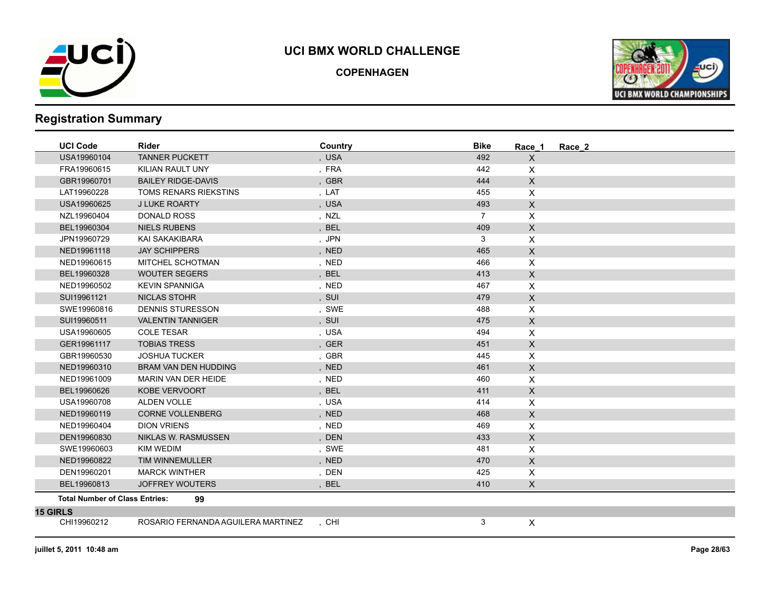# UCI BMX WORLD CHALLENGE

## COPENHAGEN

## Registration Summary

| UCI Code | Rider | Country | Bike | Race_1 | Race_2 |
|---|---|---|---|---|---|
| USA19960104 | TANNER PUCKETT | , USA | 492 | X | |
| FRA19960615 | KILIAN RAULT UNY | , FRA | 442 | X | |
| GBR19960701 | BAILEY RIDGE-DAVIS | , GBR | 444 | X | |
| LAT19960228 | TOMS RENARS RIEKSTINS | , LAT | 455 | X | |
| USA19960625 | J LUKE ROARTY | , USA | 493 | X | |
| NZL19960404 | DONALD ROSS | , NZL | 7 | X | |
| BEL19960304 | NIELS RUBENS | , BEL | 409 | X | |
| JPN19960729 | KAI SAKAKIBARA | , JPN | 3 | X | |
| NED19961118 | JAY SCHIPPERS | , NED | 465 | X | |
| NED19960615 | MITCHEL SCHOTMAN | , NED | 466 | X | |
| BEL19960328 | WOUTER SEGERS | , BEL | 413 | X | |
| NED19960502 | KEVIN SPANNIGA | , NED | 467 | X | |
| SUI19961121 | NICLAS STOHR | , SUI | 479 | X | |
| SWE19960816 | DENNIS STURESSON | , SWE | 488 | X | |
| SUI19960511 | VALENTIN TANNIGER | , SUI | 475 | X | |
| USA19960605 | COLE TESAR | , USA | 494 | X | |
| GER19961117 | TOBIAS TRESS | , GER | 451 | X | |
| GBR19960530 | JOSHUA TUCKER | , GBR | 445 | X | |
| NED19960310 | BRAM VAN DEN HUDDING | , NED | 461 | X | |
| NED19961009 | MARIN VAN DER HEIDE | , NED | 460 | X | |
| BEL19960626 | KOBE VERVOORT | , BEL | 411 | X | |
| USA19960708 | ALDEN VOLLE | , USA | 414 | X | |
| NED19960119 | CORNE VOLLENBERG | , NED | 468 | X | |
| NED19960404 | DION VRIENS | , NED | 469 | X | |
| DEN19960830 | NIKLAS W. RASMUSSEN | , DEN | 433 | X | |
| SWE19960603 | KIM WEDIM | , SWE | 481 | X | |
| NED19960822 | TIM WINNEMULLER | , NED | 470 | X | |
| DEN19960201 | MARCK WINTHER | , DEN | 425 | X | |
| BEL19960813 | JOFFREY WOUTERS | , BEL | 410 | X | |

**Total Number of Class Entries: 99**

**15 GIRLS**

| UCI Code | Rider | Country | Bike | Race_1 | Race_2 |
|---|---|---|---|---|---|
| CHI19960212 | ROSARIO FERNANDA AGUILERA MARTINEZ | , CHI | 3 | X | |

**juillet 5, 2011 10:48 am**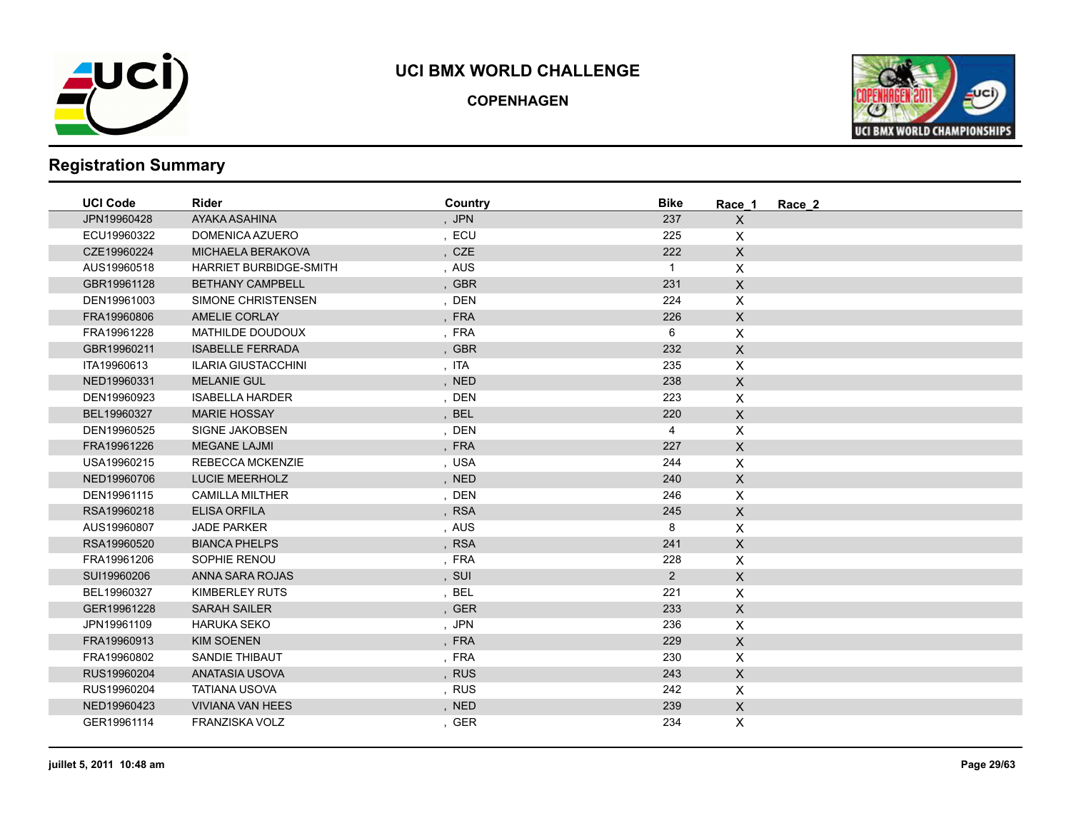# UCI BMX WORLD CHALLENGE

## COPENHAGEN

## Registration Summary

| UCI Code | Rider | Country | Bike | Race_1 | Race_2 |
|---|---|---|---|---|---|
| JPN19960428 | AYAKA ASAHINA | , JPN | 237 | X | |
| ECU19960322 | DOMENICA AZUERO | , ECU | 225 | X | |
| CZE19960224 | MICHAELA BERAKOVA | , CZE | 222 | X | |
| AUS19960518 | HARRIET BURBIDGE-SMITH | , AUS | 1 | X | |
| GBR19961128 | BETHANY CAMPBELL | , GBR | 231 | X | |
| DEN19961003 | SIMONE CHRISTENSEN | , DEN | 224 | X | |
| FRA19960806 | AMELIE CORLAY | , FRA | 226 | X | |
| FRA19961228 | MATHILDE DOUDOUX | , FRA | 6 | X | |
| GBR19960211 | ISABELLE FERRADA | , GBR | 232 | X | |
| ITA19960613 | ILARIA GIUSTACCHINI | , ITA | 235 | X | |
| NED19960331 | MELANIE GUL | , NED | 238 | X | |
| DEN19960923 | ISABELLA HARDER | , DEN | 223 | X | |
| BEL19960327 | MARIE HOSSAY | , BEL | 220 | X | |
| DEN19960525 | SIGNE JAKOBSEN | , DEN | 4 | X | |
| FRA19961226 | MEGANE LAJMI | , FRA | 227 | X | |
| USA19960215 | REBECCA MCKENZIE | , USA | 244 | X | |
| NED19960706 | LUCIE MEERHOLZ | , NED | 240 | X | |
| DEN19961115 | CAMILLA MILTHER | , DEN | 246 | X | |
| RSA19960218 | ELISA ORFILA | , RSA | 245 | X | |
| AUS19960807 | JADE PARKER | , AUS | 8 | X | |
| RSA19960520 | BIANCA PHELPS | , RSA | 241 | X | |
| FRA19961206 | SOPHIE RENOU | , FRA | 228 | X | |
| SUI19960206 | ANNA SARA ROJAS | , SUI | 2 | X | |
| BEL19960327 | KIMBERLEY RUTS | , BEL | 221 | X | |
| GER19961228 | SARAH SAILER | , GER | 233 | X | |
| JPN19961109 | HARUKA SEKO | , JPN | 236 | X | |
| FRA19960913 | KIM SOENEN | , FRA | 229 | X | |
| FRA19960802 | SANDIE THIBAUT | , FRA | 230 | X | |
| RUS19960204 | ANATASIA USOVA | , RUS | 243 | X | |
| RUS19960204 | TATIANA USOVA | , RUS | 242 | X | |
| NED19960423 | VIVIANA VAN HEES | , NED | 239 | X | |
| GER19961114 | FRANZISKA VOLZ | , GER | 234 | X | |

juillet 5, 2011 10:48 am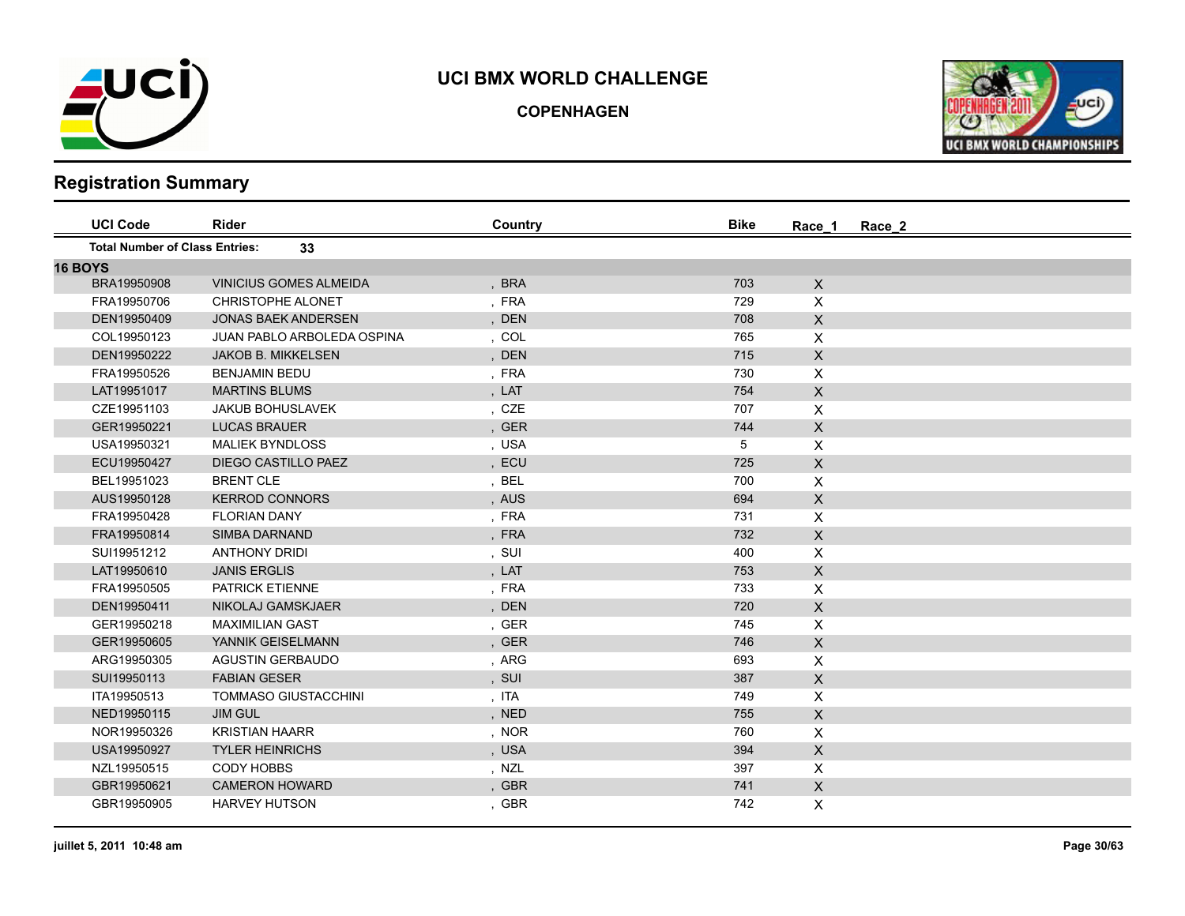# UCI BMX WORLD CHALLENGE

**COPENHAGEN**

## Registration Summary

| UCI Code | Rider | Country | Bike | Race_1 | Race_2 |
|---|---|---|---|---|---|
| **Total Number of Class Entries:** | **33** | | | | |
| **16 BOYS** | | | | | |
| BRA19950908 | VINICIUS GOMES ALMEIDA | , BRA | 703 | X | |
| FRA19950706 | CHRISTOPHE ALONET | , FRA | 729 | X | |
| DEN19950409 | JONAS BAEK ANDERSEN | , DEN | 708 | X | |
| COL19950123 | JUAN PABLO ARBOLEDA OSPINA | , COL | 765 | X | |
| DEN19950222 | JAKOB B. MIKKELSEN | , DEN | 715 | X | |
| FRA19950526 | BENJAMIN BEDU | , FRA | 730 | X | |
| LAT19951017 | MARTINS BLUMS | , LAT | 754 | X | |
| CZE19951103 | JAKUB BOHUSLAVEK | , CZE | 707 | X | |
| GER19950221 | LUCAS BRAUER | , GER | 744 | X | |
| USA19950321 | MALIEK BYNDLOSS | , USA | 5 | X | |
| ECU19950427 | DIEGO CASTILLO PAEZ | , ECU | 725 | X | |
| BEL19951023 | BRENT CLE | , BEL | 700 | X | |
| AUS19950128 | KERROD CONNORS | , AUS | 694 | X | |
| FRA19950428 | FLORIAN DANY | , FRA | 731 | X | |
| FRA19950814 | SIMBA DARNAND | , FRA | 732 | X | |
| SUI19951212 | ANTHONY DRIDI | , SUI | 400 | X | |
| LAT19950610 | JANIS ERGLIS | , LAT | 753 | X | |
| FRA19950505 | PATRICK ETIENNE | , FRA | 733 | X | |
| DEN19950411 | NIKOLAJ GAMSKJAER | , DEN | 720 | X | |
| GER19950218 | MAXIMILIAN GAST | , GER | 745 | X | |
| GER19950605 | YANNIK GEISELMANN | , GER | 746 | X | |
| ARG19950305 | AGUSTIN GERBAUDO | , ARG | 693 | X | |
| SUI19950113 | FABIAN GESER | , SUI | 387 | X | |
| ITA19950513 | TOMMASO GIUSTACCHINI | , ITA | 749 | X | |
| NED19950115 | JIM GUL | , NED | 755 | X | |
| NOR19950326 | KRISTIAN HAARR | , NOR | 760 | X | |
| USA19950927 | TYLER HEINRICHS | , USA | 394 | X | |
| NZL19950515 | CODY HOBBS | , NZL | 397 | X | |
| GBR19950621 | CAMERON HOWARD | , GBR | 741 | X | |
| GBR19950905 | HARVEY HUTSON | , GBR | 742 | X | |

juillet 5, 2011 10:48 am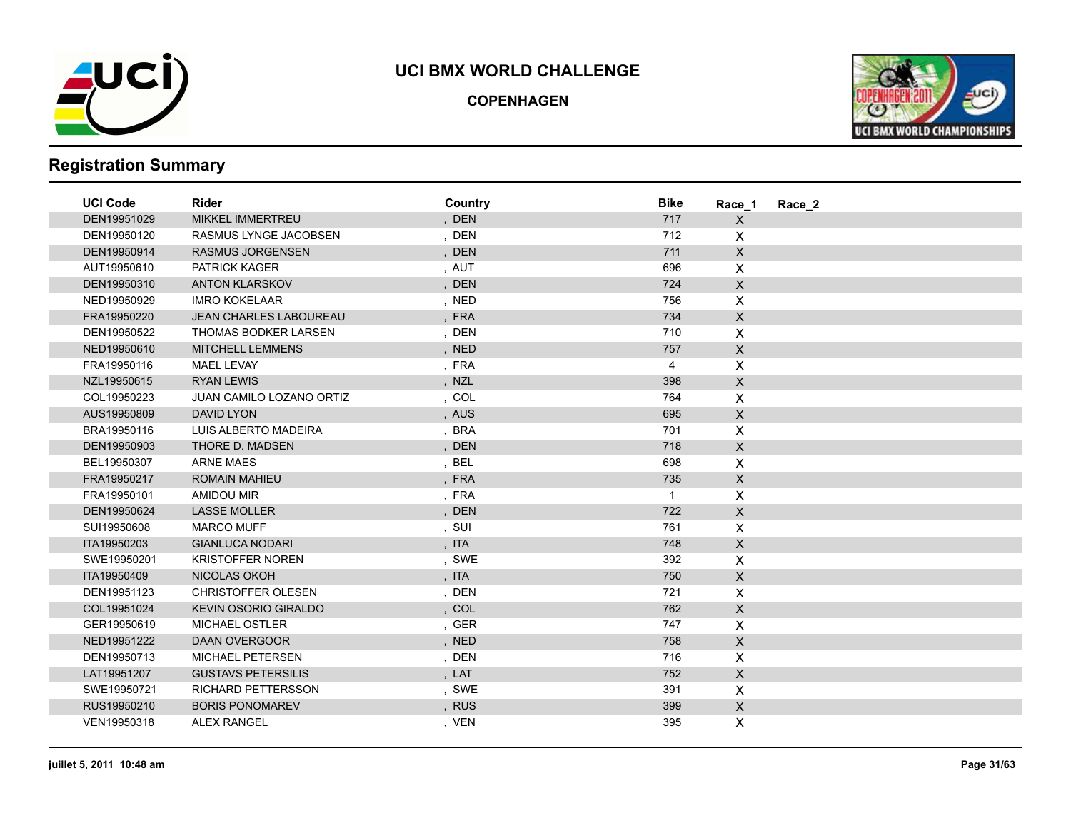# UCI BMX WORLD CHALLENGE

## COPENHAGEN

## Registration Summary

| UCI Code | Rider | Country | Bike | Race_1 | Race_2 |
|---|---|---|---|---|---|
| DEN19951029 | MIKKEL IMMERTREU | , DEN | 717 | X | |
| DEN19950120 | RASMUS LYNGE JACOBSEN | , DEN | 712 | X | |
| DEN19950914 | RASMUS JORGENSEN | , DEN | 711 | X | |
| AUT19950610 | PATRICK KAGER | , AUT | 696 | X | |
| DEN19950310 | ANTON KLARSKOV | , DEN | 724 | X | |
| NED19950929 | IMRO KOKELAAR | , NED | 756 | X | |
| FRA19950220 | JEAN CHARLES LABOUREAU | , FRA | 734 | X | |
| DEN19950522 | THOMAS BODKER LARSEN | , DEN | 710 | X | |
| NED19950610 | MITCHELL LEMMENS | , NED | 757 | X | |
| FRA19950116 | MAEL LEVAY | , FRA | 4 | X | |
| NZL19950615 | RYAN LEWIS | , NZL | 398 | X | |
| COL19950223 | JUAN CAMILO LOZANO ORTIZ | , COL | 764 | X | |
| AUS19950809 | DAVID LYON | , AUS | 695 | X | |
| BRA19950116 | LUIS ALBERTO MADEIRA | , BRA | 701 | X | |
| DEN19950903 | THORE D. MADSEN | , DEN | 718 | X | |
| BEL19950307 | ARNE MAES | , BEL | 698 | X | |
| FRA19950217 | ROMAIN MAHIEU | , FRA | 735 | X | |
| FRA19950101 | AMIDOU MIR | , FRA | 1 | X | |
| DEN19950624 | LASSE MOLLER | , DEN | 722 | X | |
| SUI19950608 | MARCO MUFF | , SUI | 761 | X | |
| ITA19950203 | GIANLUCA NODARI | , ITA | 748 | X | |
| SWE19950201 | KRISTOFFER NOREN | , SWE | 392 | X | |
| ITA19950409 | NICOLAS OKOH | , ITA | 750 | X | |
| DEN19951123 | CHRISTOFFER OLESEN | , DEN | 721 | X | |
| COL19951024 | KEVIN OSORIO GIRALDO | , COL | 762 | X | |
| GER19950619 | MICHAEL OSTLER | , GER | 747 | X | |
| NED19951222 | DAAN OVERGOOR | , NED | 758 | X | |
| DEN19950713 | MICHAEL PETERSEN | , DEN | 716 | X | |
| LAT19951207 | GUSTAVS PETERSILIS | , LAT | 752 | X | |
| SWE19950721 | RICHARD PETTERSSON | , SWE | 391 | X | |
| RUS19950210 | BORIS PONOMAREV | , RUS | 399 | X | |
| VEN19950318 | ALEX RANGEL | , VEN | 395 | X | |

juillet 5, 2011 10:48 am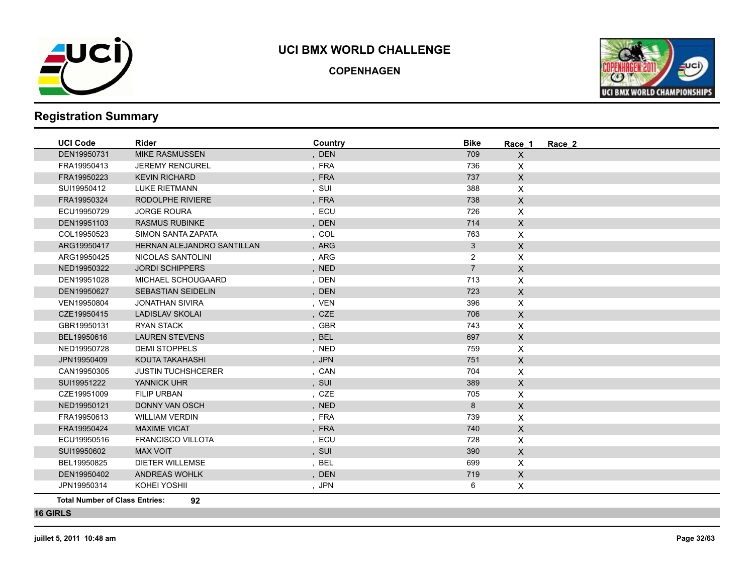# UCI BMX WORLD CHALLENGE

**COPENHAGEN**

## Registration Summary

| UCI Code | Rider | Country | Bike | Race_1 | Race_2 |
|---|---|---|---|---|---|
| DEN19950731 | MIKE RASMUSSEN | , DEN | 709 | X | |
| FRA19950413 | JEREMY RENCUREL | , FRA | 736 | X | |
| FRA19950223 | KEVIN RICHARD | , FRA | 737 | X | |
| SUI19950412 | LUKE RIETMANN | , SUI | 388 | X | |
| FRA19950324 | RODOLPHE RIVIERE | , FRA | 738 | X | |
| ECU19950729 | JORGE ROURA | , ECU | 726 | X | |
| DEN19951103 | RASMUS RUBINKE | , DEN | 714 | X | |
| COL19950523 | SIMON SANTA ZAPATA | , COL | 763 | X | |
| ARG19950417 | HERNAN ALEJANDRO SANTILLAN | , ARG | 3 | X | |
| ARG19950425 | NICOLAS SANTOLINI | , ARG | 2 | X | |
| NED19950322 | JORDI SCHIPPERS | , NED | 7 | X | |
| DEN19951028 | MICHAEL SCHOUGAARD | , DEN | 713 | X | |
| DEN19950627 | SEBASTIAN SEIDELIN | , DEN | 723 | X | |
| VEN19950804 | JONATHAN SIVIRA | , VEN | 396 | X | |
| CZE19950415 | LADISLAV SKOLAI | , CZE | 706 | X | |
| GBR19950131 | RYAN STACK | , GBR | 743 | X | |
| BEL19950616 | LAUREN STEVENS | , BEL | 697 | X | |
| NED19950728 | DEMI STOPPELS | , NED | 759 | X | |
| JPN19950409 | KOUTA TAKAHASHI | , JPN | 751 | X | |
| CAN19950305 | JUSTIN TUCHSHCERER | , CAN | 704 | X | |
| SUI19951222 | YANNICK UHR | , SUI | 389 | X | |
| CZE19951009 | FILIP URBAN | , CZE | 705 | X | |
| NED19950121 | DONNY VAN OSCH | , NED | 8 | X | |
| FRA19950613 | WILLIAM VERDIN | , FRA | 739 | X | |
| FRA19950424 | MAXIME VICAT | , FRA | 740 | X | |
| ECU19950516 | FRANCISCO VILLOTA | , ECU | 728 | X | |
| SUI19950602 | MAX VOIT | , SUI | 390 | X | |
| BEL19950825 | DIETER WILLEMSE | , BEL | 699 | X | |
| DEN19950402 | ANDREAS WOHLK | , DEN | 719 | X | |
| JPN19950314 | KOHEI YOSHII | , JPN | 6 | X | |

**Total Number of Class Entries:** **92**

**16 GIRLS**

**juillet 5, 2011 10:48 am**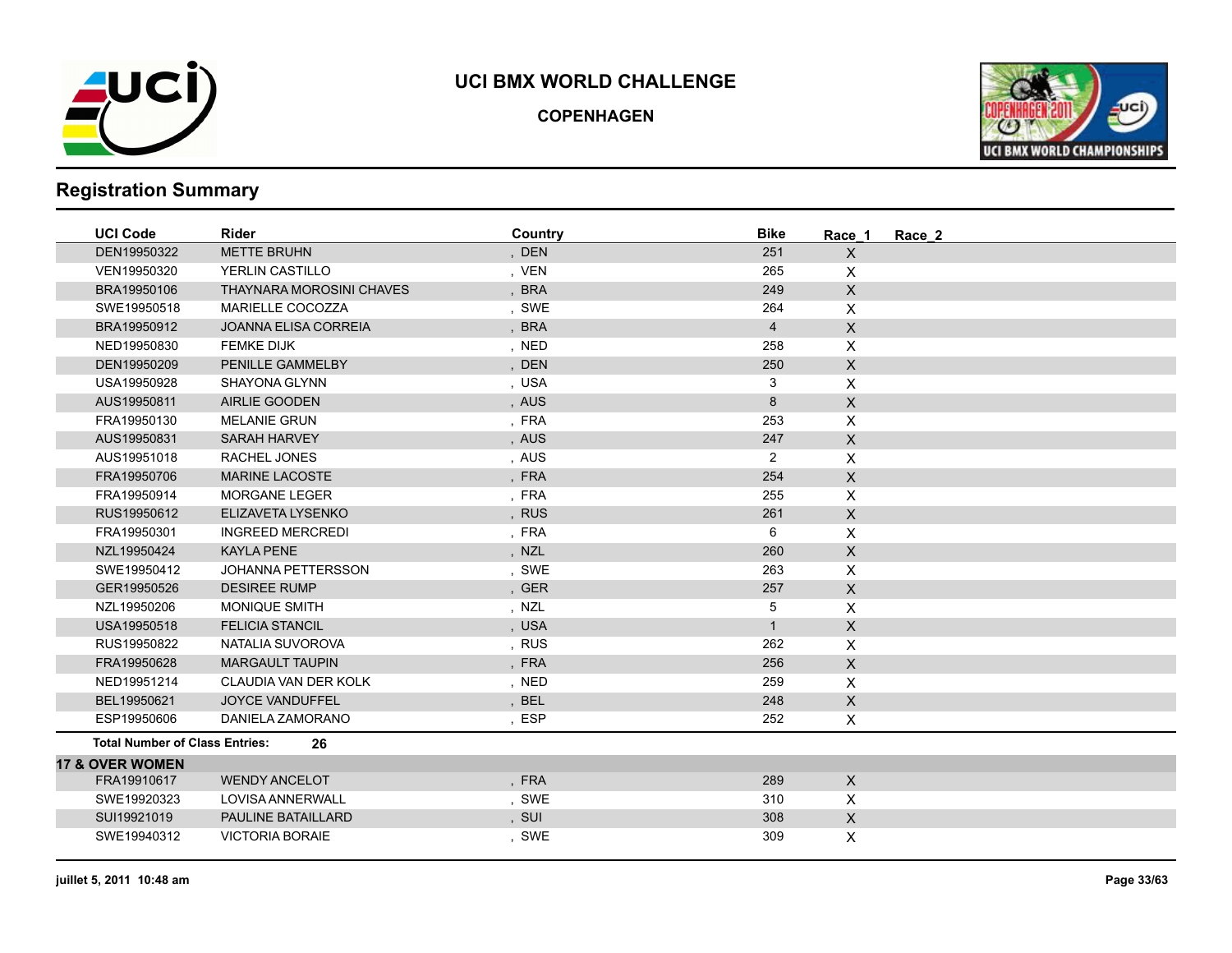# UCI BMX WORLD CHALLENGE

**COPENHAGEN**

## Registration Summary

| UCI Code | Rider | Country | Bike | Race_1 | Race_2 |
|---|---|---|---|---|---|
| DEN19950322 | METTE BRUHN | , DEN | 251 | X | |
| VEN19950320 | YERLIN CASTILLO | , VEN | 265 | X | |
| BRA19950106 | THAYNARA MOROSINI CHAVES | , BRA | 249 | X | |
| SWE19950518 | MARIELLE COCOZZA | , SWE | 264 | X | |
| BRA19950912 | JOANNA ELISA CORREIA | , BRA | 4 | X | |
| NED19950830 | FEMKE DIJK | , NED | 258 | X | |
| DEN19950209 | PENILLE GAMMELBY | , DEN | 250 | X | |
| USA19950928 | SHAYONA GLYNN | , USA | 3 | X | |
| AUS19950811 | AIRLIE GOODEN | , AUS | 8 | X | |
| FRA19950130 | MELANIE GRUN | , FRA | 253 | X | |
| AUS19950831 | SARAH HARVEY | , AUS | 247 | X | |
| AUS19951018 | RACHEL JONES | , AUS | 2 | X | |
| FRA19950706 | MARINE LACOSTE | , FRA | 254 | X | |
| FRA19950914 | MORGANE LEGER | , FRA | 255 | X | |
| RUS19950612 | ELIZAVETA LYSENKO | , RUS | 261 | X | |
| FRA19950301 | INGREED MERCREDI | , FRA | 6 | X | |
| NZL19950424 | KAYLA PENE | , NZL | 260 | X | |
| SWE19950412 | JOHANNA PETTERSSON | , SWE | 263 | X | |
| GER19950526 | DESIREE RUMP | , GER | 257 | X | |
| NZL19950206 | MONIQUE SMITH | , NZL | 5 | X | |
| USA19950518 | FELICIA STANCIL | , USA | 1 | X | |
| RUS19950822 | NATALIA SUVOROVA | , RUS | 262 | X | |
| FRA19950628 | MARGAULT TAUPIN | , FRA | 256 | X | |
| NED19951214 | CLAUDIA VAN DER KOLK | , NED | 259 | X | |
| BEL19950621 | JOYCE VANDUFFEL | , BEL | 248 | X | |
| ESP19950606 | DANIELA ZAMORANO | , ESP | 252 | X | |

**Total Number of Class Entries:** 26

**17 & OVER WOMEN**

| UCI Code | Rider | Country | Bike | Race_1 | Race_2 |
|---|---|---|---|---|---|
| FRA19910617 | WENDY ANCELOT | , FRA | 289 | X | |
| SWE19920323 | LOVISA ANNERWALL | , SWE | 310 | X | |
| SUI19921019 | PAULINE BATAILLARD | , SUI | 308 | X | |
| SWE19940312 | VICTORIA BORAIE | , SWE | 309 | X | |

**juillet 5, 2011 10:48 am**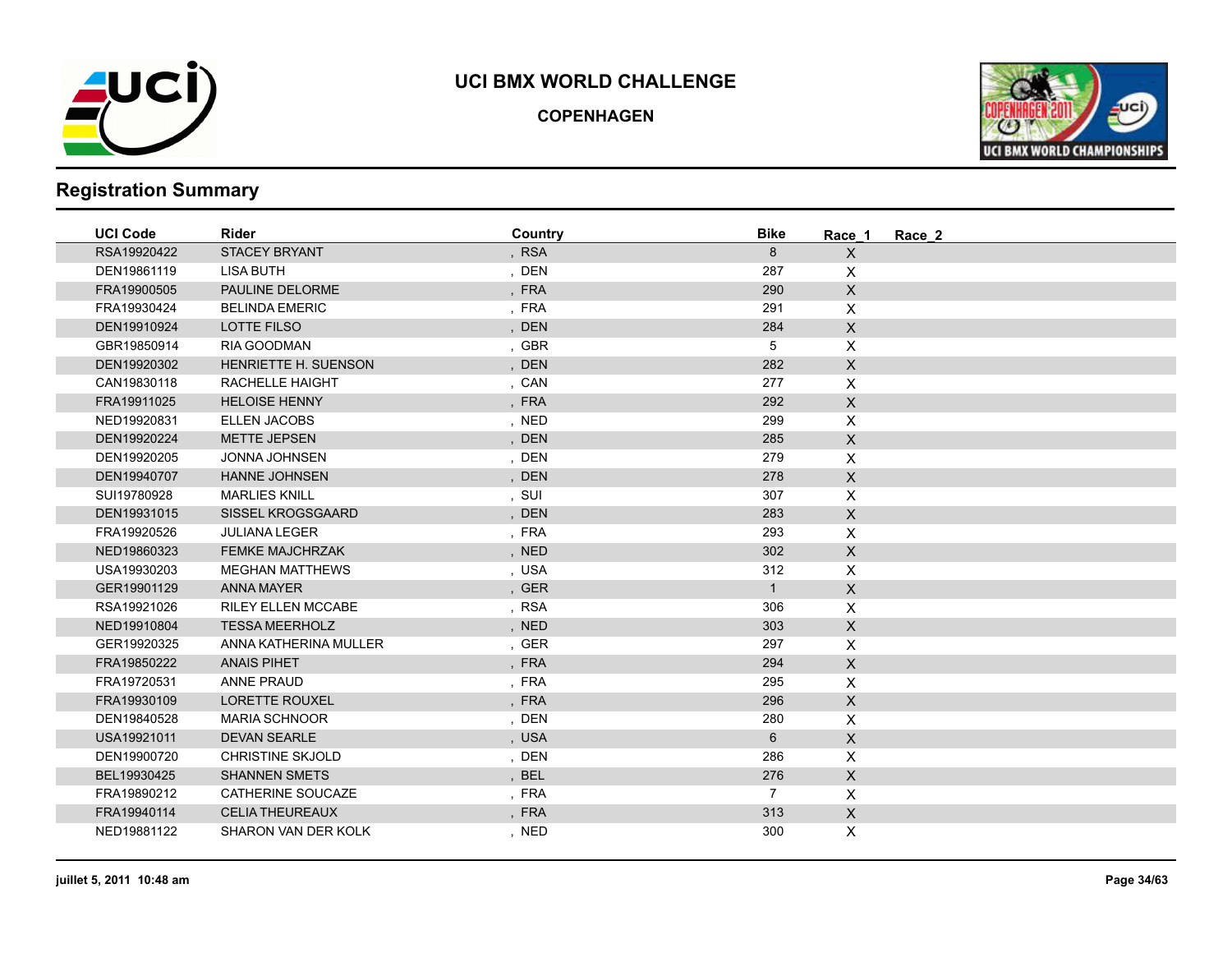# UCI BMX WORLD CHALLENGE

**COPENHAGEN**

## Registration Summary

| UCI Code | Rider | Country | Bike | Race_1 | Race_2 |
|---|---|---|---|---|---|
| RSA19920422 | STACEY BRYANT | , RSA | 8 | X | |
| DEN19861119 | LISA BUTH | , DEN | 287 | X | |
| FRA19900505 | PAULINE DELORME | , FRA | 290 | X | |
| FRA19930424 | BELINDA EMERIC | , FRA | 291 | X | |
| DEN19910924 | LOTTE FILSO | , DEN | 284 | X | |
| GBR19850914 | RIA GOODMAN | , GBR | 5 | X | |
| DEN19920302 | HENRIETTE H. SUENSON | , DEN | 282 | X | |
| CAN19830118 | RACHELLE HAIGHT | , CAN | 277 | X | |
| FRA19911025 | HELOISE HENNY | , FRA | 292 | X | |
| NED19920831 | ELLEN JACOBS | , NED | 299 | X | |
| DEN19920224 | METTE JEPSEN | , DEN | 285 | X | |
| DEN19920205 | JONNA JOHNSEN | , DEN | 279 | X | |
| DEN19940707 | HANNE JOHNSEN | , DEN | 278 | X | |
| SUI19780928 | MARLIES KNILL | , SUI | 307 | X | |
| DEN19931015 | SISSEL KROGSGAARD | , DEN | 283 | X | |
| FRA19920526 | JULIANA LEGER | , FRA | 293 | X | |
| NED19860323 | FEMKE MAJCHRZAK | , NED | 302 | X | |
| USA19930203 | MEGHAN MATTHEWS | , USA | 312 | X | |
| GER19901129 | ANNA MAYER | , GER | 1 | X | |
| RSA19921026 | RILEY ELLEN MCCABE | , RSA | 306 | X | |
| NED19910804 | TESSA MEERHOLZ | , NED | 303 | X | |
| GER19920325 | ANNA KATHERINA MULLER | , GER | 297 | X | |
| FRA19850222 | ANAIS PIHET | , FRA | 294 | X | |
| FRA19720531 | ANNE PRAUD | , FRA | 295 | X | |
| FRA19930109 | LORETTE ROUXEL | , FRA | 296 | X | |
| DEN19840528 | MARIA SCHNOOR | , DEN | 280 | X | |
| USA19921011 | DEVAN SEARLE | , USA | 6 | X | |
| DEN19900720 | CHRISTINE SKJOLD | , DEN | 286 | X | |
| BEL19930425 | SHANNEN SMETS | , BEL | 276 | X | |
| FRA19890212 | CATHERINE SOUCAZE | , FRA | 7 | X | |
| FRA19940114 | CELIA THEUREAUX | , FRA | 313 | X | |
| NED19881122 | SHARON VAN DER KOLK | , NED | 300 | X | |

juillet 5, 2011 10:48 am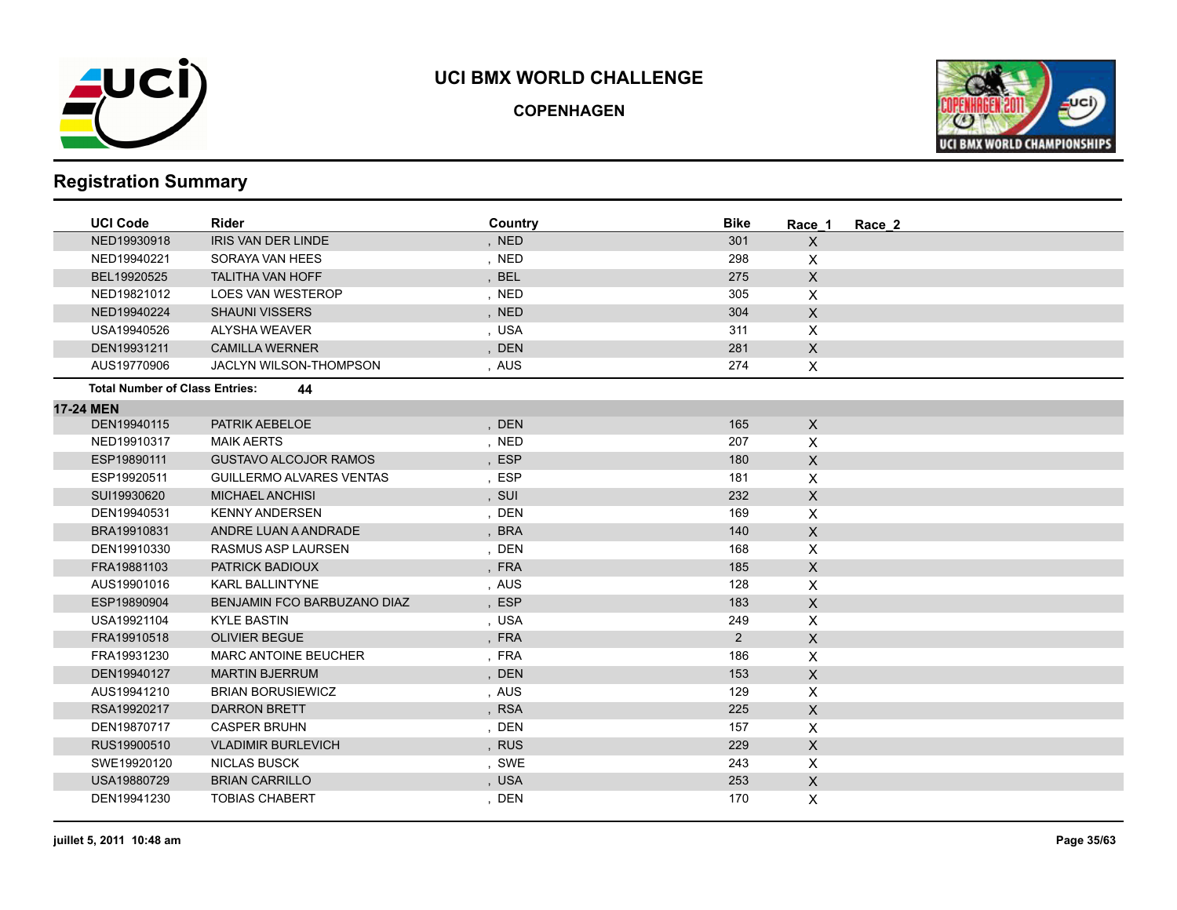# UCI BMX WORLD CHALLENGE

**COPENHAGEN**

## Registration Summary

| UCI Code | Rider | Country | Bike | Race_1 | Race_2 |
|---|---|---|---|---|---|
| NED19930918 | IRIS VAN DER LINDE | , NED | 301 | X | |
| NED19940221 | SORAYA VAN HEES | , NED | 298 | X | |
| BEL19920525 | TALITHA VAN HOFF | , BEL | 275 | X | |
| NED19821012 | LOES VAN WESTEROP | , NED | 305 | X | |
| NED19940224 | SHAUNI VISSERS | , NED | 304 | X | |
| USA19940526 | ALYSHA WEAVER | , USA | 311 | X | |
| DEN19931211 | CAMILLA WERNER | , DEN | 281 | X | |
| AUS19770906 | JACLYN WILSON-THOMPSON | , AUS | 274 | X | |

**Total Number of Class Entries:** 44

**17-24 MEN**

| UCI Code | Rider | Country | Bike | Race_1 | Race_2 |
|---|---|---|---|---|---|
| DEN19940115 | PATRIK AEBELOE | , DEN | 165 | X | |
| NED19910317 | MAIK AERTS | , NED | 207 | X | |
| ESP19890111 | GUSTAVO ALCOJOR RAMOS | , ESP | 180 | X | |
| ESP19920511 | GUILLERMO ALVARES VENTAS | , ESP | 181 | X | |
| SUI19930620 | MICHAEL ANCHISI | , SUI | 232 | X | |
| DEN19940531 | KENNY ANDERSEN | , DEN | 169 | X | |
| BRA19910831 | ANDRE LUAN A ANDRADE | , BRA | 140 | X | |
| DEN19910330 | RASMUS ASP LAURSEN | , DEN | 168 | X | |
| FRA19881103 | PATRICK BADIOUX | , FRA | 185 | X | |
| AUS19901016 | KARL BALLINTYNE | , AUS | 128 | X | |
| ESP19890904 | BENJAMIN FCO BARBUZANO DIAZ | , ESP | 183 | X | |
| USA19921104 | KYLE BASTIN | , USA | 249 | X | |
| FRA19910518 | OLIVIER BEGUE | , FRA | 2 | X | |
| FRA19931230 | MARC ANTOINE BEUCHER | , FRA | 186 | X | |
| DEN19940127 | MARTIN BJERRUM | , DEN | 153 | X | |
| AUS19941210 | BRIAN BORUSIEWICZ | , AUS | 129 | X | |
| RSA19920217 | DARRON BRETT | , RSA | 225 | X | |
| DEN19870717 | CASPER BRUHN | , DEN | 157 | X | |
| RUS19900510 | VLADIMIR BURLEVICH | , RUS | 229 | X | |
| SWE19920120 | NICLAS BUSCK | , SWE | 243 | X | |
| USA19880729 | BRIAN CARRILLO | , USA | 253 | X | |
| DEN19941230 | TOBIAS CHABERT | , DEN | 170 | X | |

juillet 5, 2011 10:48 am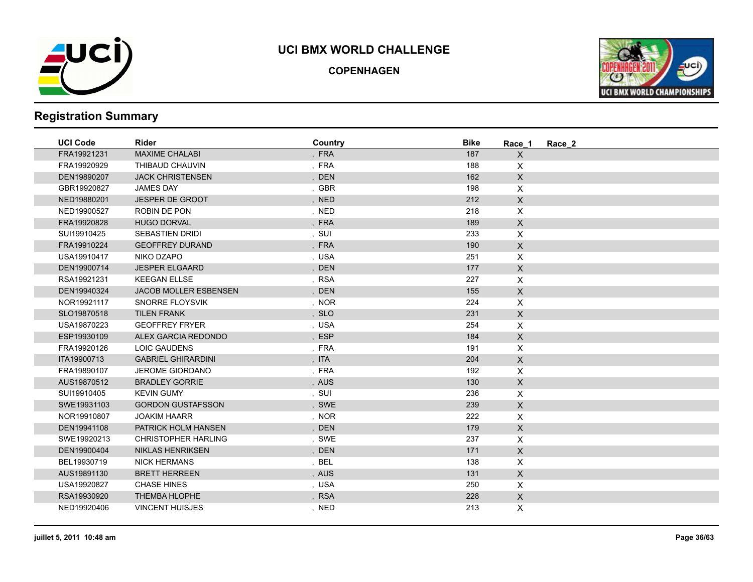# UCI BMX WORLD CHALLENGE

**COPENHAGEN**

## Registration Summary

| UCI Code | Rider | Country | Bike | Race_1 | Race_2 |
|---|---|---|---|---|---|
| FRA19921231 | MAXIME CHALABI | , FRA | 187 | X | |
| FRA19920929 | THIBAUD CHAUVIN | , FRA | 188 | X | |
| DEN19890207 | JACK CHRISTENSEN | , DEN | 162 | X | |
| GBR19920827 | JAMES DAY | , GBR | 198 | X | |
| NED19880201 | JESPER DE GROOT | , NED | 212 | X | |
| NED19900527 | ROBIN DE PON | , NED | 218 | X | |
| FRA19920828 | HUGO DORVAL | , FRA | 189 | X | |
| SUI19910425 | SEBASTIEN DRIDI | , SUI | 233 | X | |
| FRA19910224 | GEOFFREY DURAND | , FRA | 190 | X | |
| USA19910417 | NIKO DZAPO | , USA | 251 | X | |
| DEN19900714 | JESPER ELGAARD | , DEN | 177 | X | |
| RSA19921231 | KEEGAN ELLSE | , RSA | 227 | X | |
| DEN19940324 | JACOB MOLLER ESBENSEN | , DEN | 155 | X | |
| NOR19921117 | SNORRE FLOYSVIK | , NOR | 224 | X | |
| SLO19870518 | TILEN FRANK | , SLO | 231 | X | |
| USA19870223 | GEOFFREY FRYER | , USA | 254 | X | |
| ESP19930109 | ALEX GARCIA REDONDO | , ESP | 184 | X | |
| FRA19920126 | LOIC GAUDENS | , FRA | 191 | X | |
| ITA19900713 | GABRIEL GHIRARDINI | , ITA | 204 | X | |
| FRA19890107 | JEROME GIORDANO | , FRA | 192 | X | |
| AUS19870512 | BRADLEY GORRIE | , AUS | 130 | X | |
| SUI19910405 | KEVIN GUMY | , SUI | 236 | X | |
| SWE19931103 | GORDON GUSTAFSSON | , SWE | 239 | X | |
| NOR19910807 | JOAKIM HAARR | , NOR | 222 | X | |
| DEN19941108 | PATRICK HOLM HANSEN | , DEN | 179 | X | |
| SWE19920213 | CHRISTOPHER HARLING | , SWE | 237 | X | |
| DEN19900404 | NIKLAS HENRIKSEN | , DEN | 171 | X | |
| BEL19930719 | NICK HERMANS | , BEL | 138 | X | |
| AUS19891130 | BRETT HERREEN | , AUS | 131 | X | |
| USA19920827 | CHASE HINES | , USA | 250 | X | |
| RSA19930920 | THEMBA HLOPHE | , RSA | 228 | X | |
| NED19920406 | VINCENT HUISJES | , NED | 213 | X | |

juillet 5, 2011 10:48 am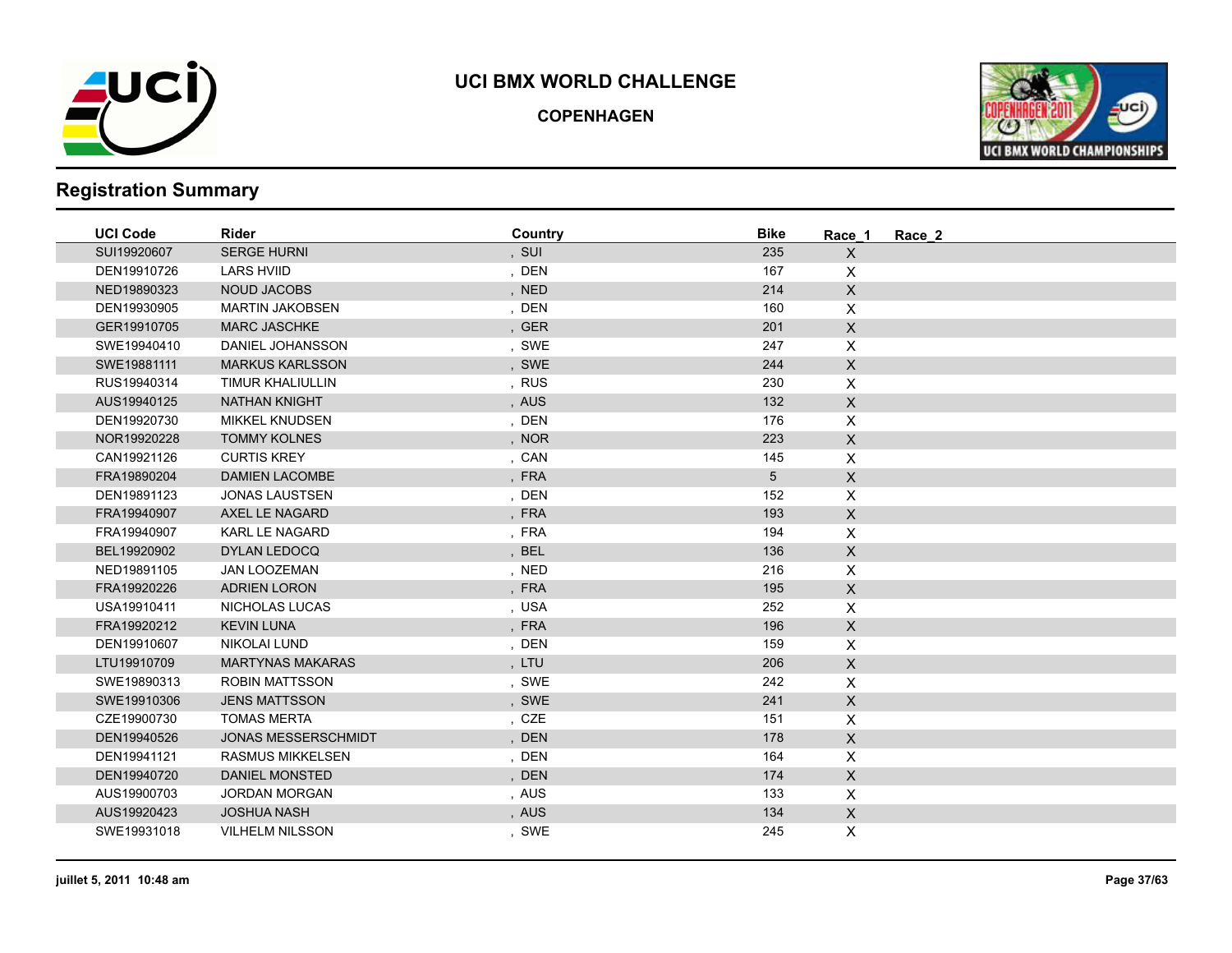# UCI BMX WORLD CHALLENGE

**COPENHAGEN**

## Registration Summary

| UCI Code | Rider | Country | Bike | Race_1 | Race_2 |
|---|---|---|---|---|---|
| SUI19920607 | SERGE HURNI | , SUI | 235 | X | |
| DEN19910726 | LARS HVIID | , DEN | 167 | X | |
| NED19890323 | NOUD JACOBS | , NED | 214 | X | |
| DEN19930905 | MARTIN JAKOBSEN | , DEN | 160 | X | |
| GER19910705 | MARC JASCHKE | , GER | 201 | X | |
| SWE19940410 | DANIEL JOHANSSON | , SWE | 247 | X | |
| SWE19881111 | MARKUS KARLSSON | , SWE | 244 | X | |
| RUS19940314 | TIMUR KHALIULLIN | , RUS | 230 | X | |
| AUS19940125 | NATHAN KNIGHT | , AUS | 132 | X | |
| DEN19920730 | MIKKEL KNUDSEN | , DEN | 176 | X | |
| NOR19920228 | TOMMY KOLNES | , NOR | 223 | X | |
| CAN19921126 | CURTIS KREY | , CAN | 145 | X | |
| FRA19890204 | DAMIEN LACOMBE | , FRA | 5 | X | |
| DEN19891123 | JONAS LAUSTSEN | , DEN | 152 | X | |
| FRA19940907 | AXEL LE NAGARD | , FRA | 193 | X | |
| FRA19940907 | KARL LE NAGARD | , FRA | 194 | X | |
| BEL19920902 | DYLAN LEDOCQ | , BEL | 136 | X | |
| NED19891105 | JAN LOOZEMAN | , NED | 216 | X | |
| FRA19920226 | ADRIEN LORON | , FRA | 195 | X | |
| USA19910411 | NICHOLAS LUCAS | , USA | 252 | X | |
| FRA19920212 | KEVIN LUNA | , FRA | 196 | X | |
| DEN19910607 | NIKOLAI LUND | , DEN | 159 | X | |
| LTU19910709 | MARTYNAS MAKARAS | , LTU | 206 | X | |
| SWE19890313 | ROBIN MATTSSON | , SWE | 242 | X | |
| SWE19910306 | JENS MATTSSON | , SWE | 241 | X | |
| CZE19900730 | TOMAS MERTA | , CZE | 151 | X | |
| DEN19940526 | JONAS MESSERSCHMIDT | , DEN | 178 | X | |
| DEN19941121 | RASMUS MIKKELSEN | , DEN | 164 | X | |
| DEN19940720 | DANIEL MONSTED | , DEN | 174 | X | |
| AUS19900703 | JORDAN MORGAN | , AUS | 133 | X | |
| AUS19920423 | JOSHUA NASH | , AUS | 134 | X | |
| SWE19931018 | VILHELM NILSSON | , SWE | 245 | X | |

juillet 5, 2011 10:48 am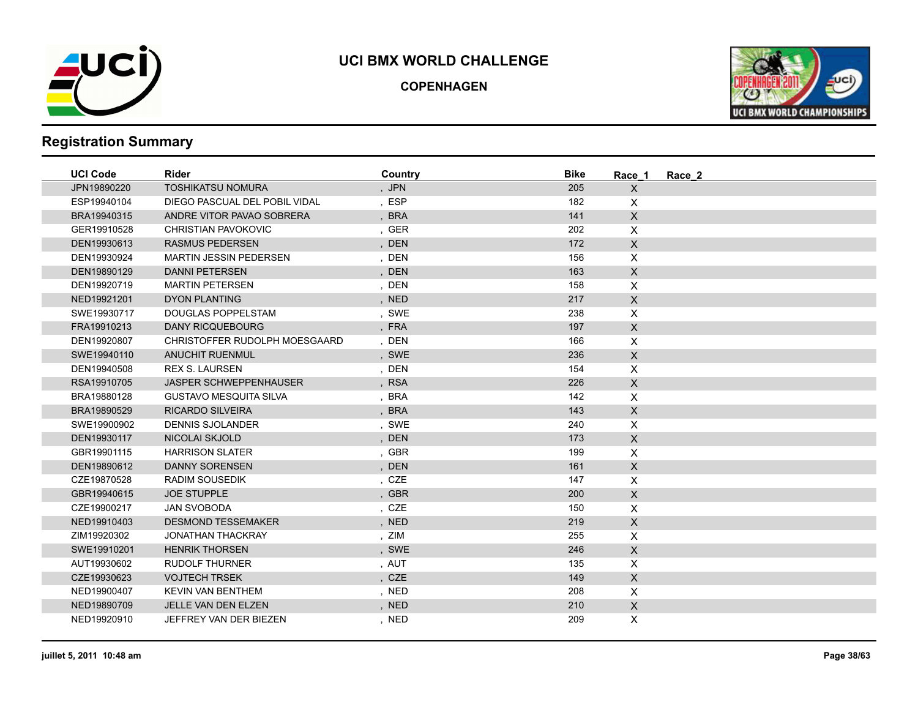# UCI BMX WORLD CHALLENGE

## COPENHAGEN

## Registration Summary

| UCI Code | Rider | Country | Bike | Race_1 | Race_2 |
|---|---|---|---|---|---|
| JPN19890220 | TOSHIKATSU NOMURA | , JPN | 205 | X | |
| ESP19940104 | DIEGO PASCUAL DEL POBIL VIDAL | , ESP | 182 | X | |
| BRA19940315 | ANDRE VITOR PAVAO SOBRERA | , BRA | 141 | X | |
| GER19910528 | CHRISTIAN PAVOKOVIC | , GER | 202 | X | |
| DEN19930613 | RASMUS PEDERSEN | , DEN | 172 | X | |
| DEN19930924 | MARTIN JESSIN PEDERSEN | , DEN | 156 | X | |
| DEN19890129 | DANNI PETERSEN | , DEN | 163 | X | |
| DEN19920719 | MARTIN PETERSEN | , DEN | 158 | X | |
| NED19921201 | DYON PLANTING | , NED | 217 | X | |
| SWE19930717 | DOUGLAS POPPELSTAM | , SWE | 238 | X | |
| FRA19910213 | DANY RICQUEBOURG | , FRA | 197 | X | |
| DEN19920807 | CHRISTOFFER RUDOLPH MOESGAARD | , DEN | 166 | X | |
| SWE19940110 | ANUCHIT RUENMUL | , SWE | 236 | X | |
| DEN19940508 | REX S. LAURSEN | , DEN | 154 | X | |
| RSA19910705 | JASPER SCHWEPPENHAUSER | , RSA | 226 | X | |
| BRA19880128 | GUSTAVO MESQUITA SILVA | , BRA | 142 | X | |
| BRA19890529 | RICARDO SILVEIRA | , BRA | 143 | X | |
| SWE19900902 | DENNIS SJOLANDER | , SWE | 240 | X | |
| DEN19930117 | NICOLAI SKJOLD | , DEN | 173 | X | |
| GBR19901115 | HARRISON SLATER | , GBR | 199 | X | |
| DEN19890612 | DANNY SORENSEN | , DEN | 161 | X | |
| CZE19870528 | RADIM SOUSEDIK | , CZE | 147 | X | |
| GBR19940615 | JOE STUPPLE | , GBR | 200 | X | |
| CZE19900217 | JAN SVOBODA | , CZE | 150 | X | |
| NED19910403 | DESMOND TESSEMAKER | , NED | 219 | X | |
| ZIM19920302 | JONATHAN THACKRAY | , ZIM | 255 | X | |
| SWE19910201 | HENRIK THORSEN | , SWE | 246 | X | |
| AUT19930602 | RUDOLF THURNER | , AUT | 135 | X | |
| CZE19930623 | VOJTECH TRSEK | , CZE | 149 | X | |
| NED19900407 | KEVIN VAN BENTHEM | , NED | 208 | X | |
| NED19890709 | JELLE VAN DEN ELZEN | , NED | 210 | X | |
| NED19920910 | JEFFREY VAN DER BIEZEN | , NED | 209 | X | |

juillet 5, 2011 10:48 am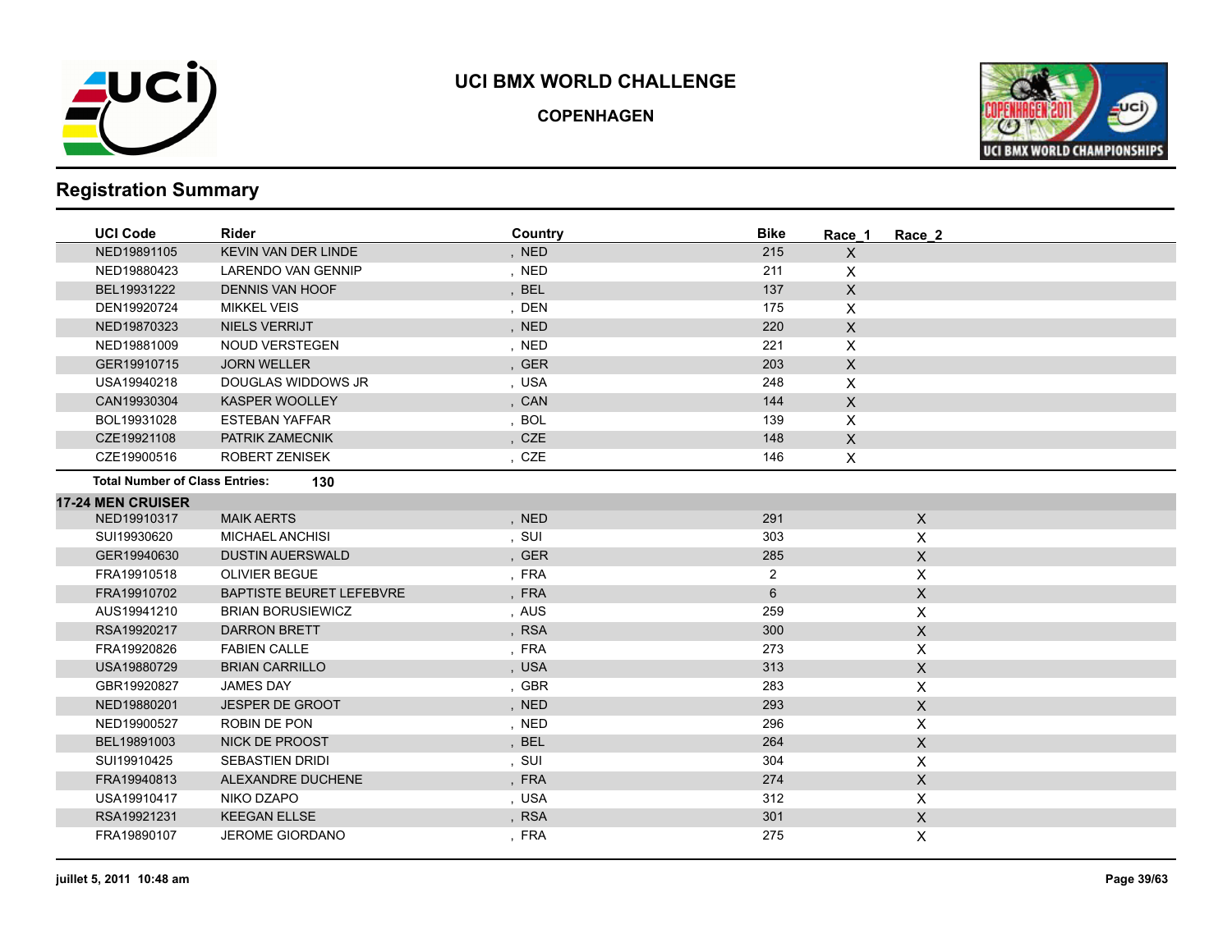# UCI BMX WORLD CHALLENGE

## COPENHAGEN

## Registration Summary

| UCI Code | Rider | Country | Bike | Race_1 | Race_2 |
|---|---|---|---|---|---|
| NED19891105 | KEVIN VAN DER LINDE | , NED | 215 | X | |
| NED19880423 | LARENDO VAN GENNIP | , NED | 211 | X | |
| BEL19931222 | DENNIS VAN HOOF | , BEL | 137 | X | |
| DEN19920724 | MIKKEL VEIS | , DEN | 175 | X | |
| NED19870323 | NIELS VERRIJT | , NED | 220 | X | |
| NED19881009 | NOUD VERSTEGEN | , NED | 221 | X | |
| GER19910715 | JORN WELLER | , GER | 203 | X | |
| USA19940218 | DOUGLAS WIDDOWS JR | , USA | 248 | X | |
| CAN19930304 | KASPER WOOLLEY | , CAN | 144 | X | |
| BOL19931028 | ESTEBAN YAFFAR | , BOL | 139 | X | |
| CZE19921108 | PATRIK ZAMECNIK | , CZE | 148 | X | |
| CZE19900516 | ROBERT ZENISEK | , CZE | 146 | X | |

**Total Number of Class Entries:** **130**

**17-24 MEN CRUISER**

| UCI Code | Rider | Country | Bike | Race_1 | Race_2 |
|---|---|---|---|---|---|
| NED19910317 | MAIK AERTS | , NED | 291 | | X |
| SUI19930620 | MICHAEL ANCHISI | , SUI | 303 | | X |
| GER19940630 | DUSTIN AUERSWALD | , GER | 285 | | X |
| FRA19910518 | OLIVIER BEGUE | , FRA | 2 | | X |
| FRA19910702 | BAPTISTE BEURET LEFEBVRE | , FRA | 6 | | X |
| AUS19941210 | BRIAN BORUSIEWICZ | , AUS | 259 | | X |
| RSA19920217 | DARRON BRETT | , RSA | 300 | | X |
| FRA19920826 | FABIEN CALLE | , FRA | 273 | | X |
| USA19880729 | BRIAN CARRILLO | , USA | 313 | | X |
| GBR19920827 | JAMES DAY | , GBR | 283 | | X |
| NED19880201 | JESPER DE GROOT | , NED | 293 | | X |
| NED19900527 | ROBIN DE PON | , NED | 296 | | X |
| BEL19891003 | NICK DE PROOST | , BEL | 264 | | X |
| SUI19910425 | SEBASTIEN DRIDI | , SUI | 304 | | X |
| FRA19940813 | ALEXANDRE DUCHENE | , FRA | 274 | | X |
| USA19910417 | NIKO DZAPO | , USA | 312 | | X |
| RSA19921231 | KEEGAN ELLSE | , RSA | 301 | | X |
| FRA19890107 | JEROME GIORDANO | , FRA | 275 | | X |

juillet 5, 2011 10:48 am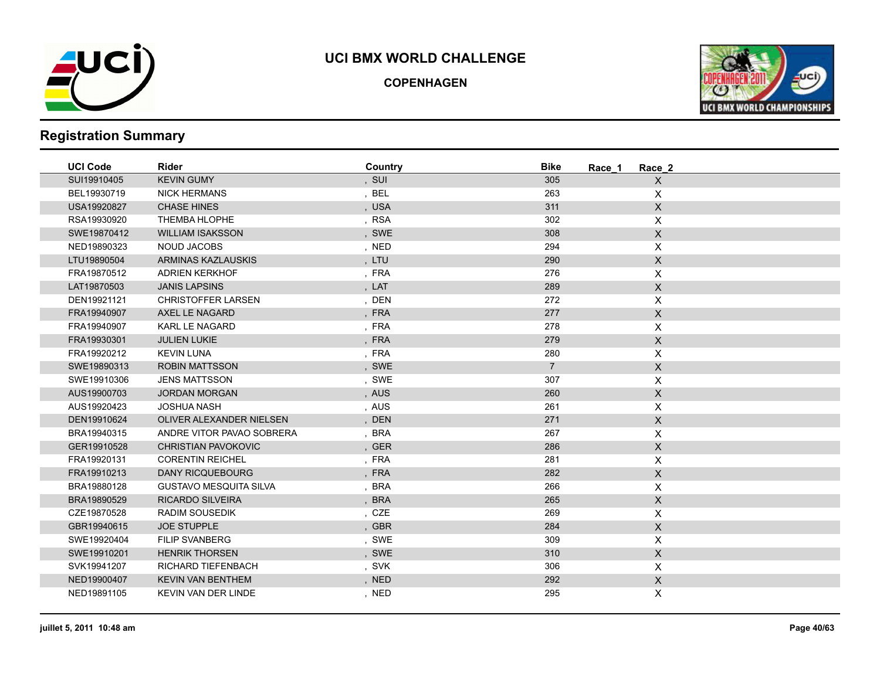# UCI BMX WORLD CHALLENGE

## COPENHAGEN

## Registration Summary

| UCI Code | Rider | Country | Bike | Race_1 | Race_2 |
|---|---|---|---|---|---|
| SUI19910405 | KEVIN GUMY | , SUI | 305 | | X |
| BEL19930719 | NICK HERMANS | , BEL | 263 | | X |
| USA19920827 | CHASE HINES | , USA | 311 | | X |
| RSA19930920 | THEMBA HLOPHE | , RSA | 302 | | X |
| SWE19870412 | WILLIAM ISAKSSON | , SWE | 308 | | X |
| NED19890323 | NOUD JACOBS | , NED | 294 | | X |
| LTU19890504 | ARMINAS KAZLAUSKIS | , LTU | 290 | | X |
| FRA19870512 | ADRIEN KERKHOF | , FRA | 276 | | X |
| LAT19870503 | JANIS LAPSINS | , LAT | 289 | | X |
| DEN19921121 | CHRISTOFFER LARSEN | , DEN | 272 | | X |
| FRA19940907 | AXEL LE NAGARD | , FRA | 277 | | X |
| FRA19940907 | KARL LE NAGARD | , FRA | 278 | | X |
| FRA19930301 | JULIEN LUKIE | , FRA | 279 | | X |
| FRA19920212 | KEVIN LUNA | , FRA | 280 | | X |
| SWE19890313 | ROBIN MATTSSON | , SWE | 7 | | X |
| SWE19910306 | JENS MATTSSON | , SWE | 307 | | X |
| AUS19900703 | JORDAN MORGAN | , AUS | 260 | | X |
| AUS19920423 | JOSHUA NASH | , AUS | 261 | | X |
| DEN19910624 | OLIVER ALEXANDER NIELSEN | , DEN | 271 | | X |
| BRA19940315 | ANDRE VITOR PAVAO SOBRERA | , BRA | 267 | | X |
| GER19910528 | CHRISTIAN PAVOKOVIC | , GER | 286 | | X |
| FRA19920131 | CORENTIN REICHEL | , FRA | 281 | | X |
| FRA19910213 | DANY RICQUEBOURG | , FRA | 282 | | X |
| BRA19880128 | GUSTAVO MESQUITA SILVA | , BRA | 266 | | X |
| BRA19890529 | RICARDO SILVEIRA | , BRA | 265 | | X |
| CZE19870528 | RADIM SOUSEDIK | , CZE | 269 | | X |
| GBR19940615 | JOE STUPPLE | , GBR | 284 | | X |
| SWE19920404 | FILIP SVANBERG | , SWE | 309 | | X |
| SWE19910201 | HENRIK THORSEN | , SWE | 310 | | X |
| SVK19941207 | RICHARD TIEFENBACH | , SVK | 306 | | X |
| NED19900407 | KEVIN VAN BENTHEM | , NED | 292 | | X |
| NED19891105 | KEVIN VAN DER LINDE | , NED | 295 | | X |

juillet 5, 2011 10:48 am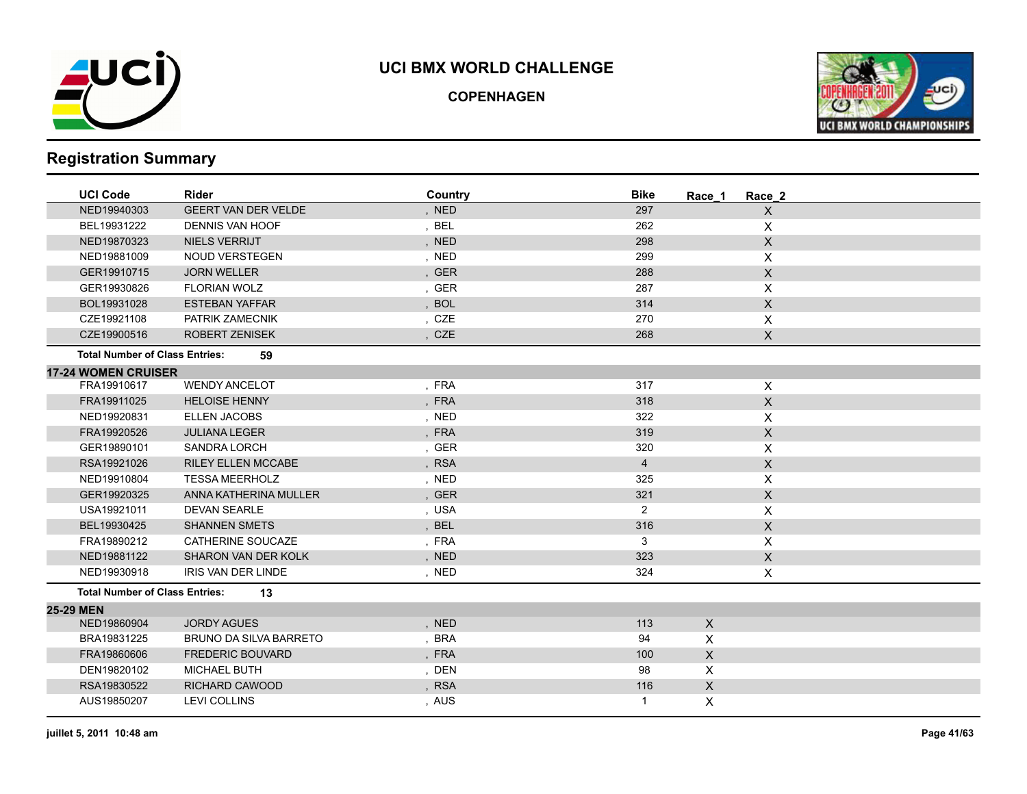# UCI BMX WORLD CHALLENGE

## COPENHAGEN

## Registration Summary

| UCI Code | Rider | Country | Bike | Race_1 | Race_2 |
|---|---|---|---|---|---|
| NED19940303 | GEERT VAN DER VELDE | , NED | 297 | | X |
| BEL19931222 | DENNIS VAN HOOF | , BEL | 262 | | X |
| NED19870323 | NIELS VERRIJT | , NED | 298 | | X |
| NED19881009 | NOUD VERSTEGEN | , NED | 299 | | X |
| GER19910715 | JORN WELLER | , GER | 288 | | X |
| GER19930826 | FLORIAN WOLZ | , GER | 287 | | X |
| BOL19931028 | ESTEBAN YAFFAR | , BOL | 314 | | X |
| CZE19921108 | PATRIK ZAMECNIK | , CZE | 270 | | X |
| CZE19900516 | ROBERT ZENISEK | , CZE | 268 | | X |

**Total Number of Class Entries: 59**

**17-24 WOMEN CRUISER**

| UCI Code | Rider | Country | Bike | Race_1 | Race_2 |
|---|---|---|---|---|---|
| FRA19910617 | WENDY ANCELOT | , FRA | 317 | | X |
| FRA19911025 | HELOISE HENNY | , FRA | 318 | | X |
| NED19920831 | ELLEN JACOBS | , NED | 322 | | X |
| FRA19920526 | JULIANA LEGER | , FRA | 319 | | X |
| GER19890101 | SANDRA LORCH | , GER | 320 | | X |
| RSA19921026 | RILEY ELLEN MCCABE | , RSA | 4 | | X |
| NED19910804 | TESSA MEERHOLZ | , NED | 325 | | X |
| GER19920325 | ANNA KATHERINA MULLER | , GER | 321 | | X |
| USA19921011 | DEVAN SEARLE | , USA | 2 | | X |
| BEL19930425 | SHANNEN SMETS | , BEL | 316 | | X |
| FRA19890212 | CATHERINE SOUCAZE | , FRA | 3 | | X |
| NED19881122 | SHARON VAN DER KOLK | , NED | 323 | | X |
| NED19930918 | IRIS VAN DER LINDE | , NED | 324 | | X |

**Total Number of Class Entries: 13**

**25-29 MEN**

| UCI Code | Rider | Country | Bike | Race_1 | Race_2 |
|---|---|---|---|---|---|
| NED19860904 | JORDY AGUES | , NED | 113 | X | |
| BRA19831225 | BRUNO DA SILVA BARRETO | , BRA | 94 | X | |
| FRA19860606 | FREDERIC BOUVARD | , FRA | 100 | X | |
| DEN19820102 | MICHAEL BUTH | , DEN | 98 | X | |
| RSA19830522 | RICHARD CAWOOD | , RSA | 116 | X | |
| AUS19850207 | LEVI COLLINS | , AUS | 1 | X | |

juillet 5, 2011 10:48 am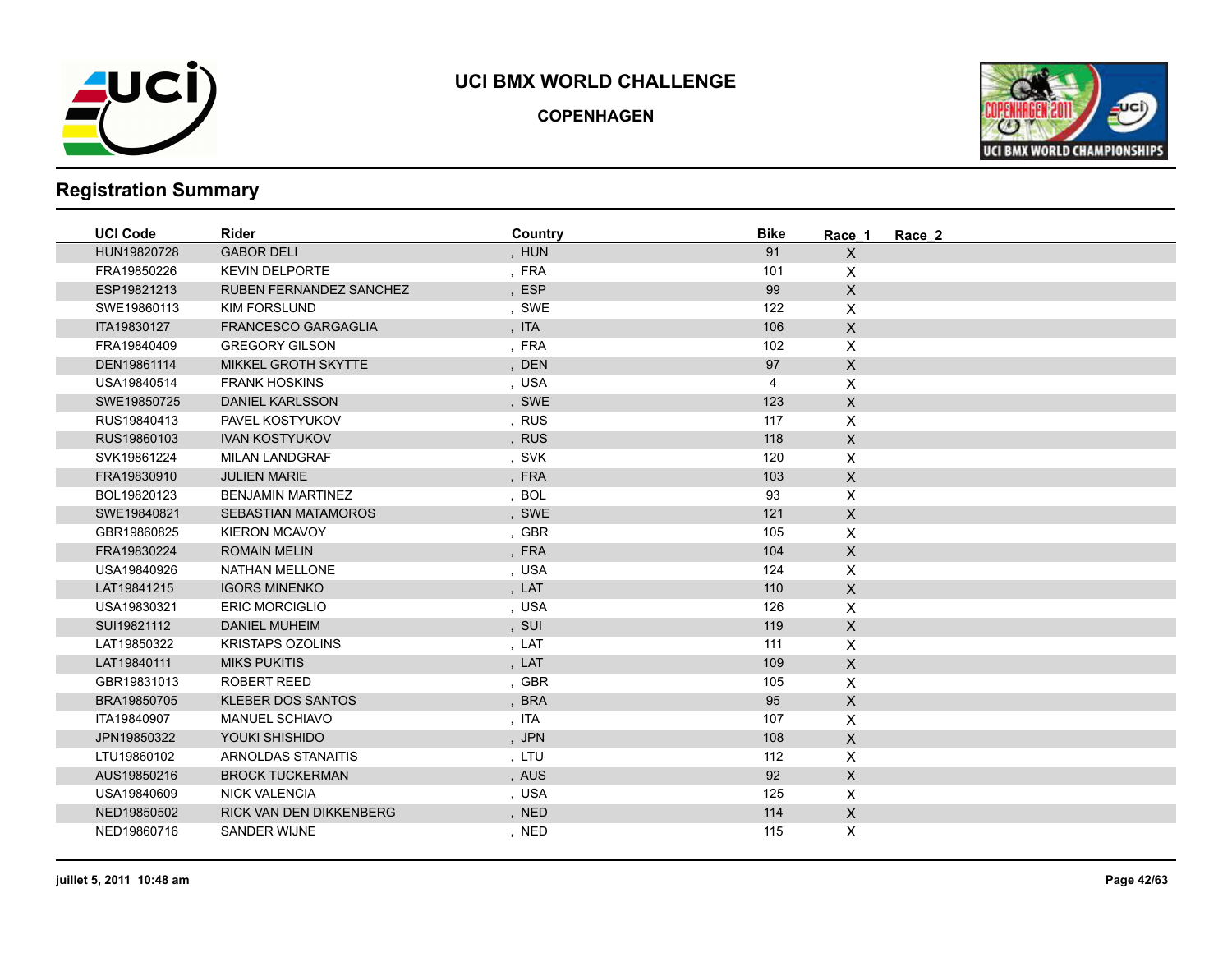# UCI BMX WORLD CHALLENGE

## COPENHAGEN

## Registration Summary

| UCI Code | Rider | Country | Bike | Race_1 | Race_2 |
|---|---|---|---|---|---|
| HUN19820728 | GABOR DELI | , HUN | 91 | X | |
| FRA19850226 | KEVIN DELPORTE | , FRA | 101 | X | |
| ESP19821213 | RUBEN FERNANDEZ SANCHEZ | , ESP | 99 | X | |
| SWE19860113 | KIM FORSLUND | , SWE | 122 | X | |
| ITA19830127 | FRANCESCO GARGAGLIA | , ITA | 106 | X | |
| FRA19840409 | GREGORY GILSON | , FRA | 102 | X | |
| DEN19861114 | MIKKEL GROTH SKYTTE | , DEN | 97 | X | |
| USA19840514 | FRANK HOSKINS | , USA | 4 | X | |
| SWE19850725 | DANIEL KARLSSON | , SWE | 123 | X | |
| RUS19840413 | PAVEL KOSTYUKOV | , RUS | 117 | X | |
| RUS19860103 | IVAN KOSTYUKOV | , RUS | 118 | X | |
| SVK19861224 | MILAN LANDGRAF | , SVK | 120 | X | |
| FRA19830910 | JULIEN MARIE | , FRA | 103 | X | |
| BOL19820123 | BENJAMIN MARTINEZ | , BOL | 93 | X | |
| SWE19840821 | SEBASTIAN MATAMOROS | , SWE | 121 | X | |
| GBR19860825 | KIERON MCAVOY | , GBR | 105 | X | |
| FRA19830224 | ROMAIN MELIN | , FRA | 104 | X | |
| USA19840926 | NATHAN MELLONE | , USA | 124 | X | |
| LAT19841215 | IGORS MINENKO | , LAT | 110 | X | |
| USA19830321 | ERIC MORCIGLIO | , USA | 126 | X | |
| SUI19821112 | DANIEL MUHEIM | , SUI | 119 | X | |
| LAT19850322 | KRISTAPS OZOLINS | , LAT | 111 | X | |
| LAT19840111 | MIKS PUKITIS | , LAT | 109 | X | |
| GBR19831013 | ROBERT REED | , GBR | 105 | X | |
| BRA19850705 | KLEBER DOS SANTOS | , BRA | 95 | X | |
| ITA19840907 | MANUEL SCHIAVO | , ITA | 107 | X | |
| JPN19850322 | YOUKI SHISHIDO | , JPN | 108 | X | |
| LTU19860102 | ARNOLDAS STANAITIS | , LTU | 112 | X | |
| AUS19850216 | BROCK TUCKERMAN | , AUS | 92 | X | |
| USA19840609 | NICK VALENCIA | , USA | 125 | X | |
| NED19850502 | RICK VAN DEN DIKKENBERG | , NED | 114 | X | |
| NED19860716 | SANDER WIJNE | , NED | 115 | X | |

juillet 5, 2011 10:48 am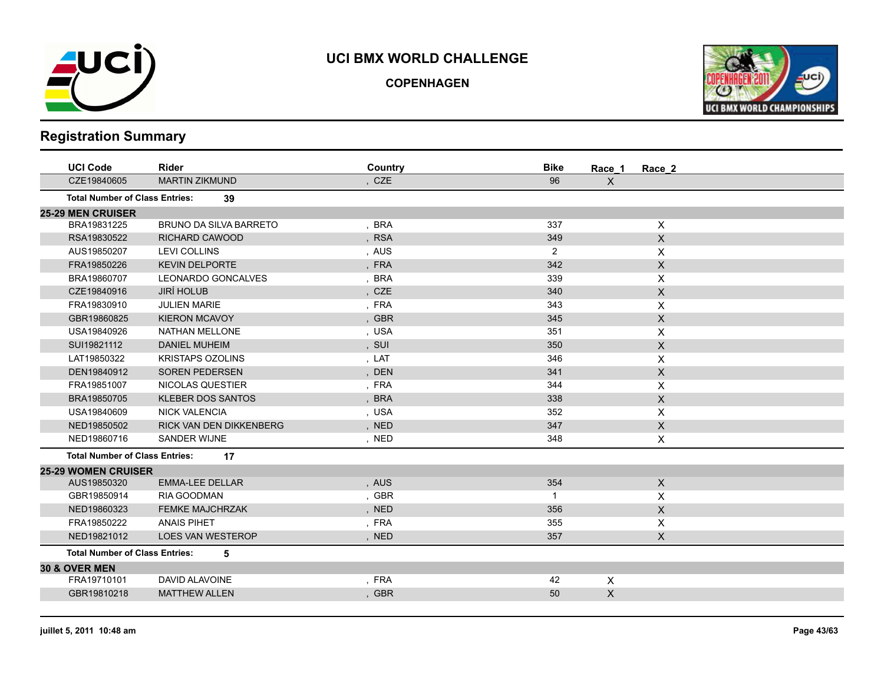# UCI BMX WORLD CHALLENGE

## COPENHAGEN

## Registration Summary

| UCI Code | Rider | Country | Bike | Race_1 | Race_2 |
|---|---|---|---|---|---|
| CZE19840605 | MARTIN ZIKMUND | , CZE | 96 | X | |
| **Total Number of Class Entries:** | **39** | | | | |
| **25-29 MEN CRUISER** | | | | | |
| BRA19831225 | BRUNO DA SILVA BARRETO | , BRA | 337 | | X |
| RSA19830522 | RICHARD CAWOOD | , RSA | 349 | | X |
| AUS19850207 | LEVI COLLINS | , AUS | 2 | | X |
| FRA19850226 | KEVIN DELPORTE | , FRA | 342 | | X |
| BRA19860707 | LEONARDO GONCALVES | , BRA | 339 | | X |
| CZE19840916 | JIRÍ HOLUB | , CZE | 340 | | X |
| FRA19830910 | JULIEN MARIE | , FRA | 343 | | X |
| GBR19860825 | KIERON MCAVOY | , GBR | 345 | | X |
| USA19840926 | NATHAN MELLONE | , USA | 351 | | X |
| SUI19821112 | DANIEL MUHEIM | , SUI | 350 | | X |
| LAT19850322 | KRISTAPS OZOLINS | , LAT | 346 | | X |
| DEN19840912 | SOREN PEDERSEN | , DEN | 341 | | X |
| FRA19851007 | NICOLAS QUESTIER | , FRA | 344 | | X |
| BRA19850705 | KLEBER DOS SANTOS | , BRA | 338 | | X |
| USA19840609 | NICK VALENCIA | , USA | 352 | | X |
| NED19850502 | RICK VAN DEN DIKKENBERG | , NED | 347 | | X |
| NED19860716 | SANDER WIJNE | , NED | 348 | | X |
| **Total Number of Class Entries:** | **17** | | | | |
| **25-29 WOMEN CRUISER** | | | | | |
| AUS19850320 | EMMA-LEE DELLAR | , AUS | 354 | | X |
| GBR19850914 | RIA GOODMAN | , GBR | 1 | | X |
| NED19860323 | FEMKE MAJCHRZAK | , NED | 356 | | X |
| FRA19850222 | ANAIS PIHET | , FRA | 355 | | X |
| NED19821012 | LOES VAN WESTEROP | , NED | 357 | | X |
| **Total Number of Class Entries:** | **5** | | | | |
| **30 & OVER MEN** | | | | | |
| FRA19710101 | DAVID ALAVOINE | , FRA | 42 | X | |
| GBR19810218 | MATTHEW ALLEN | , GBR | 50 | X | |

juillet 5, 2011 10:48 am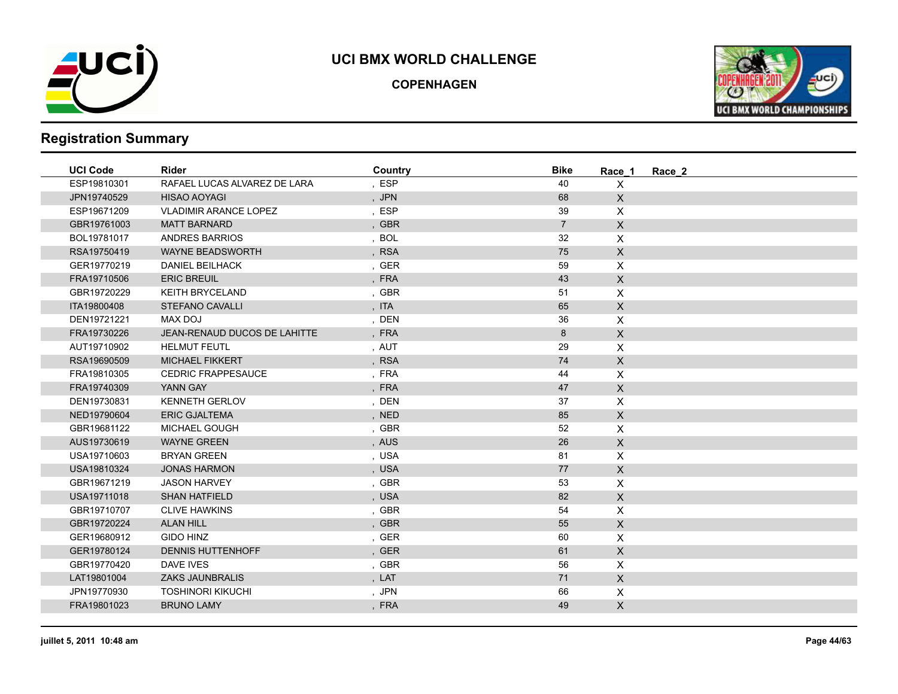# UCI BMX WORLD CHALLENGE

## COPENHAGEN

## Registration Summary

| UCI Code | Rider | Country | Bike | Race_1 | Race_2 |
|---|---|---|---|---|---|
| ESP19810301 | RAFAEL LUCAS ALVAREZ DE LARA | , ESP | 40 | X | |
| JPN19740529 | HISAO AOYAGI | , JPN | 68 | X | |
| ESP19671209 | VLADIMIR ARANCE LOPEZ | , ESP | 39 | X | |
| GBR19761003 | MATT BARNARD | , GBR | 7 | X | |
| BOL19781017 | ANDRES BARRIOS | , BOL | 32 | X | |
| RSA19750419 | WAYNE BEADSWORTH | , RSA | 75 | X | |
| GER19770219 | DANIEL BEILHACK | , GER | 59 | X | |
| FRA19710506 | ERIC BREUIL | , FRA | 43 | X | |
| GBR19720229 | KEITH BRYCELAND | , GBR | 51 | X | |
| ITA19800408 | STEFANO CAVALLI | , ITA | 65 | X | |
| DEN19721221 | MAX DOJ | , DEN | 36 | X | |
| FRA19730226 | JEAN-RENAUD DUCOS DE LAHITTE | , FRA | 8 | X | |
| AUT19710902 | HELMUT FEUTL | , AUT | 29 | X | |
| RSA19690509 | MICHAEL FIKKERT | , RSA | 74 | X | |
| FRA19810305 | CEDRIC FRAPPESAUCE | , FRA | 44 | X | |
| FRA19740309 | YANN GAY | , FRA | 47 | X | |
| DEN19730831 | KENNETH GERLOV | , DEN | 37 | X | |
| NED19790604 | ERIC GJALTEMA | , NED | 85 | X | |
| GBR19681122 | MICHAEL GOUGH | , GBR | 52 | X | |
| AUS19730619 | WAYNE GREEN | , AUS | 26 | X | |
| USA19710603 | BRYAN GREEN | , USA | 81 | X | |
| USA19810324 | JONAS HARMON | , USA | 77 | X | |
| GBR19671219 | JASON HARVEY | , GBR | 53 | X | |
| USA19711018 | SHAN HATFIELD | , USA | 82 | X | |
| GBR19710707 | CLIVE HAWKINS | , GBR | 54 | X | |
| GBR19720224 | ALAN HILL | , GBR | 55 | X | |
| GER19680912 | GIDO HINZ | , GER | 60 | X | |
| GER19780124 | DENNIS HUTTENHOFF | , GER | 61 | X | |
| GBR19770420 | DAVE IVES | , GBR | 56 | X | |
| LAT19801004 | ZAKS JAUNBRALIS | , LAT | 71 | X | |
| JPN19770930 | TOSHINORI KIKUCHI | , JPN | 66 | X | |
| FRA19801023 | BRUNO LAMY | , FRA | 49 | X | |

juillet 5, 2011 10:48 am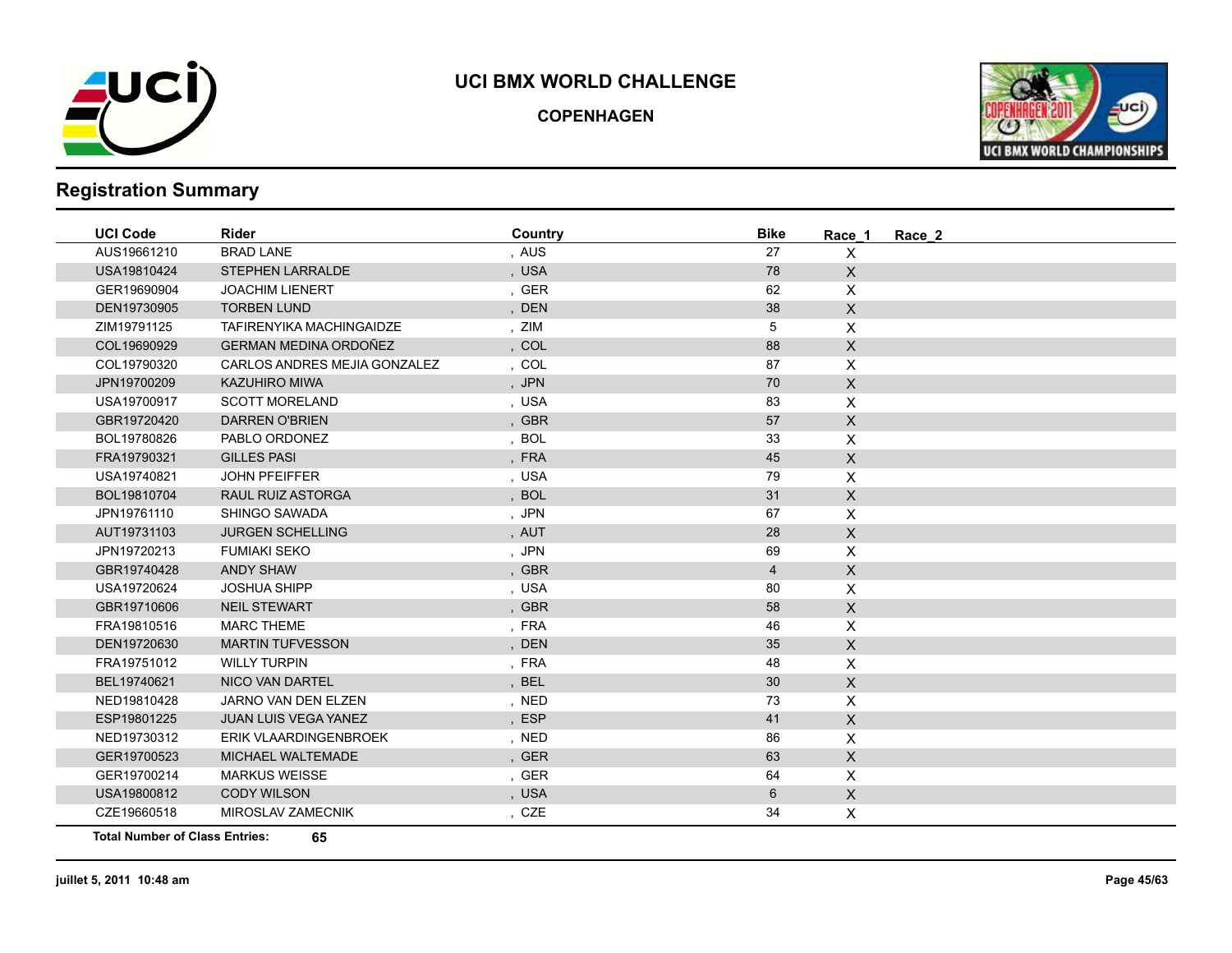# UCI BMX WORLD CHALLENGE

## COPENHAGEN

## Registration Summary

| UCI Code | Rider | Country | Bike | Race_1 | Race_2 |
|---|---|---|---|---|---|
| AUS19661210 | BRAD LANE | , AUS | 27 | X | |
| USA19810424 | STEPHEN LARRALDE | , USA | 78 | X | |
| GER19690904 | JOACHIM LIENERT | , GER | 62 | X | |
| DEN19730905 | TORBEN LUND | , DEN | 38 | X | |
| ZIM19791125 | TAFIRENYIKA MACHINGAIDZE | , ZIM | 5 | X | |
| COL19690929 | GERMAN MEDINA ORDOÑEZ | , COL | 88 | X | |
| COL19790320 | CARLOS ANDRES MEJIA GONZALEZ | , COL | 87 | X | |
| JPN19700209 | KAZUHIRO MIWA | , JPN | 70 | X | |
| USA19700917 | SCOTT MORELAND | , USA | 83 | X | |
| GBR19720420 | DARREN O'BRIEN | , GBR | 57 | X | |
| BOL19780826 | PABLO ORDONEZ | , BOL | 33 | X | |
| FRA19790321 | GILLES PASI | , FRA | 45 | X | |
| USA19740821 | JOHN PFEIFFER | , USA | 79 | X | |
| BOL19810704 | RAUL RUIZ ASTORGA | , BOL | 31 | X | |
| JPN19761110 | SHINGO SAWADA | , JPN | 67 | X | |
| AUT19731103 | JURGEN SCHELLING | , AUT | 28 | X | |
| JPN19720213 | FUMIAKI SEKO | , JPN | 69 | X | |
| GBR19740428 | ANDY SHAW | , GBR | 4 | X | |
| USA19720624 | JOSHUA SHIPP | , USA | 80 | X | |
| GBR19710606 | NEIL STEWART | , GBR | 58 | X | |
| FRA19810516 | MARC THEME | , FRA | 46 | X | |
| DEN19720630 | MARTIN TUFVESSON | , DEN | 35 | X | |
| FRA19751012 | WILLY TURPIN | , FRA | 48 | X | |
| BEL19740621 | NICO VAN DARTEL | , BEL | 30 | X | |
| NED19810428 | JARNO VAN DEN ELZEN | , NED | 73 | X | |
| ESP19801225 | JUAN LUIS VEGA YANEZ | , ESP | 41 | X | |
| NED19730312 | ERIK VLAARDINGENBROEK | , NED | 86 | X | |
| GER19700523 | MICHAEL WALTEMADE | , GER | 63 | X | |
| GER19700214 | MARKUS WEISSE | , GER | 64 | X | |
| USA19800812 | CODY WILSON | , USA | 6 | X | |
| CZE19660518 | MIROSLAV ZAMECNIK | , CZE | 34 | X | |

**Total Number of Class Entries:** **65**

**juillet 5, 2011 10:48 am**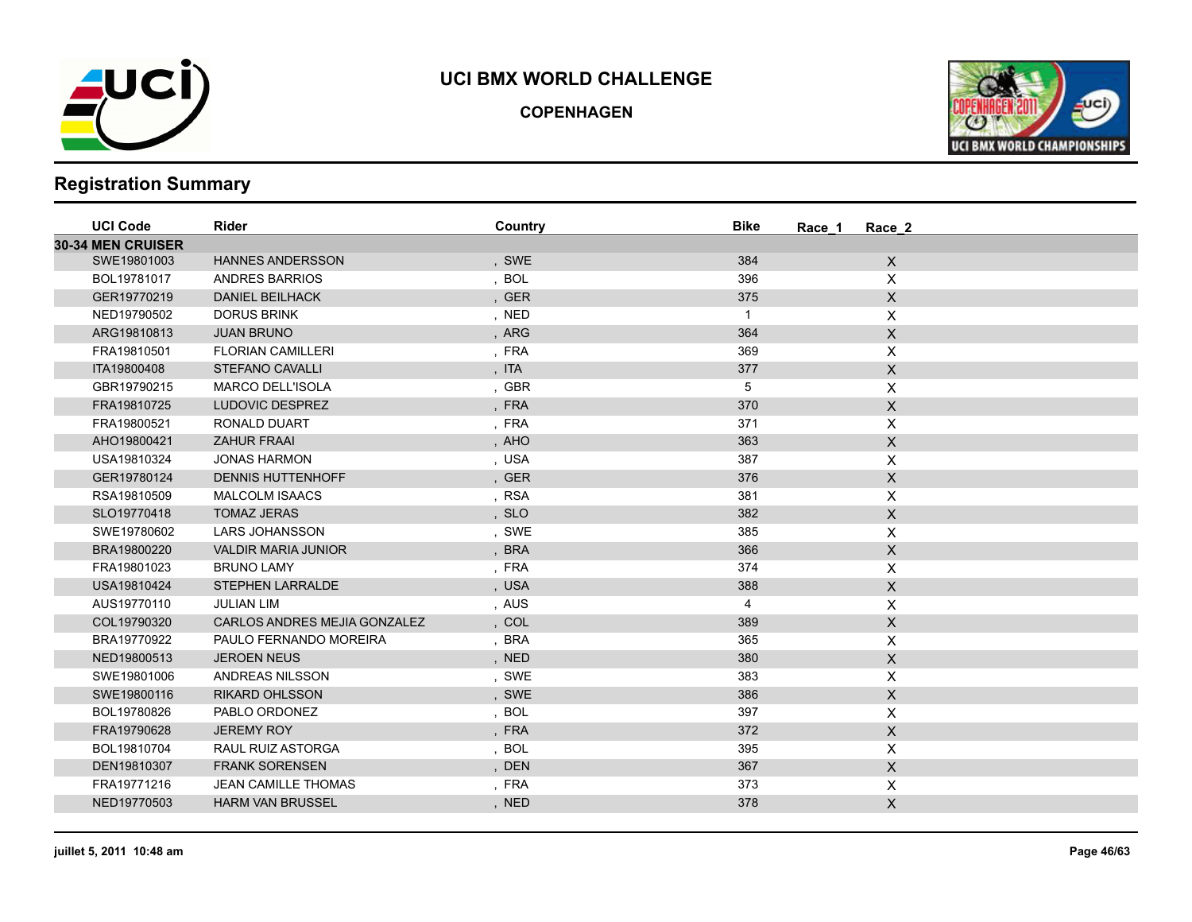# UCI BMX WORLD CHALLENGE

**COPENHAGEN**

## Registration Summary

| UCI Code | Rider | Country | Bike | Race_1 | Race_2 |
|---|---|---|---|---|---|
| **30-34 MEN CRUISER** | | | | | |
| SWE19801003 | HANNES ANDERSSON | , SWE | 384 | | X |
| BOL19781017 | ANDRES BARRIOS | , BOL | 396 | | X |
| GER19770219 | DANIEL BEILHACK | , GER | 375 | | X |
| NED19790502 | DORUS BRINK | , NED | 1 | | X |
| ARG19810813 | JUAN BRUNO | , ARG | 364 | | X |
| FRA19810501 | FLORIAN CAMILLERI | , FRA | 369 | | X |
| ITA19800408 | STEFANO CAVALLI | , ITA | 377 | | X |
| GBR19790215 | MARCO DELL'ISOLA | , GBR | 5 | | X |
| FRA19810725 | LUDOVIC DESPREZ | , FRA | 370 | | X |
| FRA19800521 | RONALD DUART | , FRA | 371 | | X |
| AHO19800421 | ZAHUR FRAAI | , AHO | 363 | | X |
| USA19810324 | JONAS HARMON | , USA | 387 | | X |
| GER19780124 | DENNIS HUTTENHOFF | , GER | 376 | | X |
| RSA19810509 | MALCOLM ISAACS | , RSA | 381 | | X |
| SLO19770418 | TOMAZ JERAS | , SLO | 382 | | X |
| SWE19780602 | LARS JOHANSSON | , SWE | 385 | | X |
| BRA19800220 | VALDIR MARIA JUNIOR | , BRA | 366 | | X |
| FRA19801023 | BRUNO LAMY | , FRA | 374 | | X |
| USA19810424 | STEPHEN LARRALDE | , USA | 388 | | X |
| AUS19770110 | JULIAN LIM | , AUS | 4 | | X |
| COL19790320 | CARLOS ANDRES MEJIA GONZALEZ | , COL | 389 | | X |
| BRA19770922 | PAULO FERNANDO MOREIRA | , BRA | 365 | | X |
| NED19800513 | JEROEN NEUS | , NED | 380 | | X |
| SWE19801006 | ANDREAS NILSSON | , SWE | 383 | | X |
| SWE19800116 | RIKARD OHLSSON | , SWE | 386 | | X |
| BOL19780826 | PABLO ORDONEZ | , BOL | 397 | | X |
| FRA19790628 | JEREMY ROY | , FRA | 372 | | X |
| BOL19810704 | RAUL RUIZ ASTORGA | , BOL | 395 | | X |
| DEN19810307 | FRANK SORENSEN | , DEN | 367 | | X |
| FRA19771216 | JEAN CAMILLE THOMAS | , FRA | 373 | | X |
| NED19770503 | HARM VAN BRUSSEL | , NED | 378 | | X |

juillet 5, 2011 10:48 am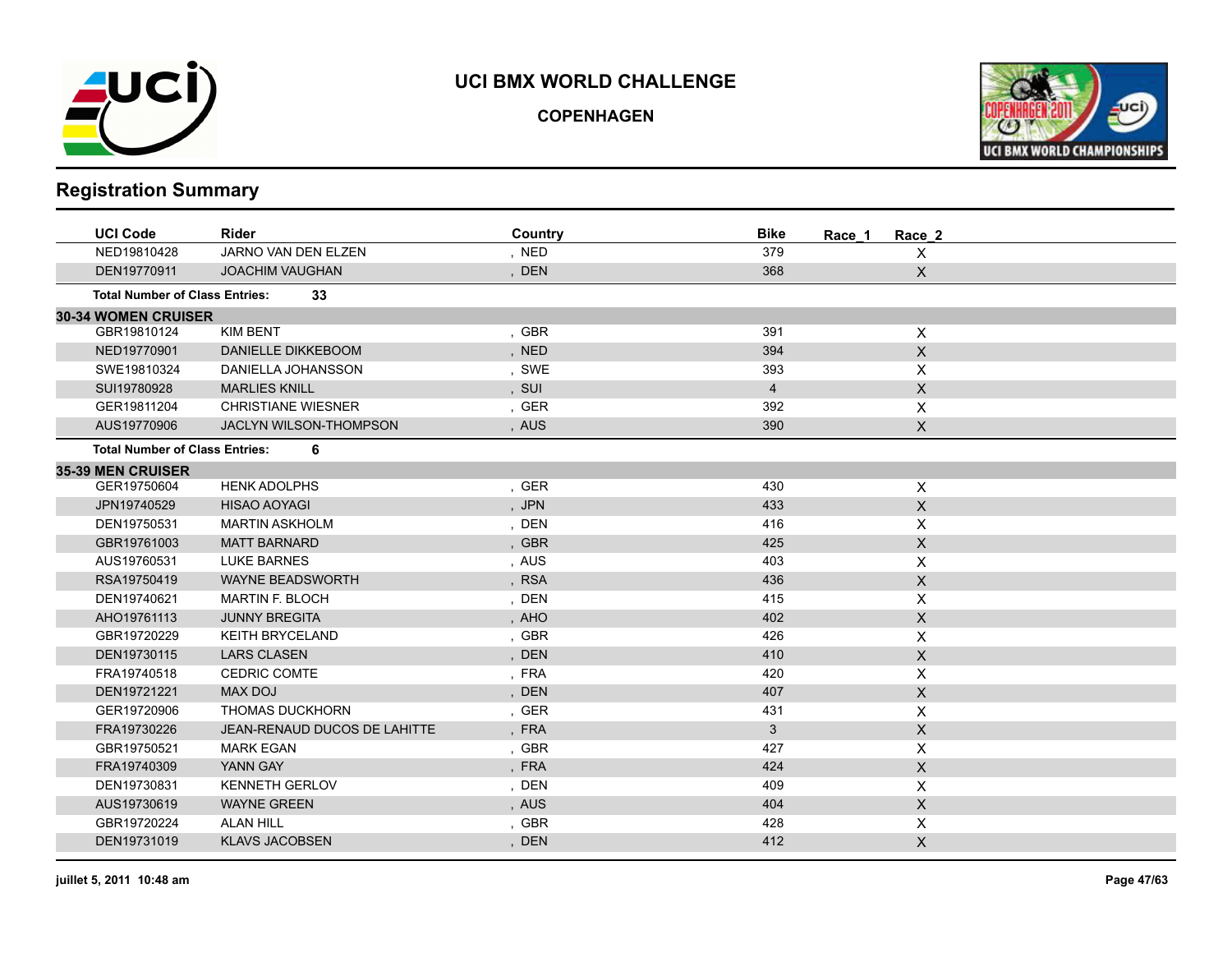# UCI BMX WORLD CHALLENGE

**COPENHAGEN**

## Registration Summary

| UCI Code | Rider | Country | Bike | Race_1 | Race_2 |
|---|---|---|---|---|---|
| NED19810428 | JARNO VAN DEN ELZEN | , NED | 379 | | X |
| DEN19770911 | JOACHIM VAUGHAN | , DEN | 368 | | X |
| **Total Number of Class Entries:** | **33** | | | | |
| **30-34 WOMEN CRUISER** | | | | | |
| GBR19810124 | KIM BENT | , GBR | 391 | | X |
| NED19770901 | DANIELLE DIKKEBOOM | , NED | 394 | | X |
| SWE19810324 | DANIELLA JOHANSSON | , SWE | 393 | | X |
| SUI19780928 | MARLIES KNILL | , SUI | 4 | | X |
| GER19811204 | CHRISTIANE WIESNER | , GER | 392 | | X |
| AUS19770906 | JACLYN WILSON-THOMPSON | , AUS | 390 | | X |
| **Total Number of Class Entries:** | **6** | | | | |
| **35-39 MEN CRUISER** | | | | | |
| GER19750604 | HENK ADOLPHS | , GER | 430 | | X |
| JPN19740529 | HISAO AOYAGI | , JPN | 433 | | X |
| DEN19750531 | MARTIN ASKHOLM | , DEN | 416 | | X |
| GBR19761003 | MATT BARNARD | , GBR | 425 | | X |
| AUS19760531 | LUKE BARNES | , AUS | 403 | | X |
| RSA19750419 | WAYNE BEADSWORTH | , RSA | 436 | | X |
| DEN19740621 | MARTIN F. BLOCH | , DEN | 415 | | X |
| AHO19761113 | JUNNY BREGITA | , AHO | 402 | | X |
| GBR19720229 | KEITH BRYCELAND | , GBR | 426 | | X |
| DEN19730115 | LARS CLASEN | , DEN | 410 | | X |
| FRA19740518 | CEDRIC COMTE | , FRA | 420 | | X |
| DEN19721221 | MAX DOJ | , DEN | 407 | | X |
| GER19720906 | THOMAS DUCKHORN | , GER | 431 | | X |
| FRA19730226 | JEAN-RENAUD DUCOS DE LAHITTE | , FRA | 3 | | X |
| GBR19750521 | MARK EGAN | , GBR | 427 | | X |
| FRA19740309 | YANN GAY | , FRA | 424 | | X |
| DEN19730831 | KENNETH GERLOV | , DEN | 409 | | X |
| AUS19730619 | WAYNE GREEN | , AUS | 404 | | X |
| GBR19720224 | ALAN HILL | , GBR | 428 | | X |
| DEN19731019 | KLAVS JACOBSEN | , DEN | 412 | | X |

juillet 5, 2011 10:48 am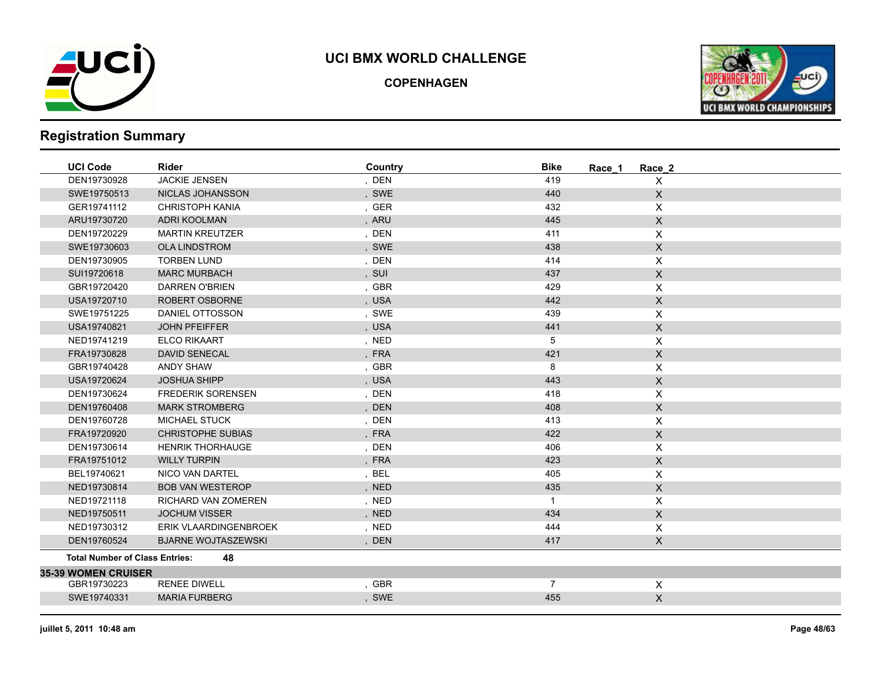# UCI BMX WORLD CHALLENGE

**COPENHAGEN**

## Registration Summary

| UCI Code | Rider | Country | Bike | Race_1 | Race_2 |
|---|---|---|---|---|---|
| DEN19730928 | JACKIE JENSEN | , DEN | 419 | | X |
| SWE19750513 | NICLAS JOHANSSON | , SWE | 440 | | X |
| GER19741112 | CHRISTOPH KANIA | , GER | 432 | | X |
| ARU19730720 | ADRI KOOLMAN | , ARU | 445 | | X |
| DEN19720229 | MARTIN KREUTZER | , DEN | 411 | | X |
| SWE19730603 | OLA LINDSTROM | , SWE | 438 | | X |
| DEN19730905 | TORBEN LUND | , DEN | 414 | | X |
| SUI19720618 | MARC MURBACH | , SUI | 437 | | X |
| GBR19720420 | DARREN O'BRIEN | , GBR | 429 | | X |
| USA19720710 | ROBERT OSBORNE | , USA | 442 | | X |
| SWE19751225 | DANIEL OTTOSSON | , SWE | 439 | | X |
| USA19740821 | JOHN PFEIFFER | , USA | 441 | | X |
| NED19741219 | ELCO RIKAART | , NED | 5 | | X |
| FRA19730828 | DAVID SENECAL | , FRA | 421 | | X |
| GBR19740428 | ANDY SHAW | , GBR | 8 | | X |
| USA19720624 | JOSHUA SHIPP | , USA | 443 | | X |
| DEN19730624 | FREDERIK SORENSEN | , DEN | 418 | | X |
| DEN19760408 | MARK STROMBERG | , DEN | 408 | | X |
| DEN19760728 | MICHAEL STUCK | , DEN | 413 | | X |
| FRA19720920 | CHRISTOPHE SUBIAS | , FRA | 422 | | X |
| DEN19730614 | HENRIK THORHAUGE | , DEN | 406 | | X |
| FRA19751012 | WILLY TURPIN | , FRA | 423 | | X |
| BEL19740621 | NICO VAN DARTEL | , BEL | 405 | | X |
| NED19730814 | BOB VAN WESTEROP | , NED | 435 | | X |
| NED19721118 | RICHARD VAN ZOMEREN | , NED | 1 | | X |
| NED19750511 | JOCHUM VISSER | , NED | 434 | | X |
| NED19730312 | ERIK VLAARDINGENBROEK | , NED | 444 | | X |
| DEN19760524 | BJARNE WOJTASZEWSKI | , DEN | 417 | | X |

**Total Number of Class Entries: 48**

**35-39 WOMEN CRUISER**

| UCI Code | Rider | Country | Bike | Race_1 | Race_2 |
|---|---|---|---|---|---|
| GBR19730223 | RENEE DIWELL | , GBR | 7 | | X |
| SWE19740331 | MARIA FURBERG | , SWE | 455 | | X |

juillet 5, 2011 10:48 am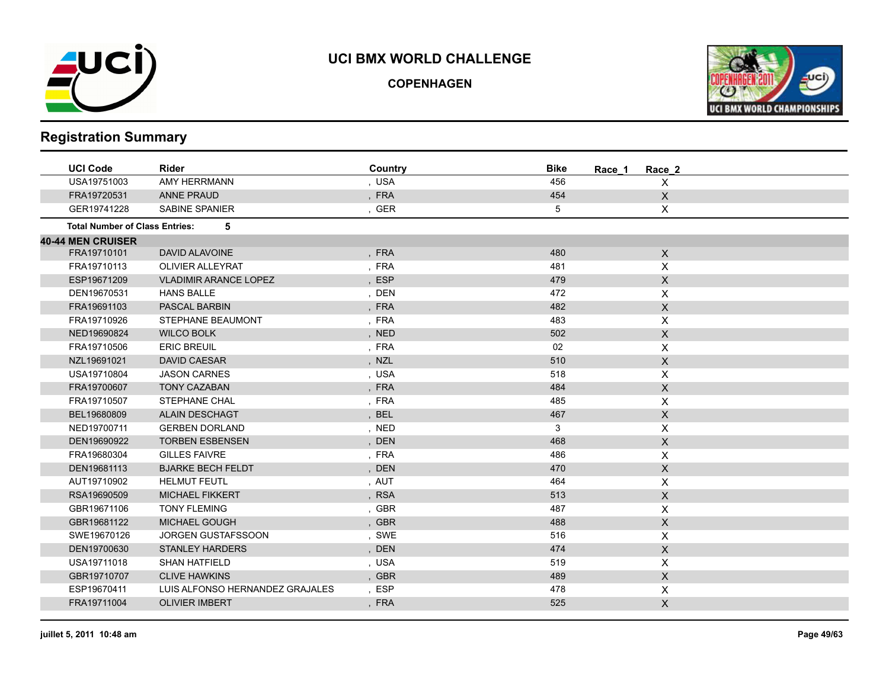# UCI BMX WORLD CHALLENGE

**COPENHAGEN**

## Registration Summary

| UCI Code | Rider | Country | Bike | Race_1 | Race_2 |
|---|---|---|---|---|---|
| USA19751003 | AMY HERRMANN | , USA | 456 | | X |
| FRA19720531 | ANNE PRAUD | , FRA | 454 | | X |
| GER19741228 | SABINE SPANIER | , GER | 5 | | X |

**Total Number of Class Entries: 5**

**40-44 MEN CRUISER**

| UCI Code | Rider | Country | Bike | Race_1 | Race_2 |
|---|---|---|---|---|---|
| FRA19710101 | DAVID ALAVOINE | , FRA | 480 | | X |
| FRA19710113 | OLIVIER ALLEYRAT | , FRA | 481 | | X |
| ESP19671209 | VLADIMIR ARANCE LOPEZ | , ESP | 479 | | X |
| DEN19670531 | HANS BALLE | , DEN | 472 | | X |
| FRA19691103 | PASCAL BARBIN | , FRA | 482 | | X |
| FRA19710926 | STEPHANE BEAUMONT | , FRA | 483 | | X |
| NED19690824 | WILCO BOLK | , NED | 502 | | X |
| FRA19710506 | ERIC BREUIL | , FRA | 02 | | X |
| NZL19691021 | DAVID CAESAR | , NZL | 510 | | X |
| USA19710804 | JASON CARNES | , USA | 518 | | X |
| FRA19700607 | TONY CAZABAN | , FRA | 484 | | X |
| FRA19710507 | STEPHANE CHAL | , FRA | 485 | | X |
| BEL19680809 | ALAIN DESCHAGT | , BEL | 467 | | X |
| NED19700711 | GERBEN DORLAND | , NED | 3 | | X |
| DEN19690922 | TORBEN ESBENSEN | , DEN | 468 | | X |
| FRA19680304 | GILLES FAIVRE | , FRA | 486 | | X |
| DEN19681113 | BJARKE BECH FELDT | , DEN | 470 | | X |
| AUT19710902 | HELMUT FEUTL | , AUT | 464 | | X |
| RSA19690509 | MICHAEL FIKKERT | , RSA | 513 | | X |
| GBR19671106 | TONY FLEMING | , GBR | 487 | | X |
| GBR19681122 | MICHAEL GOUGH | , GBR | 488 | | X |
| SWE19670126 | JORGEN GUSTAFSSOON | , SWE | 516 | | X |
| DEN19700630 | STANLEY HARDERS | , DEN | 474 | | X |
| USA19711018 | SHAN HATFIELD | , USA | 519 | | X |
| GBR19710707 | CLIVE HAWKINS | , GBR | 489 | | X |
| ESP19670411 | LUIS ALFONSO HERNANDEZ GRAJALES | , ESP | 478 | | X |
| FRA19711004 | OLIVIER IMBERT | , FRA | 525 | | X |

juillet 5, 2011 10:48 am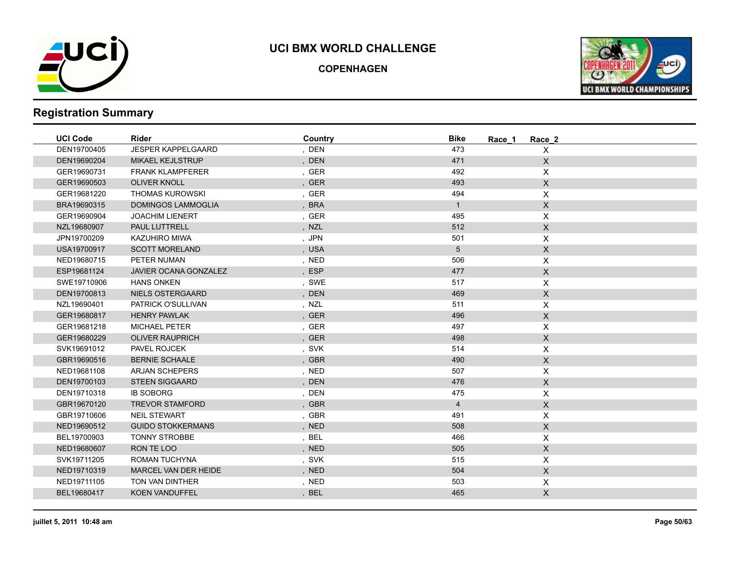# UCI BMX WORLD CHALLENGE

## COPENHAGEN

## Registration Summary

| UCI Code | Rider | Country | Bike | Race_1 | Race_2 |
|---|---|---|---|---|---|
| DEN19700405 | JESPER KAPPELGAARD | , DEN | 473 | | X |
| DEN19690204 | MIKAEL KEJLSTRUP | , DEN | 471 | | X |
| GER19690731 | FRANK KLAMPFERER | , GER | 492 | | X |
| GER19690503 | OLIVER KNOLL | , GER | 493 | | X |
| GER19681220 | THOMAS KUROWSKI | , GER | 494 | | X |
| BRA19690315 | DOMINGOS LAMMOGLIA | , BRA | 1 | | X |
| GER19690904 | JOACHIM LIENERT | , GER | 495 | | X |
| NZL19680907 | PAUL LUTTRELL | , NZL | 512 | | X |
| JPN19700209 | KAZUHIRO MIWA | , JPN | 501 | | X |
| USA19700917 | SCOTT MORELAND | , USA | 5 | | X |
| NED19680715 | PETER NUMAN | , NED | 506 | | X |
| ESP19681124 | JAVIER OCANA GONZALEZ | , ESP | 477 | | X |
| SWE19710906 | HANS ONKEN | , SWE | 517 | | X |
| DEN19700813 | NIELS OSTERGAARD | , DEN | 469 | | X |
| NZL19690401 | PATRICK O'SULLIVAN | , NZL | 511 | | X |
| GER19680817 | HENRY PAWLAK | , GER | 496 | | X |
| GER19681218 | MICHAEL PETER | , GER | 497 | | X |
| GER19680229 | OLIVER RAUPRICH | , GER | 498 | | X |
| SVK19691012 | PAVEL ROJCEK | , SVK | 514 | | X |
| GBR19690516 | BERNIE SCHAALE | , GBR | 490 | | X |
| NED19681108 | ARJAN SCHEPERS | , NED | 507 | | X |
| DEN19700103 | STEEN SIGGAARD | , DEN | 476 | | X |
| DEN19710318 | IB SOBORG | , DEN | 475 | | X |
| GBR19670120 | TREVOR STAMFORD | , GBR | 4 | | X |
| GBR19710606 | NEIL STEWART | , GBR | 491 | | X |
| NED19690512 | GUIDO STOKKERMANS | , NED | 508 | | X |
| BEL19700903 | TONNY STROBBE | , BEL | 466 | | X |
| NED19680607 | RON TE LOO | , NED | 505 | | X |
| SVK19711205 | ROMAN TUCHYNA | , SVK | 515 | | X |
| NED19710319 | MARCEL VAN DER HEIDE | , NED | 504 | | X |
| NED19711105 | TON VAN DINTHER | , NED | 503 | | X |
| BEL19680417 | KOEN VANDUFFEL | , BEL | 465 | | X |

juillet 5, 2011 10:48 am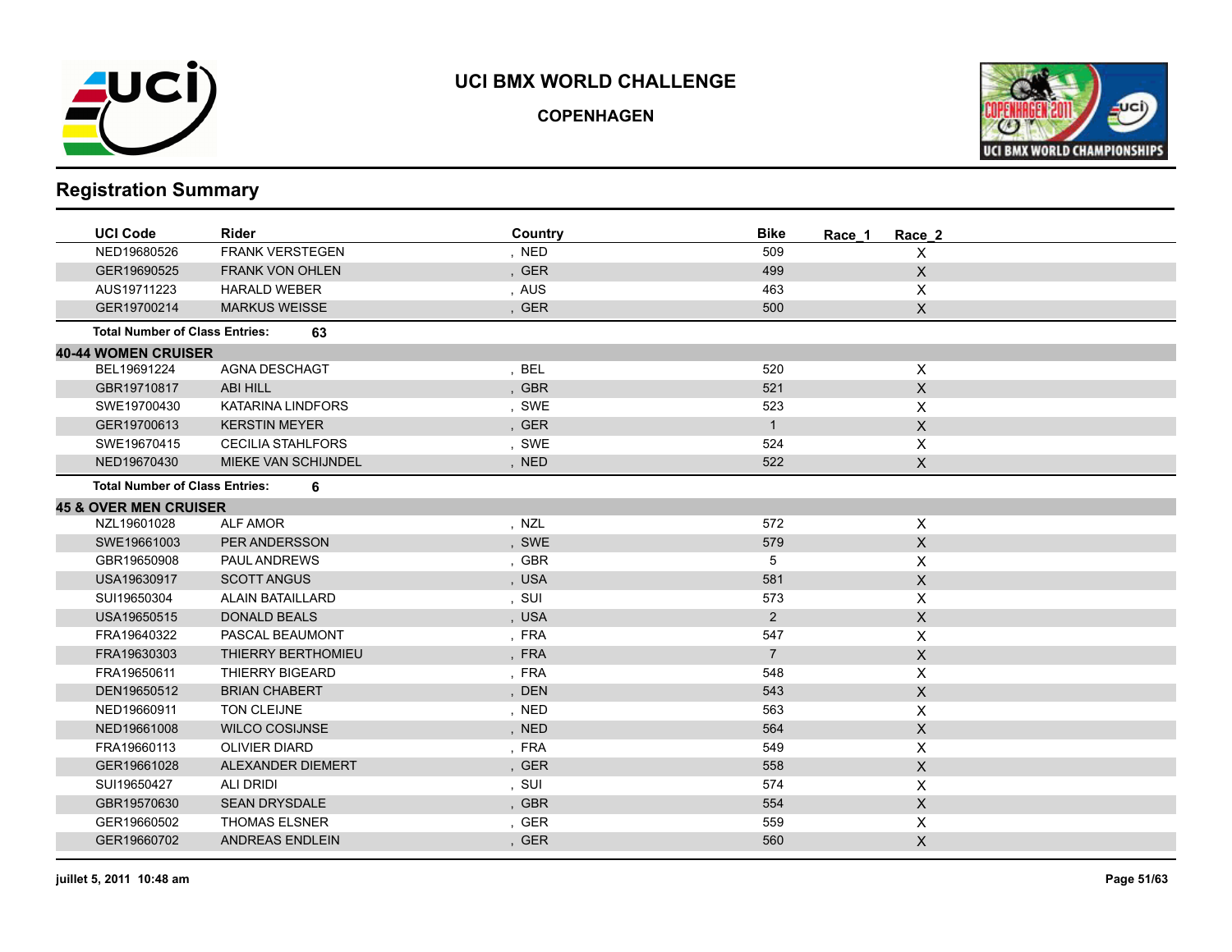# UCI BMX WORLD CHALLENGE

**COPENHAGEN**

## Registration Summary

| UCI Code | Rider | Country | Bike | Race_1 | Race_2 |
|---|---|---|---|---|---|
| NED19680526 | FRANK VERSTEGEN | , NED | 509 | | X |
| GER19690525 | FRANK VON OHLEN | , GER | 499 | | X |
| AUS19711223 | HARALD WEBER | , AUS | 463 | | X |
| GER19700214 | MARKUS WEISSE | , GER | 500 | | X |

**Total Number of Class Entries:** 63

### 40-44 WOMEN CRUISER

| UCI Code | Rider | Country | Bike | Race_1 | Race_2 |
|---|---|---|---|---|---|
| BEL19691224 | AGNA DESCHAGT | , BEL | 520 | | X |
| GBR19710817 | ABI HILL | , GBR | 521 | | X |
| SWE19700430 | KATARINA LINDFORS | , SWE | 523 | | X |
| GER19700613 | KERSTIN MEYER | , GER | 1 | | X |
| SWE19670415 | CECILIA STAHLFORS | , SWE | 524 | | X |
| NED19670430 | MIEKE VAN SCHIJNDEL | , NED | 522 | | X |

**Total Number of Class Entries:** 6

### 45 & OVER MEN CRUISER

| UCI Code | Rider | Country | Bike | Race_1 | Race_2 |
|---|---|---|---|---|---|
| NZL19601028 | ALF AMOR | , NZL | 572 | | X |
| SWE19661003 | PER ANDERSSON | , SWE | 579 | | X |
| GBR19650908 | PAUL ANDREWS | , GBR | 5 | | X |
| USA19630917 | SCOTT ANGUS | , USA | 581 | | X |
| SUI19650304 | ALAIN BATAILLARD | , SUI | 573 | | X |
| USA19650515 | DONALD BEALS | , USA | 2 | | X |
| FRA19640322 | PASCAL BEAUMONT | , FRA | 547 | | X |
| FRA19630303 | THIERRY BERTHOMIEU | , FRA | 7 | | X |
| FRA19650611 | THIERRY BIGEARD | , FRA | 548 | | X |
| DEN19650512 | BRIAN CHABERT | , DEN | 543 | | X |
| NED19660911 | TON CLEIJNE | , NED | 563 | | X |
| NED19661008 | WILCO COSIJNSE | , NED | 564 | | X |
| FRA19660113 | OLIVIER DIARD | , FRA | 549 | | X |
| GER19661028 | ALEXANDER DIEMERT | , GER | 558 | | X |
| SUI19650427 | ALI DRIDI | , SUI | 574 | | X |
| GBR19570630 | SEAN DRYSDALE | , GBR | 554 | | X |
| GER19660502 | THOMAS ELSNER | , GER | 559 | | X |
| GER19660702 | ANDREAS ENDLEIN | , GER | 560 | | X |

juillet 5, 2011 10:48 am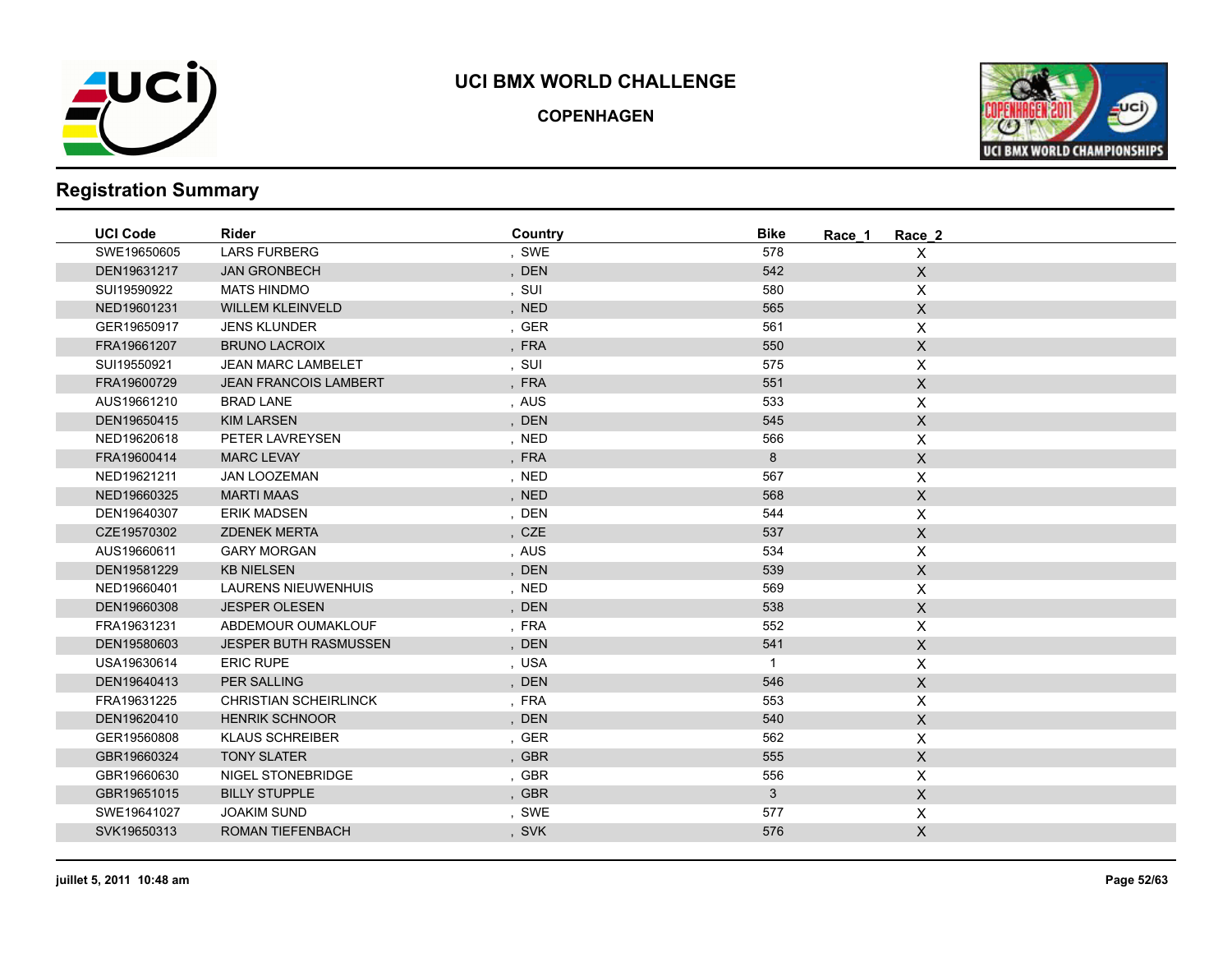# UCI BMX WORLD CHALLENGE

## COPENHAGEN

## Registration Summary

| UCI Code | Rider | Country | Bike | Race_1 | Race_2 |
|---|---|---|---|---|---|
| SWE19650605 | LARS FURBERG | , SWE | 578 | | X |
| DEN19631217 | JAN GRONBECH | , DEN | 542 | | X |
| SUI19590922 | MATS HINDMO | , SUI | 580 | | X |
| NED19601231 | WILLEM KLEINVELD | , NED | 565 | | X |
| GER19650917 | JENS KLUNDER | , GER | 561 | | X |
| FRA19661207 | BRUNO LACROIX | , FRA | 550 | | X |
| SUI19550921 | JEAN MARC LAMBELET | , SUI | 575 | | X |
| FRA19600729 | JEAN FRANCOIS LAMBERT | , FRA | 551 | | X |
| AUS19661210 | BRAD LANE | , AUS | 533 | | X |
| DEN19650415 | KIM LARSEN | , DEN | 545 | | X |
| NED19620618 | PETER LAVREYSEN | , NED | 566 | | X |
| FRA19600414 | MARC LEVAY | , FRA | 8 | | X |
| NED19621211 | JAN LOOZEMAN | , NED | 567 | | X |
| NED19660325 | MARTI MAAS | , NED | 568 | | X |
| DEN19640307 | ERIK MADSEN | , DEN | 544 | | X |
| CZE19570302 | ZDENEK MERTA | , CZE | 537 | | X |
| AUS19660611 | GARY MORGAN | , AUS | 534 | | X |
| DEN19581229 | KB NIELSEN | , DEN | 539 | | X |
| NED19660401 | LAURENS NIEUWENHUIS | , NED | 569 | | X |
| DEN19660308 | JESPER OLESEN | , DEN | 538 | | X |
| FRA19631231 | ABDEMOUR OUMAKLOUF | , FRA | 552 | | X |
| DEN19580603 | JESPER BUTH RASMUSSEN | , DEN | 541 | | X |
| USA19630614 | ERIC RUPE | , USA | 1 | | X |
| DEN19640413 | PER SALLING | , DEN | 546 | | X |
| FRA19631225 | CHRISTIAN SCHEIRLINCK | , FRA | 553 | | X |
| DEN19620410 | HENRIK SCHNOOR | , DEN | 540 | | X |
| GER19560808 | KLAUS SCHREIBER | , GER | 562 | | X |
| GBR19660324 | TONY SLATER | , GBR | 555 | | X |
| GBR19660630 | NIGEL STONEBRIDGE | , GBR | 556 | | X |
| GBR19651015 | BILLY STUPPLE | , GBR | 3 | | X |
| SWE19641027 | JOAKIM SUND | , SWE | 577 | | X |
| SVK19650313 | ROMAN TIEFENBACH | , SVK | 576 | | X |

juillet 5, 2011 10:48 am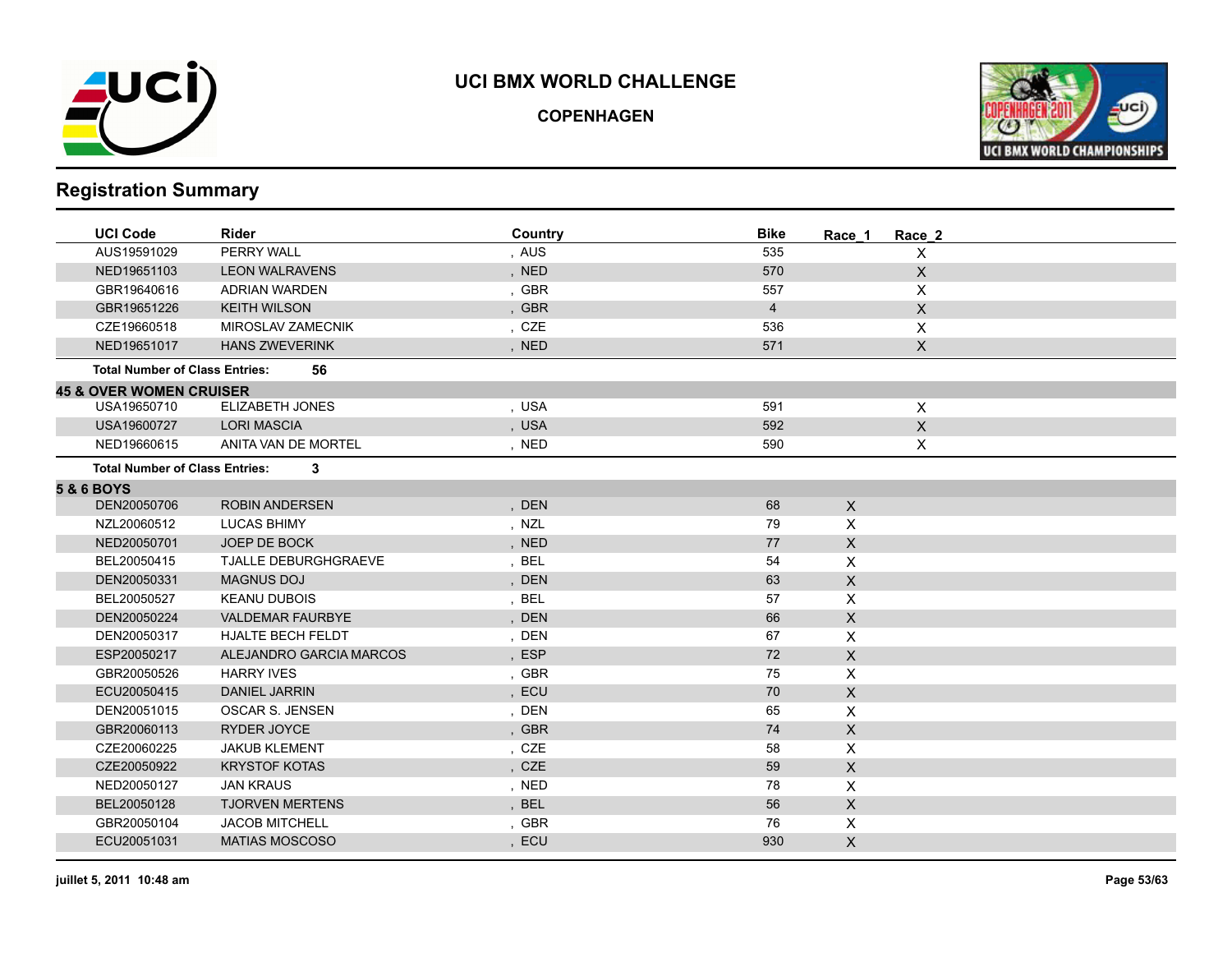# UCI BMX WORLD CHALLENGE

**COPENHAGEN**

## Registration Summary

| UCI Code | Rider | Country | Bike | Race_1 | Race_2 |
|---|---|---|---|---|---|
| AUS19591029 | PERRY WALL | , AUS | 535 | | X |
| NED19651103 | LEON WALRAVENS | , NED | 570 | | X |
| GBR19640616 | ADRIAN WARDEN | , GBR | 557 | | X |
| GBR19651226 | KEITH WILSON | , GBR | 4 | | X |
| CZE19660518 | MIROSLAV ZAMECNIK | , CZE | 536 | | X |
| NED19651017 | HANS ZWEVERINK | , NED | 571 | | X |
| **Total Number of Class Entries:** | **56** | | | | |
| **45 & OVER WOMEN CRUISER** | | | | | |
| USA19650710 | ELIZABETH JONES | , USA | 591 | | X |
| USA19600727 | LORI MASCIA | , USA | 592 | | X |
| NED19660615 | ANITA VAN DE MORTEL | , NED | 590 | | X |
| **Total Number of Class Entries:** | **3** | | | | |
| **5 & 6 BOYS** | | | | | |
| DEN20050706 | ROBIN ANDERSEN | , DEN | 68 | X | |
| NZL20060512 | LUCAS BHIMY | , NZL | 79 | X | |
| NED20050701 | JOEP DE BOCK | , NED | 77 | X | |
| BEL20050415 | TJALLE DEBURGHGRAEVE | , BEL | 54 | X | |
| DEN20050331 | MAGNUS DOJ | , DEN | 63 | X | |
| BEL20050527 | KEANU DUBOIS | , BEL | 57 | X | |
| DEN20050224 | VALDEMAR FAURBYE | , DEN | 66 | X | |
| DEN20050317 | HJALTE BECH FELDT | , DEN | 67 | X | |
| ESP20050217 | ALEJANDRO GARCIA MARCOS | , ESP | 72 | X | |
| GBR20050526 | HARRY IVES | , GBR | 75 | X | |
| ECU20050415 | DANIEL JARRIN | , ECU | 70 | X | |
| DEN20051015 | OSCAR S. JENSEN | , DEN | 65 | X | |
| GBR20060113 | RYDER JOYCE | , GBR | 74 | X | |
| CZE20060225 | JAKUB KLEMENT | , CZE | 58 | X | |
| CZE20050922 | KRYSTOF KOTAS | , CZE | 59 | X | |
| NED20050127 | JAN KRAUS | , NED | 78 | X | |
| BEL20050128 | TJORVEN MERTENS | , BEL | 56 | X | |
| GBR20050104 | JACOB MITCHELL | , GBR | 76 | X | |
| ECU20051031 | MATIAS MOSCOSO | , ECU | 930 | X | |

juillet 5, 2011 10:48 am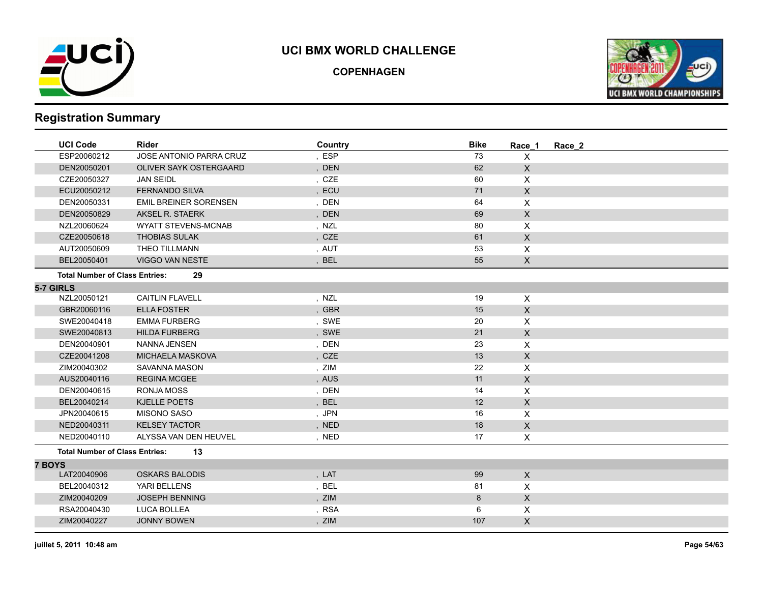# UCI BMX WORLD CHALLENGE

**COPENHAGEN**

## Registration Summary

| UCI Code | Rider | Country | Bike | Race_1 | Race_2 |
|---|---|---|---|---|---|
| ESP20060212 | JOSE ANTONIO PARRA CRUZ | , ESP | 73 | X | |
| DEN20050201 | OLIVER SAYK OSTERGAARD | , DEN | 62 | X | |
| CZE20050327 | JAN SEIDL | , CZE | 60 | X | |
| ECU20050212 | FERNANDO SILVA | , ECU | 71 | X | |
| DEN20050331 | EMIL BREINER SORENSEN | , DEN | 64 | X | |
| DEN20050829 | AKSEL R. STAERK | , DEN | 69 | X | |
| NZL20060624 | WYATT STEVENS-MCNAB | , NZL | 80 | X | |
| CZE20050618 | THOBIAS SULAK | , CZE | 61 | X | |
| AUT20050609 | THEO TILLMANN | , AUT | 53 | X | |
| BEL20050401 | VIGGO VAN NESTE | , BEL | 55 | X | |

**Total Number of Class Entries:** 29

### 5-7 GIRLS

| UCI Code | Rider | Country | Bike | Race_1 | Race_2 |
|---|---|---|---|---|---|
| NZL20050121 | CAITLIN FLAVELL | , NZL | 19 | X | |
| GBR20060116 | ELLA FOSTER | , GBR | 15 | X | |
| SWE20040418 | EMMA FURBERG | , SWE | 20 | X | |
| SWE20040813 | HILDA FURBERG | , SWE | 21 | X | |
| DEN20040901 | NANNA JENSEN | , DEN | 23 | X | |
| CZE20041208 | MICHAELA MASKOVA | , CZE | 13 | X | |
| ZIM20040302 | SAVANNA MASON | , ZIM | 22 | X | |
| AUS20040116 | REGINA MCGEE | , AUS | 11 | X | |
| DEN20040615 | RONJA MOSS | , DEN | 14 | X | |
| BEL20040214 | KJELLE POETS | , BEL | 12 | X | |
| JPN20040615 | MISONO SASO | , JPN | 16 | X | |
| NED20040311 | KELSEY TACTOR | , NED | 18 | X | |
| NED20040110 | ALYSSA VAN DEN HEUVEL | , NED | 17 | X | |

**Total Number of Class Entries:** 13

### 7 BOYS

| UCI Code | Rider | Country | Bike | Race_1 | Race_2 |
|---|---|---|---|---|---|
| LAT20040906 | OSKARS BALODIS | , LAT | 99 | X | |
| BEL20040312 | YARI BELLENS | , BEL | 81 | X | |
| ZIM20040209 | JOSEPH BENNING | , ZIM | 8 | X | |
| RSA20040430 | LUCA BOLLEA | , RSA | 6 | X | |
| ZIM20040227 | JONNY BOWEN | , ZIM | 107 | X | |

juillet 5, 2011 10:48 am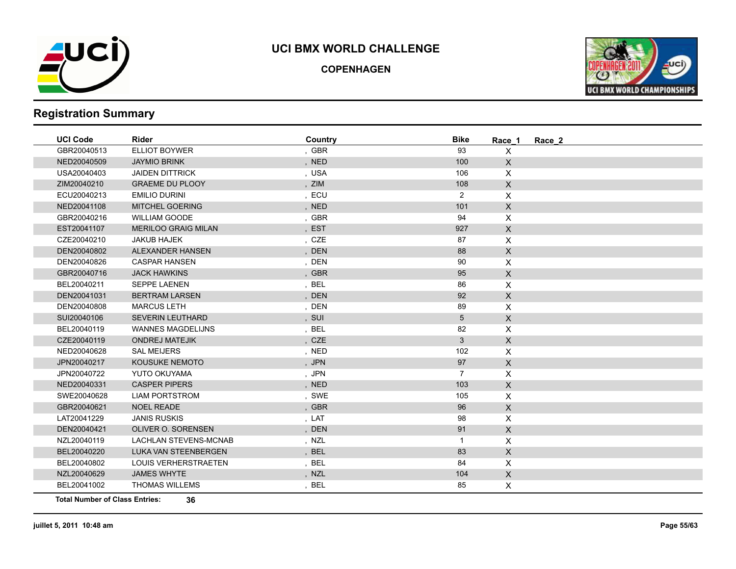# UCI BMX WORLD CHALLENGE

**COPENHAGEN**

## Registration Summary

| UCI Code | Rider | Country | Bike | Race_1 | Race_2 |
|---|---|---|---|---|---|
| GBR20040513 | ELLIOT BOYWER | , GBR | 93 | X | |
| NED20040509 | JAYMIO BRINK | , NED | 100 | X | |
| USA20040403 | JAIDEN DITTRICK | , USA | 106 | X | |
| ZIM20040210 | GRAEME DU PLOOY | , ZIM | 108 | X | |
| ECU20040213 | EMILIO DURINI | , ECU | 2 | X | |
| NED20041108 | MITCHEL GOERING | , NED | 101 | X | |
| GBR20040216 | WILLIAM GOODE | , GBR | 94 | X | |
| EST20041107 | MERILOO GRAIG MILAN | , EST | 927 | X | |
| CZE20040210 | JAKUB HAJEK | , CZE | 87 | X | |
| DEN20040802 | ALEXANDER HANSEN | , DEN | 88 | X | |
| DEN20040826 | CASPAR HANSEN | , DEN | 90 | X | |
| GBR20040716 | JACK HAWKINS | , GBR | 95 | X | |
| BEL20040211 | SEPPE LAENEN | , BEL | 86 | X | |
| DEN20041031 | BERTRAM LARSEN | , DEN | 92 | X | |
| DEN20040808 | MARCUS LETH | , DEN | 89 | X | |
| SUI20040106 | SEVERIN LEUTHARD | , SUI | 5 | X | |
| BEL20040119 | WANNES MAGDELIJNS | , BEL | 82 | X | |
| CZE20040119 | ONDREJ MATEJIK | , CZE | 3 | X | |
| NED20040628 | SAL MEIJERS | , NED | 102 | X | |
| JPN20040217 | KOUSUKE NEMOTO | , JPN | 97 | X | |
| JPN20040722 | YUTO OKUYAMA | , JPN | 7 | X | |
| NED20040331 | CASPER PIPERS | , NED | 103 | X | |
| SWE20040628 | LIAM PORTSTROM | , SWE | 105 | X | |
| GBR20040621 | NOEL READE | , GBR | 96 | X | |
| LAT20041229 | JANIS RUSKIS | , LAT | 98 | X | |
| DEN20040421 | OLIVER O. SORENSEN | , DEN | 91 | X | |
| NZL20040119 | LACHLAN STEVENS-MCNAB | , NZL | 1 | X | |
| BEL20040220 | LUKA VAN STEENBERGEN | , BEL | 83 | X | |
| BEL20040802 | LOUIS VERHERSTRAETEN | , BEL | 84 | X | |
| NZL20040629 | JAMES WHYTE | , NZL | 104 | X | |
| BEL20041002 | THOMAS WILLEMS | , BEL | 85 | X | |

**Total Number of Class Entries:** **36**

**juillet 5, 2011 10:48 am**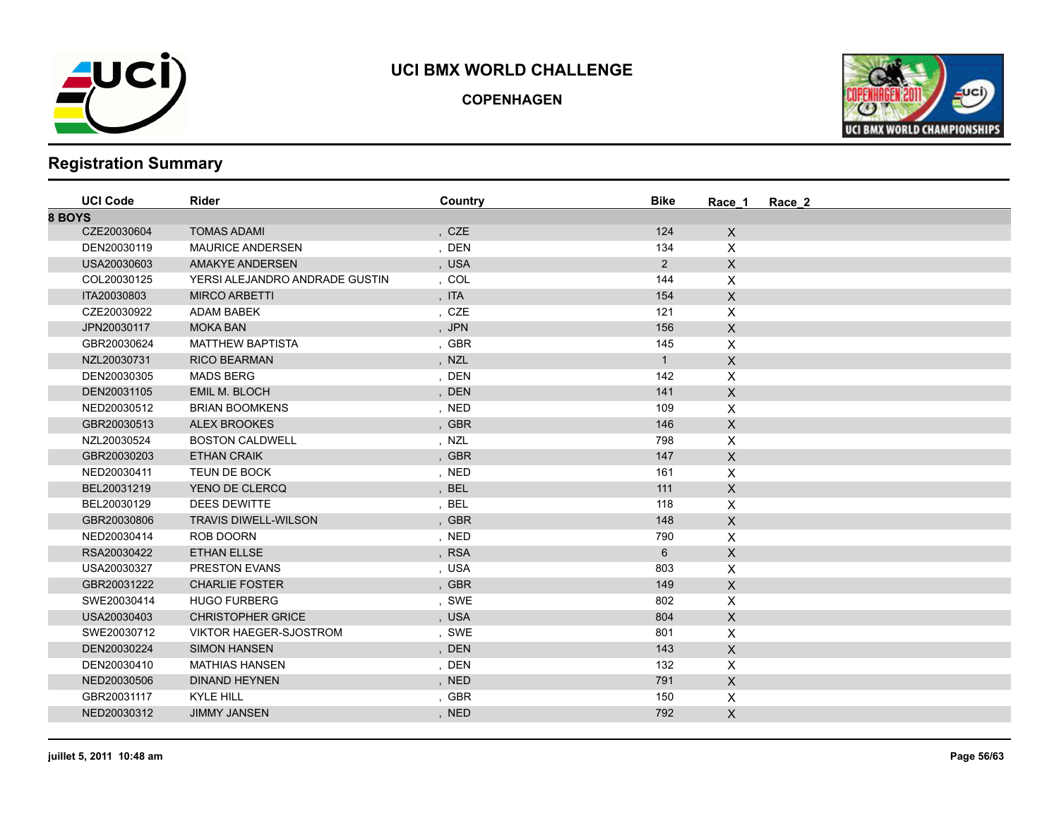# UCI BMX WORLD CHALLENGE

## COPENHAGEN

## Registration Summary

| UCI Code | Rider | Country | Bike | Race_1 | Race_2 |
|---|---|---|---|---|---|
| **8 BOYS** | | | | | |
| CZE20030604 | TOMAS ADAMI | , CZE | 124 | X | |
| DEN20030119 | MAURICE ANDERSEN | , DEN | 134 | X | |
| USA20030603 | AMAKYE ANDERSEN | , USA | 2 | X | |
| COL20030125 | YERSI ALEJANDRO ANDRADE GUSTIN | , COL | 144 | X | |
| ITA20030803 | MIRCO ARBETTI | , ITA | 154 | X | |
| CZE20030922 | ADAM BABEK | , CZE | 121 | X | |
| JPN20030117 | MOKA BAN | , JPN | 156 | X | |
| GBR20030624 | MATTHEW BAPTISTA | , GBR | 145 | X | |
| NZL20030731 | RICO BEARMAN | , NZL | 1 | X | |
| DEN20030305 | MADS BERG | , DEN | 142 | X | |
| DEN20031105 | EMIL M. BLOCH | , DEN | 141 | X | |
| NED20030512 | BRIAN BOOMKENS | , NED | 109 | X | |
| GBR20030513 | ALEX BROOKES | , GBR | 146 | X | |
| NZL20030524 | BOSTON CALDWELL | , NZL | 798 | X | |
| GBR20030203 | ETHAN CRAIK | , GBR | 147 | X | |
| NED20030411 | TEUN DE BOCK | , NED | 161 | X | |
| BEL20031219 | YENO DE CLERCQ | , BEL | 111 | X | |
| BEL20030129 | DEES DEWITTE | , BEL | 118 | X | |
| GBR20030806 | TRAVIS DIWELL-WILSON | , GBR | 148 | X | |
| NED20030414 | ROB DOORN | , NED | 790 | X | |
| RSA20030422 | ETHAN ELLSE | , RSA | 6 | X | |
| USA20030327 | PRESTON EVANS | , USA | 803 | X | |
| GBR20031222 | CHARLIE FOSTER | , GBR | 149 | X | |
| SWE20030414 | HUGO FURBERG | , SWE | 802 | X | |
| USA20030403 | CHRISTOPHER GRICE | , USA | 804 | X | |
| SWE20030712 | VIKTOR HAEGER-SJOSTROM | , SWE | 801 | X | |
| DEN20030224 | SIMON HANSEN | , DEN | 143 | X | |
| DEN20030410 | MATHIAS HANSEN | , DEN | 132 | X | |
| NED20030506 | DINAND HEYNEN | , NED | 791 | X | |
| GBR20031117 | KYLE HILL | , GBR | 150 | X | |
| NED20030312 | JIMMY JANSEN | , NED | 792 | X | |

juillet 5, 2011 10:48 am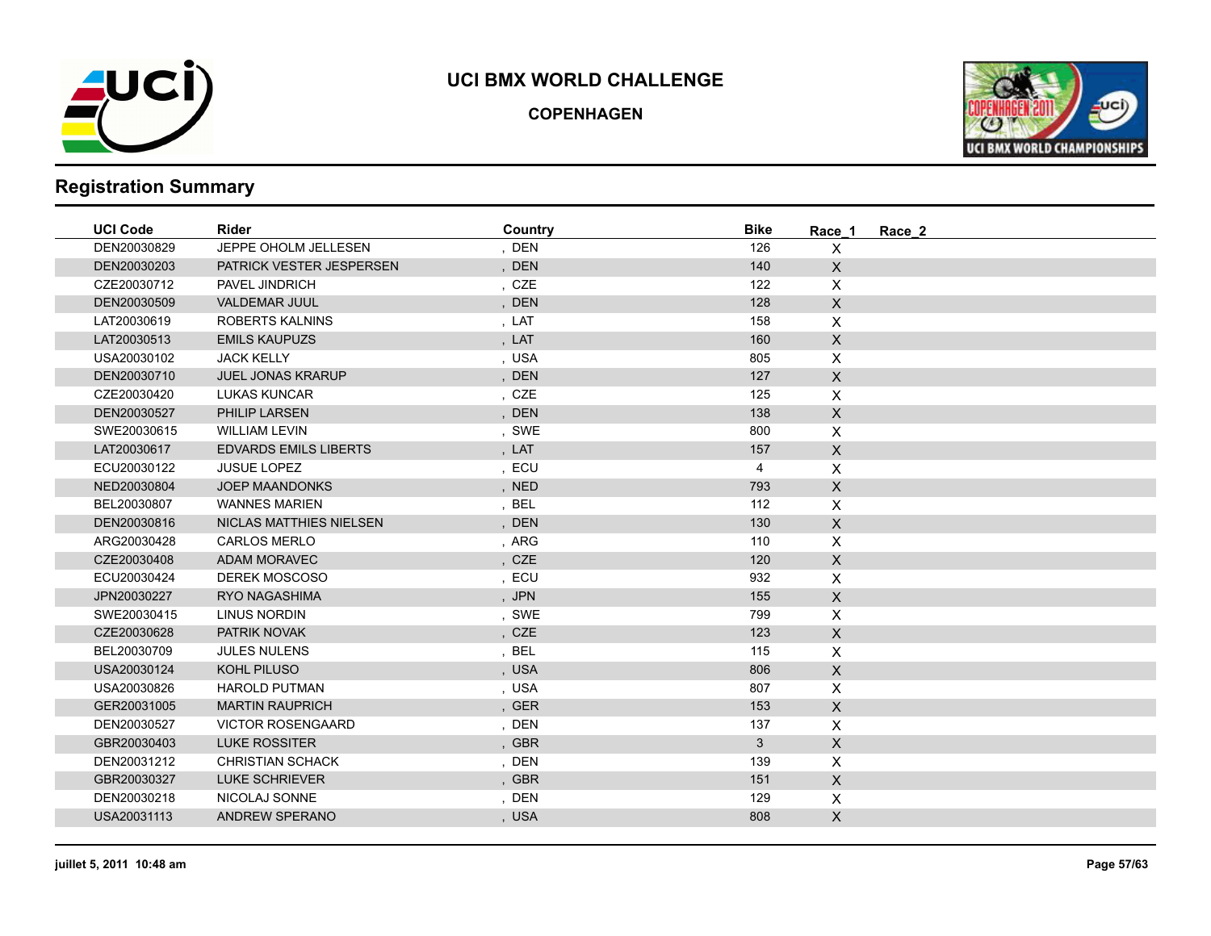# UCI BMX WORLD CHALLENGE

## COPENHAGEN

## Registration Summary

| UCI Code | Rider | Country | Bike | Race_1 | Race_2 |
|---|---|---|---|---|---|
| DEN20030829 | JEPPE OHOLM JELLESEN | , DEN | 126 | X | |
| DEN20030203 | PATRICK VESTER JESPERSEN | , DEN | 140 | X | |
| CZE20030712 | PAVEL JINDRICH | , CZE | 122 | X | |
| DEN20030509 | VALDEMAR JUUL | , DEN | 128 | X | |
| LAT20030619 | ROBERTS KALNINS | , LAT | 158 | X | |
| LAT20030513 | EMILS KAUPUZS | , LAT | 160 | X | |
| USA20030102 | JACK KELLY | , USA | 805 | X | |
| DEN20030710 | JUEL JONAS KRARUP | , DEN | 127 | X | |
| CZE20030420 | LUKAS KUNCAR | , CZE | 125 | X | |
| DEN20030527 | PHILIP LARSEN | , DEN | 138 | X | |
| SWE20030615 | WILLIAM LEVIN | , SWE | 800 | X | |
| LAT20030617 | EDVARDS EMILS LIBERTS | , LAT | 157 | X | |
| ECU20030122 | JUSUE LOPEZ | , ECU | 4 | X | |
| NED20030804 | JOEP MAANDONKS | , NED | 793 | X | |
| BEL20030807 | WANNES MARIEN | , BEL | 112 | X | |
| DEN20030816 | NICLAS MATTHIES NIELSEN | , DEN | 130 | X | |
| ARG20030428 | CARLOS MERLO | , ARG | 110 | X | |
| CZE20030408 | ADAM MORAVEC | , CZE | 120 | X | |
| ECU20030424 | DEREK MOSCOSO | , ECU | 932 | X | |
| JPN20030227 | RYO NAGASHIMA | , JPN | 155 | X | |
| SWE20030415 | LINUS NORDIN | , SWE | 799 | X | |
| CZE20030628 | PATRIK NOVAK | , CZE | 123 | X | |
| BEL20030709 | JULES NULENS | , BEL | 115 | X | |
| USA20030124 | KOHL PILUSO | , USA | 806 | X | |
| USA20030826 | HAROLD PUTMAN | , USA | 807 | X | |
| GER20031005 | MARTIN RAUPRICH | , GER | 153 | X | |
| DEN20030527 | VICTOR ROSENGAARD | , DEN | 137 | X | |
| GBR20030403 | LUKE ROSSITER | , GBR | 3 | X | |
| DEN20031212 | CHRISTIAN SCHACK | , DEN | 139 | X | |
| GBR20030327 | LUKE SCHRIEVER | , GBR | 151 | X | |
| DEN20030218 | NICOLAJ SONNE | , DEN | 129 | X | |
| USA20031113 | ANDREW SPERANO | , USA | 808 | X | |

juillet 5, 2011 10:48 am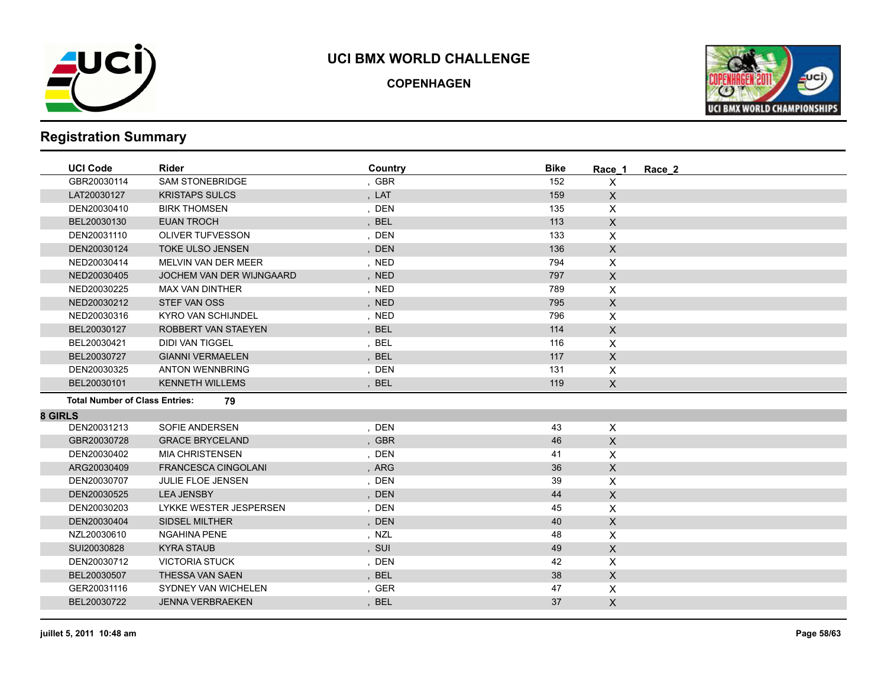# UCI BMX WORLD CHALLENGE

## COPENHAGEN

## Registration Summary

| UCI Code | Rider | Country | Bike | Race_1 | Race_2 |
|---|---|---|---|---|---|
| GBR20030114 | SAM STONEBRIDGE | , GBR | 152 | X | |
| LAT20030127 | KRISTAPS SULCS | , LAT | 159 | X | |
| DEN20030410 | BIRK THOMSEN | , DEN | 135 | X | |
| BEL20030130 | EUAN TROCH | , BEL | 113 | X | |
| DEN20031110 | OLIVER TUFVESSON | , DEN | 133 | X | |
| DEN20030124 | TOKE ULSO JENSEN | , DEN | 136 | X | |
| NED20030414 | MELVIN VAN DER MEER | , NED | 794 | X | |
| NED20030405 | JOCHEM VAN DER WIJNGAARD | , NED | 797 | X | |
| NED20030225 | MAX VAN DINTHER | , NED | 789 | X | |
| NED20030212 | STEF VAN OSS | , NED | 795 | X | |
| NED20030316 | KYRO VAN SCHIJNDEL | , NED | 796 | X | |
| BEL20030127 | ROBBERT VAN STAEYEN | , BEL | 114 | X | |
| BEL20030421 | DIDI VAN TIGGEL | , BEL | 116 | X | |
| BEL20030727 | GIANNI VERMAELEN | , BEL | 117 | X | |
| DEN20030325 | ANTON WENNBRING | , DEN | 131 | X | |
| BEL20030101 | KENNETH WILLEMS | , BEL | 119 | X | |

**Total Number of Class Entries:** **79**

### 8 GIRLS

| UCI Code | Rider | Country | Bike | Race_1 | Race_2 |
|---|---|---|---|---|---|
| DEN20031213 | SOFIE ANDERSEN | , DEN | 43 | X | |
| GBR20030728 | GRACE BRYCELAND | , GBR | 46 | X | |
| DEN20030402 | MIA CHRISTENSEN | , DEN | 41 | X | |
| ARG20030409 | FRANCESCA CINGOLANI | , ARG | 36 | X | |
| DEN20030707 | JULIE FLOE JENSEN | , DEN | 39 | X | |
| DEN20030525 | LEA JENSBY | , DEN | 44 | X | |
| DEN20030203 | LYKKE WESTER JESPERSEN | , DEN | 45 | X | |
| DEN20030404 | SIDSEL MILTHER | , DEN | 40 | X | |
| NZL20030610 | NGAHINA PENE | , NZL | 48 | X | |
| SUI20030828 | KYRA STAUB | , SUI | 49 | X | |
| DEN20030712 | VICTORIA STUCK | , DEN | 42 | X | |
| BEL20030507 | THESSA VAN SAEN | , BEL | 38 | X | |
| GER20031116 | SYDNEY VAN WICHELEN | , GER | 47 | X | |
| BEL20030722 | JENNA VERBRAEKEN | , BEL | 37 | X | |

juillet 5, 2011 10:48 am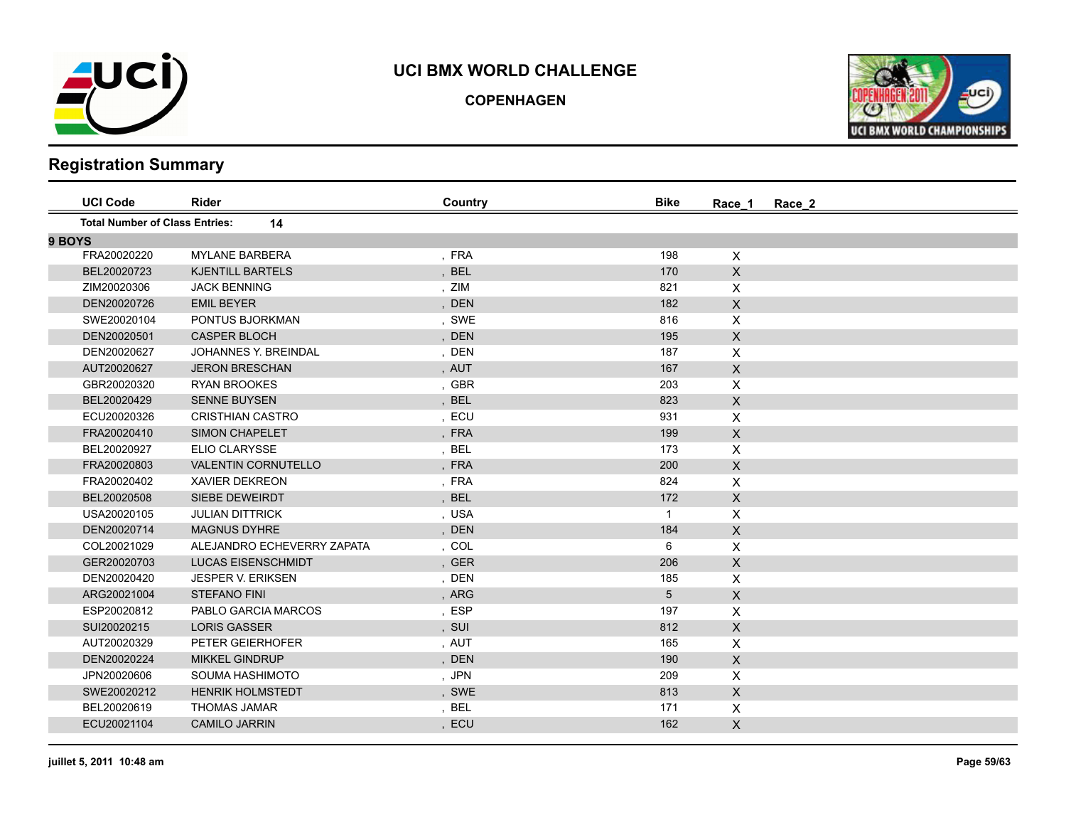# UCI BMX WORLD CHALLENGE

**COPENHAGEN**

## Registration Summary

| UCI Code | Rider | Country | Bike | Race_1 | Race_2 |
|---|---|---|---|---|---|
| **Total Number of Class Entries:** | **14** | | | | |
| **9 BOYS** | | | | | |
| FRA20020220 | MYLANE BARBERA | , FRA | 198 | X | |
| BEL20020723 | KJENTILL BARTELS | , BEL | 170 | X | |
| ZIM20020306 | JACK BENNING | , ZIM | 821 | X | |
| DEN20020726 | EMIL BEYER | , DEN | 182 | X | |
| SWE20020104 | PONTUS BJORKMAN | , SWE | 816 | X | |
| DEN20020501 | CASPER BLOCH | , DEN | 195 | X | |
| DEN20020627 | JOHANNES Y. BREINDAL | , DEN | 187 | X | |
| AUT20020627 | JERON BRESCHAN | , AUT | 167 | X | |
| GBR20020320 | RYAN BROOKES | , GBR | 203 | X | |
| BEL20020429 | SENNE BUYSEN | , BEL | 823 | X | |
| ECU20020326 | CRISTHIAN CASTRO | , ECU | 931 | X | |
| FRA20020410 | SIMON CHAPELET | , FRA | 199 | X | |
| BEL20020927 | ELIO CLARYSSE | , BEL | 173 | X | |
| FRA20020803 | VALENTIN CORNUTELLO | , FRA | 200 | X | |
| FRA20020402 | XAVIER DEKREON | , FRA | 824 | X | |
| BEL20020508 | SIEBE DEWEIRDT | , BEL | 172 | X | |
| USA20020105 | JULIAN DITTRICK | , USA | 1 | X | |
| DEN20020714 | MAGNUS DYHRE | , DEN | 184 | X | |
| COL20021029 | ALEJANDRO ECHEVERRY ZAPATA | , COL | 6 | X | |
| GER20020703 | LUCAS EISENSCHMIDT | , GER | 206 | X | |
| DEN20020420 | JESPER V. ERIKSEN | , DEN | 185 | X | |
| ARG20021004 | STEFANO FINI | , ARG | 5 | X | |
| ESP20020812 | PABLO GARCIA MARCOS | , ESP | 197 | X | |
| SUI20020215 | LORIS GASSER | , SUI | 812 | X | |
| AUT20020329 | PETER GEIERHOFER | , AUT | 165 | X | |
| DEN20020224 | MIKKEL GINDRUP | , DEN | 190 | X | |
| JPN20020606 | SOUMA HASHIMOTO | , JPN | 209 | X | |
| SWE20020212 | HENRIK HOLMSTEDT | , SWE | 813 | X | |
| BEL20020619 | THOMAS JAMAR | , BEL | 171 | X | |
| ECU20021104 | CAMILO JARRIN | , ECU | 162 | X | |

juillet 5, 2011 10:48 am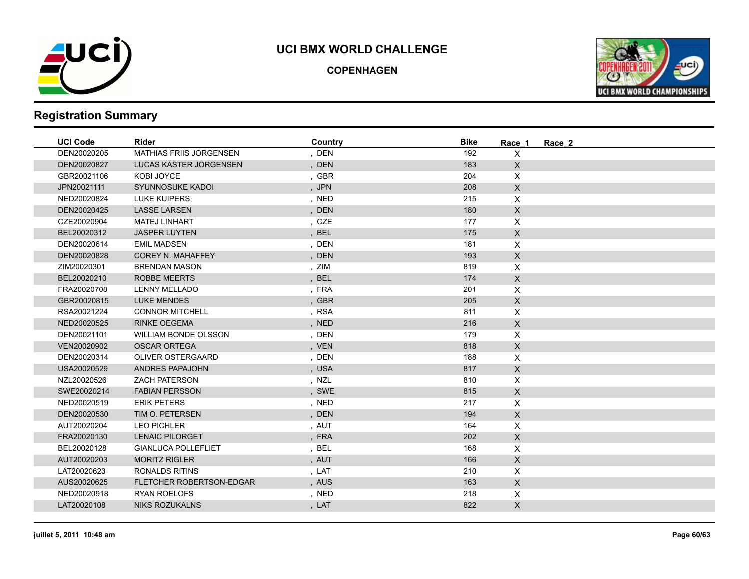# UCI BMX WORLD CHALLENGE

## COPENHAGEN

## Registration Summary

| UCI Code | Rider | Country | Bike | Race_1 | Race_2 |
|---|---|---|---|---|---|
| DEN20020205 | MATHIAS FRIIS JORGENSEN | , DEN | 192 | X | |
| DEN20020827 | LUCAS KASTER JORGENSEN | , DEN | 183 | X | |
| GBR20021106 | KOBI JOYCE | , GBR | 204 | X | |
| JPN20021111 | SYUNNOSUKE KADOI | , JPN | 208 | X | |
| NED20020824 | LUKE KUIPERS | , NED | 215 | X | |
| DEN20020425 | LASSE LARSEN | , DEN | 180 | X | |
| CZE20020904 | MATEJ LINHART | , CZE | 177 | X | |
| BEL20020312 | JASPER LUYTEN | , BEL | 175 | X | |
| DEN20020614 | EMIL MADSEN | , DEN | 181 | X | |
| DEN20020828 | COREY N. MAHAFFEY | , DEN | 193 | X | |
| ZIM20020301 | BRENDAN MASON | , ZIM | 819 | X | |
| BEL20020210 | ROBBE MEERTS | , BEL | 174 | X | |
| FRA20020708 | LENNY MELLADO | , FRA | 201 | X | |
| GBR20020815 | LUKE MENDES | , GBR | 205 | X | |
| RSA20021224 | CONNOR MITCHELL | , RSA | 811 | X | |
| NED20020525 | RINKE OEGEMA | , NED | 216 | X | |
| DEN20021101 | WILLIAM BONDE OLSSON | , DEN | 179 | X | |
| VEN20020902 | OSCAR ORTEGA | , VEN | 818 | X | |
| DEN20020314 | OLIVER OSTERGAARD | , DEN | 188 | X | |
| USA20020529 | ANDRES PAPAJOHN | , USA | 817 | X | |
| NZL20020526 | ZACH PATERSON | , NZL | 810 | X | |
| SWE20020214 | FABIAN PERSSON | , SWE | 815 | X | |
| NED20020519 | ERIK PETERS | , NED | 217 | X | |
| DEN20020530 | TIM O. PETERSEN | , DEN | 194 | X | |
| AUT20020204 | LEO PICHLER | , AUT | 164 | X | |
| FRA20020130 | LENAIC PILORGET | , FRA | 202 | X | |
| BEL20020128 | GIANLUCA POLLEFLIET | , BEL | 168 | X | |
| AUT20020203 | MORITZ RIGLER | , AUT | 166 | X | |
| LAT20020623 | RONALDS RITINS | , LAT | 210 | X | |
| AUS20020625 | FLETCHER ROBERTSON-EDGAR | , AUS | 163 | X | |
| NED20020918 | RYAN ROELOFS | , NED | 218 | X | |
| LAT20020108 | NIKS ROZUKALNS | , LAT | 822 | X | |

juillet 5, 2011 10:48 am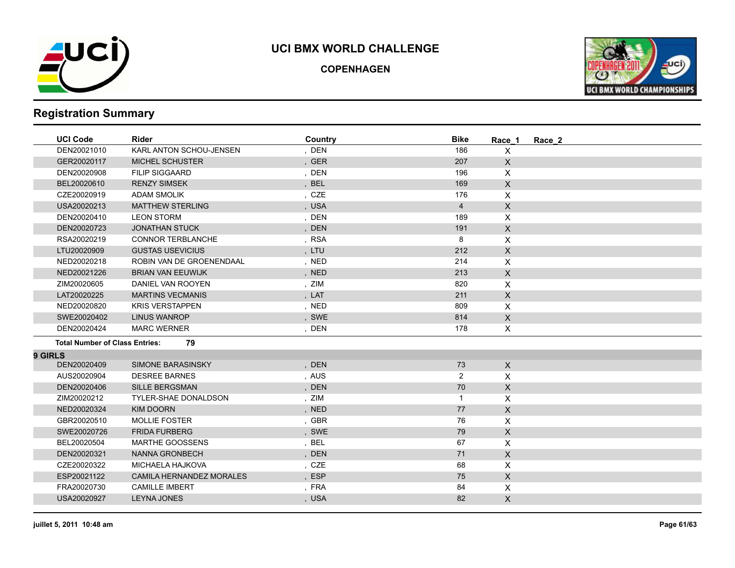# UCI BMX WORLD CHALLENGE

## COPENHAGEN

## Registration Summary

| UCI Code | Rider | Country | Bike | Race_1 | Race_2 |
|---|---|---|---|---|---|
| DEN20021010 | KARL ANTON SCHOU-JENSEN | , DEN | 186 | X | |
| GER20020117 | MICHEL SCHUSTER | , GER | 207 | X | |
| DEN20020908 | FILIP SIGGAARD | , DEN | 196 | X | |
| BEL20020610 | RENZY SIMSEK | , BEL | 169 | X | |
| CZE20020919 | ADAM SMOLIK | , CZE | 176 | X | |
| USA20020213 | MATTHEW STERLING | , USA | 4 | X | |
| DEN20020410 | LEON STORM | , DEN | 189 | X | |
| DEN20020723 | JONATHAN STUCK | , DEN | 191 | X | |
| RSA20020219 | CONNOR TERBLANCHE | , RSA | 8 | X | |
| LTU20020909 | GUSTAS USEVICIUS | , LTU | 212 | X | |
| NED20020218 | ROBIN VAN DE GROENENDAAL | , NED | 214 | X | |
| NED20021226 | BRIAN VAN EEUWIJK | , NED | 213 | X | |
| ZIM20020605 | DANIEL VAN ROOYEN | , ZIM | 820 | X | |
| LAT20020225 | MARTINS VECMANIS | , LAT | 211 | X | |
| NED20020820 | KRIS VERSTAPPEN | , NED | 809 | X | |
| SWE20020402 | LINUS WANROP | , SWE | 814 | X | |
| DEN20020424 | MARC WERNER | , DEN | 178 | X | |

**Total Number of Class Entries: 79**

### 9 GIRLS

| UCI Code | Rider | Country | Bike | Race_1 | Race_2 |
|---|---|---|---|---|---|
| DEN20020409 | SIMONE BARASINSKY | , DEN | 73 | X | |
| AUS20020904 | DESREE BARNES | , AUS | 2 | X | |
| DEN20020406 | SILLE BERGSMAN | , DEN | 70 | X | |
| ZIM20020212 | TYLER-SHAE DONALDSON | , ZIM | 1 | X | |
| NED20020324 | KIM DOORN | , NED | 77 | X | |
| GBR20020510 | MOLLIE FOSTER | , GBR | 76 | X | |
| SWE20020726 | FRIDA FURBERG | , SWE | 79 | X | |
| BEL20020504 | MARTHE GOOSSENS | , BEL | 67 | X | |
| DEN20020321 | NANNA GRONBECH | , DEN | 71 | X | |
| CZE20020322 | MICHAELA HAJKOVA | , CZE | 68 | X | |
| ESP20021122 | CAMILA HERNANDEZ MORALES | , ESP | 75 | X | |
| FRA20020730 | CAMILLE IMBERT | , FRA | 84 | X | |
| USA20020927 | LEYNA JONES | , USA | 82 | X | |

juillet 5, 2011 10:48 am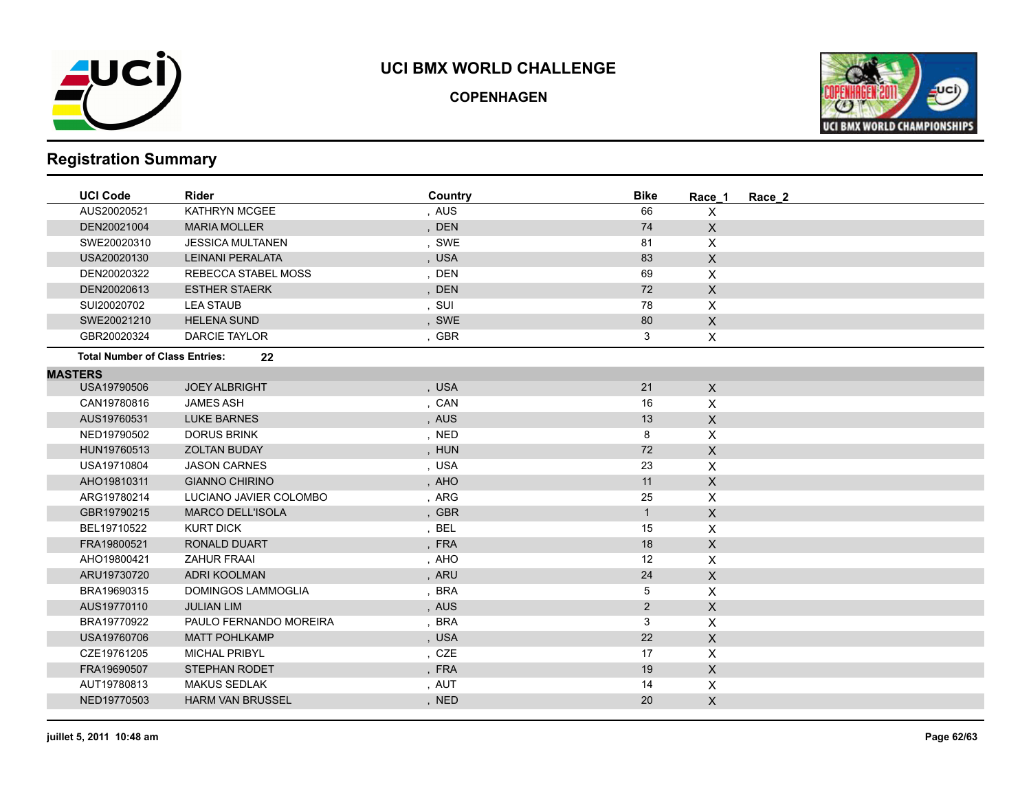# UCI BMX WORLD CHALLENGE

**COPENHAGEN**

## Registration Summary

| UCI Code | Rider | Country | Bike | Race_1 | Race_2 |
|---|---|---|---|---|---|
| AUS20020521 | KATHRYN MCGEE | , AUS | 66 | X | |
| DEN20021004 | MARIA MOLLER | , DEN | 74 | X | |
| SWE20020310 | JESSICA MULTANEN | , SWE | 81 | X | |
| USA20020130 | LEINANI PERALATA | , USA | 83 | X | |
| DEN20020322 | REBECCA STABEL MOSS | , DEN | 69 | X | |
| DEN20020613 | ESTHER STAERK | , DEN | 72 | X | |
| SUI20020702 | LEA STAUB | , SUI | 78 | X | |
| SWE20021210 | HELENA SUND | , SWE | 80 | X | |
| GBR20020324 | DARCIE TAYLOR | , GBR | 3 | X | |

**Total Number of Class Entries: 22**

**MASTERS**

| UCI Code | Rider | Country | Bike | Race_1 | Race_2 |
|---|---|---|---|---|---|
| USA19790506 | JOEY ALBRIGHT | , USA | 21 | X | |
| CAN19780816 | JAMES ASH | , CAN | 16 | X | |
| AUS19760531 | LUKE BARNES | , AUS | 13 | X | |
| NED19790502 | DORUS BRINK | , NED | 8 | X | |
| HUN19760513 | ZOLTAN BUDAY | , HUN | 72 | X | |
| USA19710804 | JASON CARNES | , USA | 23 | X | |
| AHO19810311 | GIANNO CHIRINO | , AHO | 11 | X | |
| ARG19780214 | LUCIANO JAVIER COLOMBO | , ARG | 25 | X | |
| GBR19790215 | MARCO DELL'ISOLA | , GBR | 1 | X | |
| BEL19710522 | KURT DICK | , BEL | 15 | X | |
| FRA19800521 | RONALD DUART | , FRA | 18 | X | |
| AHO19800421 | ZAHUR FRAAI | , AHO | 12 | X | |
| ARU19730720 | ADRI KOOLMAN | , ARU | 24 | X | |
| BRA19690315 | DOMINGOS LAMMOGLIA | , BRA | 5 | X | |
| AUS19770110 | JULIAN LIM | , AUS | 2 | X | |
| BRA19770922 | PAULO FERNANDO MOREIRA | , BRA | 3 | X | |
| USA19760706 | MATT POHLKAMP | , USA | 22 | X | |
| CZE19761205 | MICHAL PRIBYL | , CZE | 17 | X | |
| FRA19690507 | STEPHAN RODET | , FRA | 19 | X | |
| AUT19780813 | MAKUS SEDLAK | , AUT | 14 | X | |
| NED19770503 | HARM VAN BRUSSEL | , NED | 20 | X | |

juillet 5, 2011 10:48 am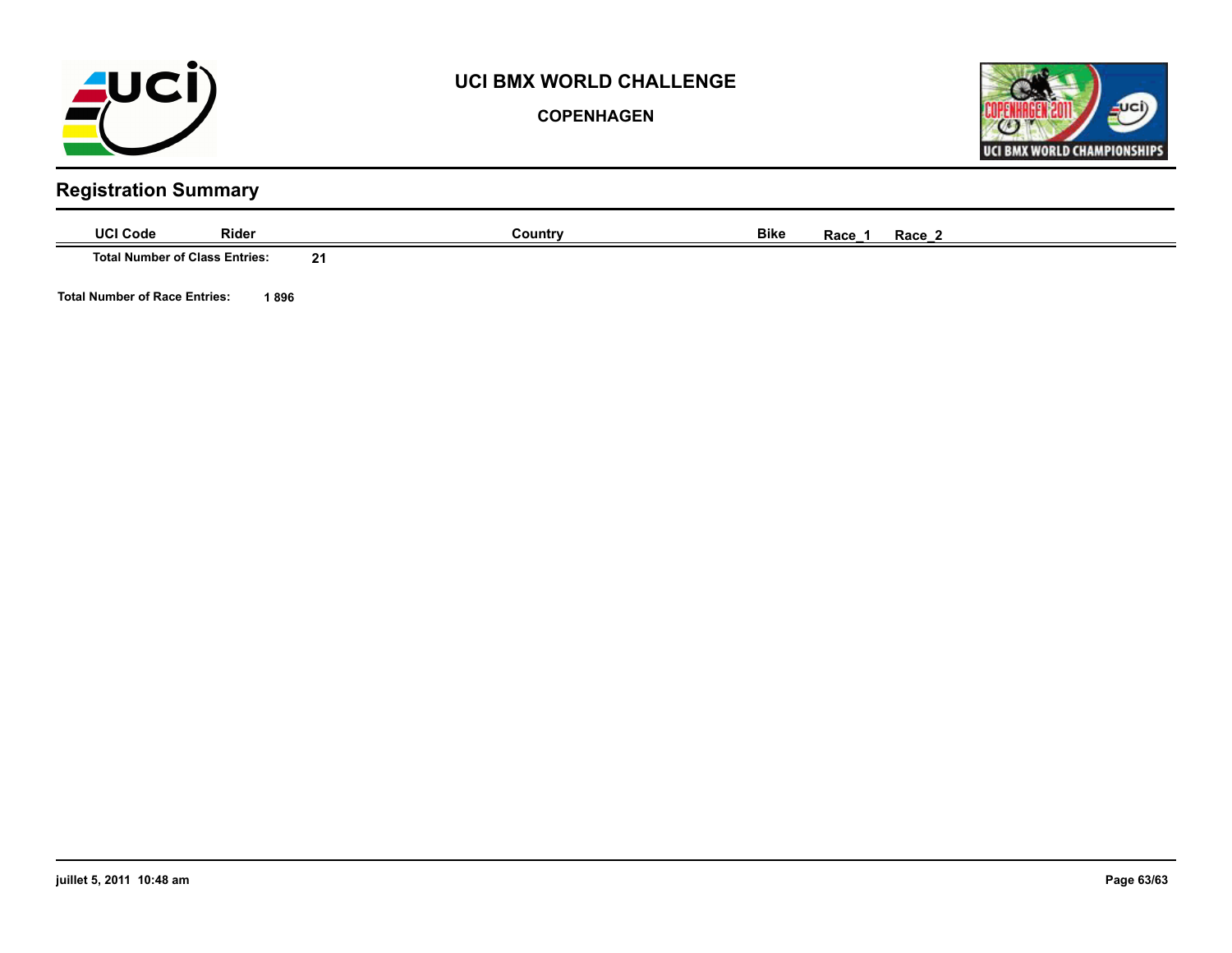# UCI BMX WORLD CHALLENGE

## COPENHAGEN

## Registration Summary

| UCI Code | Rider | Country | Bike | Race_1 | Race_2 |
|---|---|---|---|---|---|

**Total Number of Class Entries:** **21**

**Total Number of Race Entries:** **1 896**

juillet 5, 2011 10:48 am